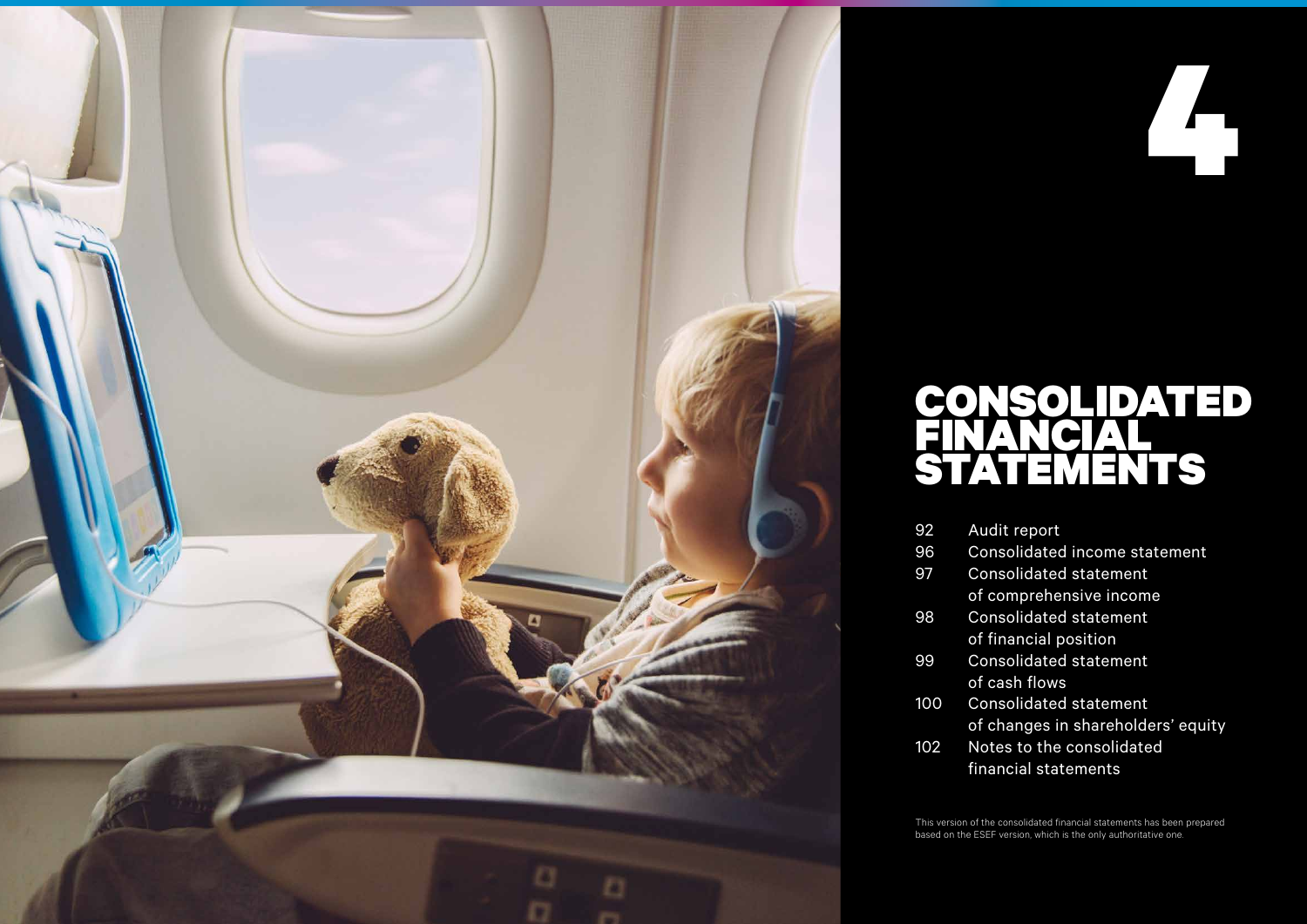# 4

# CONSOLIDATED FINANCIAL STATEMENTS

| | |
|---|---|
| 92 | Audit report |
| 96 | Consolidated income statement |
| 97 | Consolidated statement of comprehensive income |
| 98 | Consolidated statement of financial position |
| 99 | Consolidated statement of cash flows |
| 100 | Consolidated statement of changes in shareholders' equity |
| 102 | Notes to the consolidated financial statements |

This version of the consolidated financial statements has been prepared based on the ESEF version, which is the only authoritative one.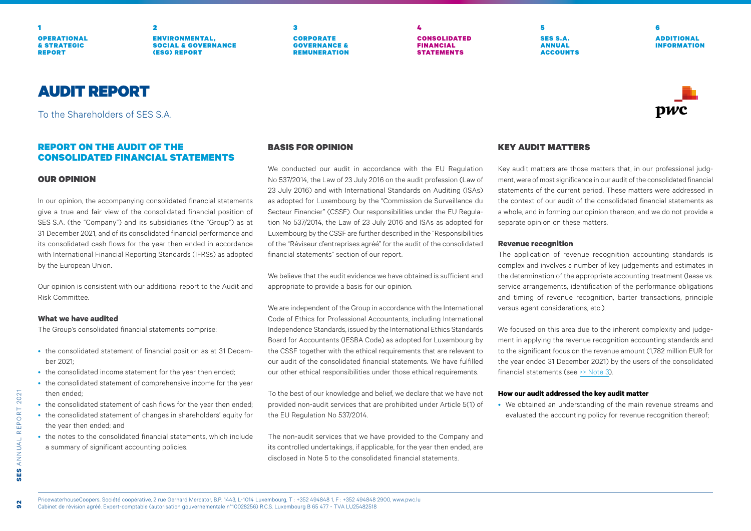# AUDIT REPORT

To the Shareholders of SES S.A.

## REPORT ON THE AUDIT OF THE CONSOLIDATED FINANCIAL STATEMENTS

### OUR OPINION

In our opinion, the accompanying consolidated financial statements give a true and fair view of the consolidated financial position of SES S.A. (the "Company") and its subsidiaries (the "Group") as at 31 December 2021, and of its consolidated financial performance and its consolidated cash flows for the year then ended in accordance with International Financial Reporting Standards (IFRSs) as adopted by the European Union.

Our opinion is consistent with our additional report to the Audit and Risk Committee.

#### What we have audited

The Group's consolidated financial statements comprise:

- the consolidated statement of financial position as at 31 December 2021;
- the consolidated income statement for the year then ended;
- the consolidated statement of comprehensive income for the year then ended;
- the consolidated statement of cash flows for the year then ended;
- the consolidated statement of changes in shareholders' equity for the year then ended; and
- the notes to the consolidated financial statements, which include a summary of significant accounting policies.

### BASIS FOR OPINION

We conducted our audit in accordance with the EU Regulation No 537/2014, the Law of 23 July 2016 on the audit profession (Law of 23 July 2016) and with International Standards on Auditing (ISAs) as adopted for Luxembourg by the "Commission de Surveillance du Secteur Financier" (CSSF). Our responsibilities under the EU Regulation No 537/2014, the Law of 23 July 2016 and ISAs as adopted for Luxembourg by the CSSF are further described in the "Responsibilities of the "Réviseur d'entreprises agréé" for the audit of the consolidated financial statements" section of our report.

We believe that the audit evidence we have obtained is sufficient and appropriate to provide a basis for our opinion.

We are independent of the Group in accordance with the International Code of Ethics for Professional Accountants, including International Independence Standards, issued by the International Ethics Standards Board for Accountants (IESBA Code) as adopted for Luxembourg by the CSSF together with the ethical requirements that are relevant to our audit of the consolidated financial statements. We have fulfilled our other ethical responsibilities under those ethical requirements.

To the best of our knowledge and belief, we declare that we have not provided non-audit services that are prohibited under Article 5(1) of the EU Regulation No 537/2014.

The non-audit services that we have provided to the Company and its controlled undertakings, if applicable, for the year then ended, are disclosed in Note 5 to the consolidated financial statements.

### KEY AUDIT MATTERS

Key audit matters are those matters that, in our professional judgment, were of most significance in our audit of the consolidated financial statements of the current period. These matters were addressed in the context of our audit of the consolidated financial statements as a whole, and in forming our opinion thereon, and we do not provide a separate opinion on these matters.

#### Revenue recognition

The application of revenue recognition accounting standards is complex and involves a number of key judgements and estimates in the determination of the appropriate accounting treatment (lease vs. service arrangements, identification of the performance obligations and timing of revenue recognition, barter transactions, principle versus agent considerations, etc.).

We focused on this area due to the inherent complexity and judgement in applying the revenue recognition accounting standards and to the significant focus on the revenue amount (1,782 million EUR for the year ended 31 December 2021) by the users of the consolidated financial statements (see >> Note 3).

#### How our audit addressed the key audit matter

- We obtained an understanding of the main revenue streams and evaluated the accounting policy for revenue recognition thereof;

PricewaterhouseCoopers, Société coopérative, 2 rue Gerhard Mercator, B.P. 1443, L-1014 Luxembourg, T : +352 494848 1, F : +352 494848 2900, www.pwc.lu
Cabinet de révision agréé. Expert-comptable (autorisation gouvernementale n°10028256) R.C.S. Luxembourg B 65 477 - TVA LU25482518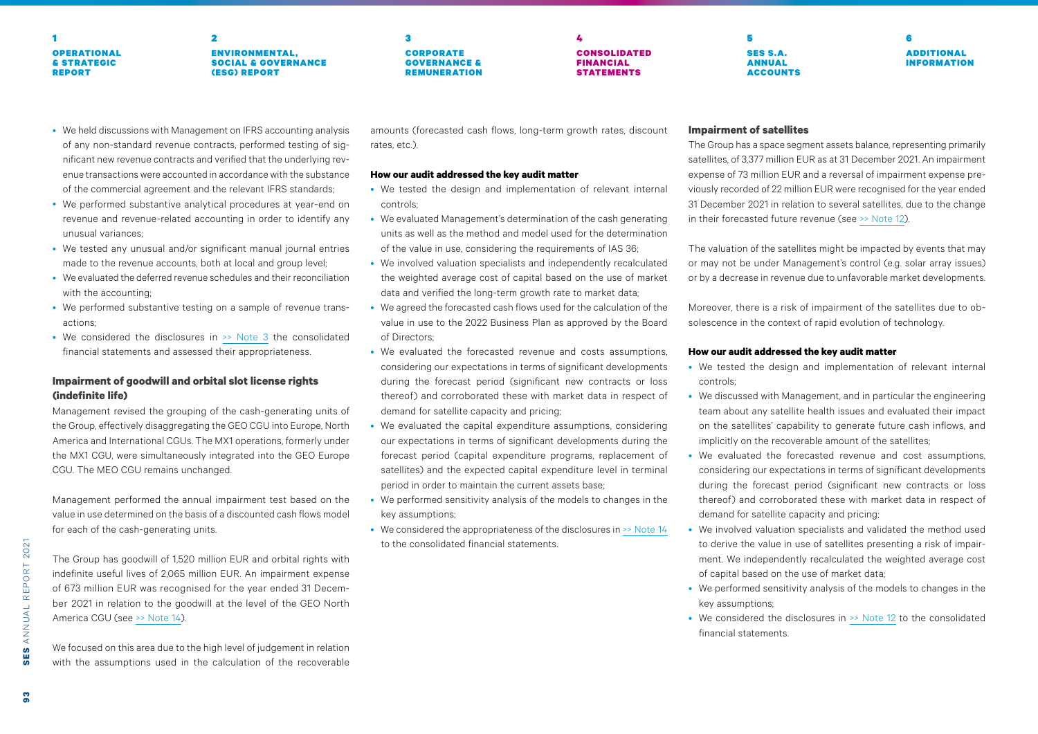- We held discussions with Management on IFRS accounting analysis of any non-standard revenue contracts, performed testing of significant new revenue contracts and verified that the underlying revenue transactions were accounted in accordance with the substance of the commercial agreement and the relevant IFRS standards;
- We performed substantive analytical procedures at year-end on revenue and revenue-related accounting in order to identify any unusual variances;
- We tested any unusual and/or significant manual journal entries made to the revenue accounts, both at local and group level;
- We evaluated the deferred revenue schedules and their reconciliation with the accounting;
- We performed substantive testing on a sample of revenue transactions;
- We considered the disclosures in >> Note 3 the consolidated financial statements and assessed their appropriateness.

### Impairment of goodwill and orbital slot license rights (indefinite life)

Management revised the grouping of the cash-generating units of the Group, effectively disaggregating the GEO CGU into Europe, North America and International CGUs. The MX1 operations, formerly under the MX1 CGU, were simultaneously integrated into the GEO Europe CGU. The MEO CGU remains unchanged.

Management performed the annual impairment test based on the value in use determined on the basis of a discounted cash flows model for each of the cash-generating units.

The Group has goodwill of 1,520 million EUR and orbital rights with indefinite useful lives of 2,065 million EUR. An impairment expense of 673 million EUR was recognised for the year ended 31 December 2021 in relation to the goodwill at the level of the GEO North America CGU (see >> Note 14).

We focused on this area due to the high level of judgement in relation with the assumptions used in the calculation of the recoverable amounts (forecasted cash flows, long-term growth rates, discount rates, etc.).

#### How our audit addressed the key audit matter

- We tested the design and implementation of relevant internal controls;
- We evaluated Management's determination of the cash generating units as well as the method and model used for the determination of the value in use, considering the requirements of IAS 36;
- We involved valuation specialists and independently recalculated the weighted average cost of capital based on the use of market data and verified the long-term growth rate to market data;
- We agreed the forecasted cash flows used for the calculation of the value in use to the 2022 Business Plan as approved by the Board of Directors;
- We evaluated the forecasted revenue and costs assumptions, considering our expectations in terms of significant developments during the forecast period (significant new contracts or loss thereof) and corroborated these with market data in respect of demand for satellite capacity and pricing;
- We evaluated the capital expenditure assumptions, considering our expectations in terms of significant developments during the forecast period (capital expenditure programs, replacement of satellites) and the expected capital expenditure level in terminal period in order to maintain the current assets base;
- We performed sensitivity analysis of the models to changes in the key assumptions;
- We considered the appropriateness of the disclosures in >> Note 14 to the consolidated financial statements.

### Impairment of satellites

The Group has a space segment assets balance, representing primarily satellites, of 3,377 million EUR as at 31 December 2021. An impairment expense of 73 million EUR and a reversal of impairment expense previously recorded of 22 million EUR were recognised for the year ended 31 December 2021 in relation to several satellites, due to the change in their forecasted future revenue (see >> Note 12).

The valuation of the satellites might be impacted by events that may or may not be under Management's control (e.g. solar array issues) or by a decrease in revenue due to unfavorable market developments.

Moreover, there is a risk of impairment of the satellites due to obsolescence in the context of rapid evolution of technology.

#### How our audit addressed the key audit matter

- We tested the design and implementation of relevant internal controls;
- We discussed with Management, and in particular the engineering team about any satellite health issues and evaluated their impact on the satellites' capability to generate future cash inflows, and implicitly on the recoverable amount of the satellites;
- We evaluated the forecasted revenue and cost assumptions, considering our expectations in terms of significant developments during the forecast period (significant new contracts or loss thereof) and corroborated these with market data in respect of demand for satellite capacity and pricing;
- We involved valuation specialists and validated the method used to derive the value in use of satellites presenting a risk of impairment. We independently recalculated the weighted average cost of capital based on the use of market data;
- We performed sensitivity analysis of the models to changes in the key assumptions;
- We considered the disclosures in >> Note 12 to the consolidated financial statements.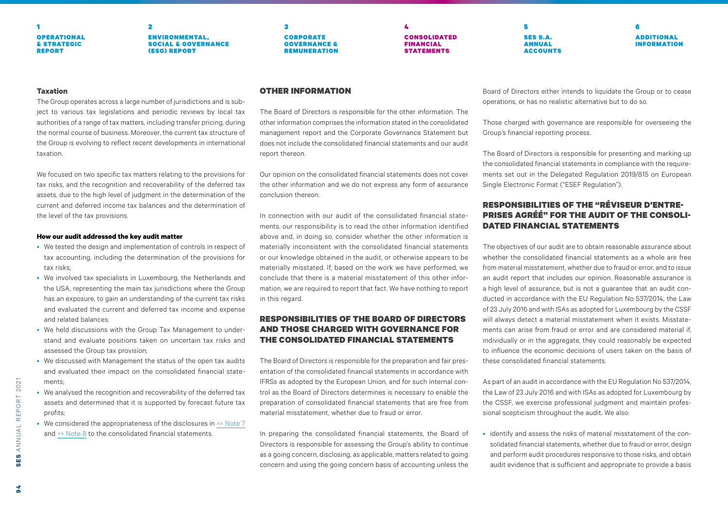### Taxation

The Group operates across a large number of jurisdictions and is subject to various tax legislations and periodic reviews by local tax authorities of a range of tax matters, including transfer pricing, during the normal course of business. Moreover, the current tax structure of the Group is evolving to reflect recent developments in international taxation.

We focused on two specific tax matters relating to the provisions for tax risks, and the recognition and recoverability of the deferred tax assets, due to the high level of judgment in the determination of the current and deferred income tax balances and the determination of the level of the tax provisions.

**How our audit addressed the key audit matter**

- We tested the design and implementation of controls in respect of tax accounting, including the determination of the provisions for tax risks;
- We involved tax specialists in Luxembourg, the Netherlands and the USA, representing the main tax jurisdictions where the Group has an exposure, to gain an understanding of the current tax risks and evaluated the current and deferred tax income and expense and related balances;
- We held discussions with the Group Tax Management to understand and evaluate positions taken on uncertain tax risks and assessed the Group tax provision;
- We discussed with Management the status of the open tax audits and evaluated their impact on the consolidated financial statements;
- We analysed the recognition and recoverability of the deferred tax assets and determined that it is supported by forecast future tax profits;
- We considered the appropriateness of the disclosures in >> Note 7 and >> Note 8 to the consolidated financial statements.

## OTHER INFORMATION

The Board of Directors is responsible for the other information. The other information comprises the information stated in the consolidated management report and the Corporate Governance Statement but does not include the consolidated financial statements and our audit report thereon.

Our opinion on the consolidated financial statements does not cover the other information and we do not express any form of assurance conclusion thereon.

In connection with our audit of the consolidated financial statements, our responsibility is to read the other information identified above and, in doing so, consider whether the other information is materially inconsistent with the consolidated financial statements or our knowledge obtained in the audit, or otherwise appears to be materially misstated. If, based on the work we have performed, we conclude that there is a material misstatement of this other information, we are required to report that fact. We have nothing to report in this regard.

## RESPONSIBILITIES OF THE BOARD OF DIRECTORS AND THOSE CHARGED WITH GOVERNANCE FOR THE CONSOLIDATED FINANCIAL STATEMENTS

The Board of Directors is responsible for the preparation and fair presentation of the consolidated financial statements in accordance with IFRSs as adopted by the European Union, and for such internal control as the Board of Directors determines is necessary to enable the preparation of consolidated financial statements that are free from material misstatement, whether due to fraud or error.

In preparing the consolidated financial statements, the Board of Directors is responsible for assessing the Group's ability to continue as a going concern, disclosing, as applicable, matters related to going concern and using the going concern basis of accounting unless the Board of Directors either intends to liquidate the Group or to cease operations, or has no realistic alternative but to do so.

Those charged with governance are responsible for overseeing the Group's financial reporting process.

The Board of Directors is responsible for presenting and marking up the consolidated financial statements in compliance with the requirements set out in the Delegated Regulation 2019/815 on European Single Electronic Format ("ESEF Regulation").

## RESPONSIBILITIES OF THE "RÉVISEUR D'ENTREPRISES AGRÉÉ" FOR THE AUDIT OF THE CONSOLIDATED FINANCIAL STATEMENTS

The objectives of our audit are to obtain reasonable assurance about whether the consolidated financial statements as a whole are free from material misstatement, whether due to fraud or error, and to issue an audit report that includes our opinion. Reasonable assurance is a high level of assurance, but is not a guarantee that an audit conducted in accordance with the EU Regulation No 537/2014, the Law of 23 July 2016 and with ISAs as adopted for Luxembourg by the CSSF will always detect a material misstatement when it exists. Misstatements can arise from fraud or error and are considered material if, individually or in the aggregate, they could reasonably be expected to influence the economic decisions of users taken on the basis of these consolidated financial statements.

As part of an audit in accordance with the EU Regulation No 537/2014, the Law of 23 July 2016 and with ISAs as adopted for Luxembourg by the CSSF, we exercise professional judgment and maintain professional scepticism throughout the audit. We also:

- identify and assess the risks of material misstatement of the consolidated financial statements, whether due to fraud or error, design and perform audit procedures responsive to those risks, and obtain audit evidence that is sufficient and appropriate to provide a basis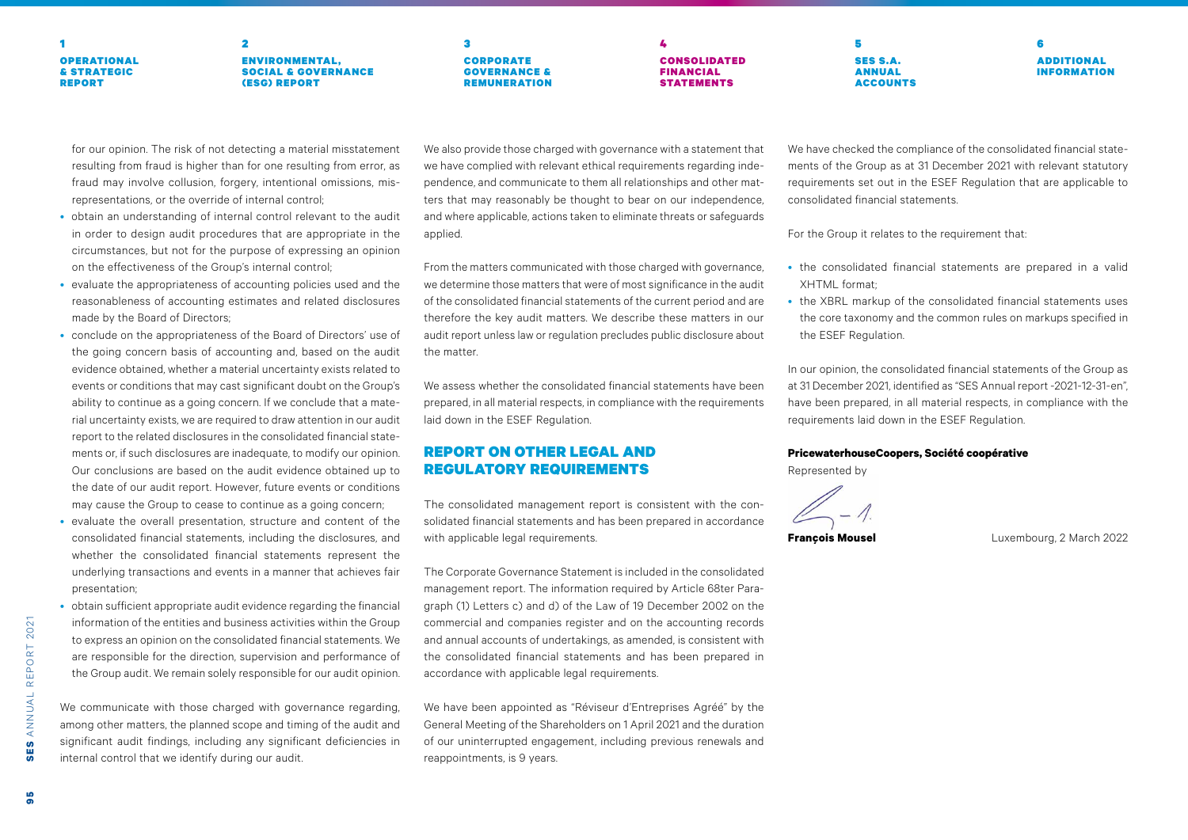for our opinion. The risk of not detecting a material misstatement resulting from fraud is higher than for one resulting from error, as fraud may involve collusion, forgery, intentional omissions, misrepresentations, or the override of internal control;

- obtain an understanding of internal control relevant to the audit in order to design audit procedures that are appropriate in the circumstances, but not for the purpose of expressing an opinion on the effectiveness of the Group's internal control;
- evaluate the appropriateness of accounting policies used and the reasonableness of accounting estimates and related disclosures made by the Board of Directors;
- conclude on the appropriateness of the Board of Directors' use of the going concern basis of accounting and, based on the audit evidence obtained, whether a material uncertainty exists related to events or conditions that may cast significant doubt on the Group's ability to continue as a going concern. If we conclude that a material uncertainty exists, we are required to draw attention in our audit report to the related disclosures in the consolidated financial statements or, if such disclosures are inadequate, to modify our opinion. Our conclusions are based on the audit evidence obtained up to the date of our audit report. However, future events or conditions may cause the Group to cease to continue as a going concern;
- evaluate the overall presentation, structure and content of the consolidated financial statements, including the disclosures, and whether the consolidated financial statements represent the underlying transactions and events in a manner that achieves fair presentation;
- obtain sufficient appropriate audit evidence regarding the financial information of the entities and business activities within the Group to express an opinion on the consolidated financial statements. We are responsible for the direction, supervision and performance of the Group audit. We remain solely responsible for our audit opinion.

We communicate with those charged with governance regarding, among other matters, the planned scope and timing of the audit and significant audit findings, including any significant deficiencies in internal control that we identify during our audit.

We also provide those charged with governance with a statement that we have complied with relevant ethical requirements regarding independence, and communicate to them all relationships and other matters that may reasonably be thought to bear on our independence, and where applicable, actions taken to eliminate threats or safeguards applied.

From the matters communicated with those charged with governance, we determine those matters that were of most significance in the audit of the consolidated financial statements of the current period and are therefore the key audit matters. We describe these matters in our audit report unless law or regulation precludes public disclosure about the matter.

We assess whether the consolidated financial statements have been prepared, in all material respects, in compliance with the requirements laid down in the ESEF Regulation.

## REPORT ON OTHER LEGAL AND REGULATORY REQUIREMENTS

The consolidated management report is consistent with the consolidated financial statements and has been prepared in accordance with applicable legal requirements.

The Corporate Governance Statement is included in the consolidated management report. The information required by Article 68ter Paragraph (1) Letters c) and d) of the Law of 19 December 2002 on the commercial and companies register and on the accounting records and annual accounts of undertakings, as amended, is consistent with the consolidated financial statements and has been prepared in accordance with applicable legal requirements.

We have been appointed as "Réviseur d'Entreprises Agréé" by the General Meeting of the Shareholders on 1 April 2021 and the duration of our uninterrupted engagement, including previous renewals and reappointments, is 9 years.

We have checked the compliance of the consolidated financial statements of the Group as at 31 December 2021 with relevant statutory requirements set out in the ESEF Regulation that are applicable to consolidated financial statements.

For the Group it relates to the requirement that:

- the consolidated financial statements are prepared in a valid XHTML format;
- the XBRL markup of the consolidated financial statements uses the core taxonomy and the common rules on markups specified in the ESEF Regulation.

In our opinion, the consolidated financial statements of the Group as at 31 December 2021, identified as "SES Annual report -2021-12-31-en", have been prepared, in all material respects, in compliance with the requirements laid down in the ESEF Regulation.

**PricewaterhouseCoopers, Société coopérative**

Represented by

**François Mousel**

Luxembourg, 2 March 2022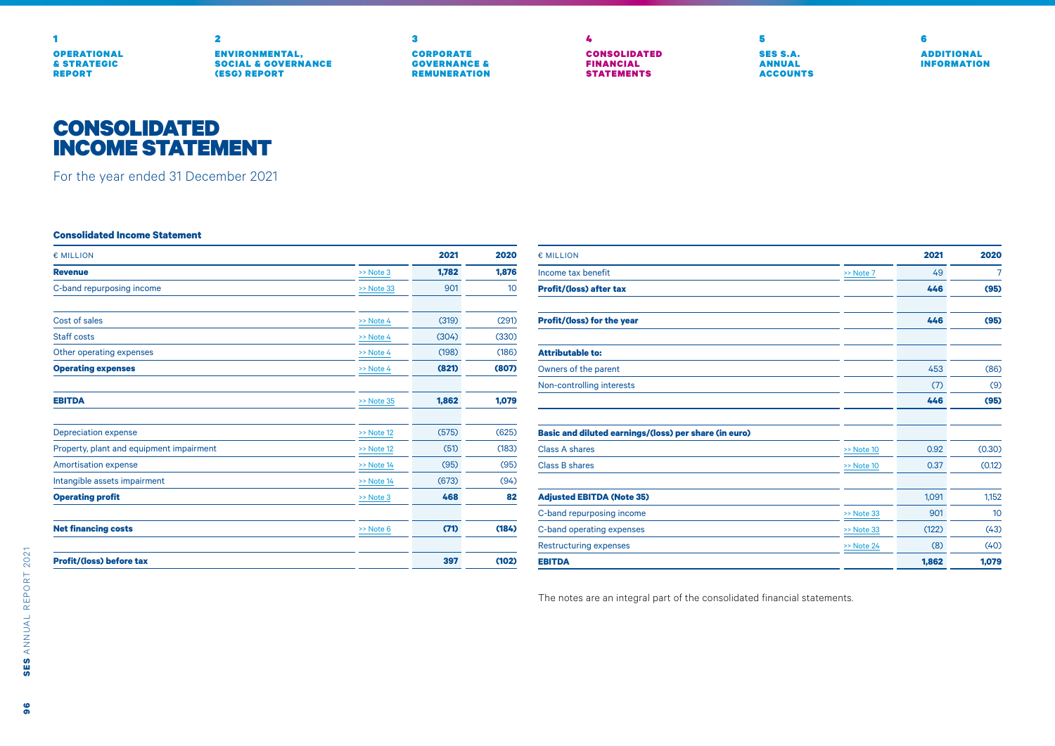# CONSOLIDATED INCOME STATEMENT

For the year ended 31 December 2021

**Consolidated Income Statement**

| € MILLION | | 2021 | 2020 |
|---|---|---|---|
| **Revenue** | >> Note 3 | **1,782** | **1,876** |
| C-band repurposing income | >> Note 33 | 901 | 10 |
| | | | |
| Cost of sales | >> Note 4 | (319) | (291) |
| Staff costs | >> Note 4 | (304) | (330) |
| Other operating expenses | >> Note 4 | (198) | (186) |
| **Operating expenses** | >> Note 4 | **(821)** | **(807)** |
| | | | |
| **EBITDA** | >> Note 35 | **1,862** | **1,079** |
| | | | |
| Depreciation expense | >> Note 12 | (575) | (625) |
| Property, plant and equipment impairment | >> Note 12 | (51) | (183) |
| Amortisation expense | >> Note 14 | (95) | (95) |
| Intangible assets impairment | >> Note 14 | (673) | (94) |
| **Operating profit** | >> Note 3 | **468** | **82** |
| | | | |
| **Net financing costs** | >> Note 6 | **(71)** | **(184)** |
| | | | |
| **Profit/(loss) before tax** | | **397** | **(102)** |
| Income tax benefit | >> Note 7 | 49 | 7 |
| **Profit/(loss) after tax** | | **446** | **(95)** |
| | | | |
| **Profit/(loss) for the year** | | **446** | **(95)** |
| | | | |
| **Attributable to:** | | | |
| Owners of the parent | | 453 | (86) |
| Non-controlling interests | | (7) | (9) |
| | | **446** | **(95)** |
| | | | |
| **Basic and diluted earnings/(loss) per share (in euro)** | | | |
| Class A shares | >> Note 10 | 0.92 | (0.30) |
| Class B shares | >> Note 10 | 0.37 | (0.12) |
| | | | |
| **Adjusted EBITDA (Note 35)** | | 1,091 | 1,152 |
| C-band repurposing income | >> Note 33 | 901 | 10 |
| C-band operating expenses | >> Note 33 | (122) | (43) |
| Restructuring expenses | >> Note 24 | (8) | (40) |
| **EBITDA** | | **1,862** | **1,079** |

The notes are an integral part of the consolidated financial statements.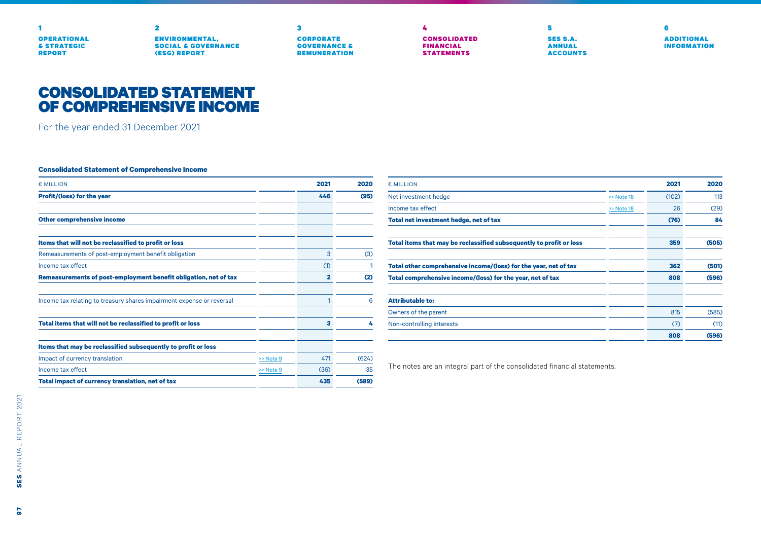# CONSOLIDATED STATEMENT OF COMPREHENSIVE INCOME

For the year ended 31 December 2021

**Consolidated Statement of Comprehensive Income**

| € MILLION | | 2021 | 2020 |
|---|---|---|---|
| **Profit/(loss) for the year** | | **446** | **(95)** |
| | | | |
| **Other comprehensive income** | | | |
| | | | |
| **Items that will not be reclassified to profit or loss** | | | |
| Remeasurements of post-employment benefit obligation | | 3 | (3) |
| Income tax effect | | (1) | 1 |
| **Remeasurements of post-employment benefit obligation, net of tax** | | **2** | **(2)** |
| | | | |
| Income tax relating to treasury shares impairment expense or reversal | | 1 | 6 |
| | | | |
| **Total items that will not be reclassified to profit or loss** | | **3** | **4** |
| | | | |
| **Items that may be reclassified subsequently to profit or loss** | | | |
| Impact of currency translation | >> Note 9 | 471 | (624) |
| Income tax effect | >> Note 9 | (36) | 35 |
| **Total impact of currency translation, net of tax** | | **435** | **(589)** |
| Net investment hedge | >> Note 18 | (102) | 113 |
| Income tax effect | >> Note 18 | 26 | (29) |
| **Total net investment hedge, net of tax** | | **(76)** | **84** |
| | | | |
| **Total items that may be reclassified subsequently to profit or loss** | | **359** | **(505)** |
| | | | |
| **Total other comprehensive income/(loss) for the year, net of tax** | | **362** | **(501)** |
| **Total comprehensive income/(loss) for the year, net of tax** | | **808** | **(596)** |
| | | | |
| **Attributable to:** | | | |
| Owners of the parent | | 815 | (585) |
| Non-controlling interests | | (7) | (11) |
| | | **808** | **(596)** |

The notes are an integral part of the consolidated financial statements.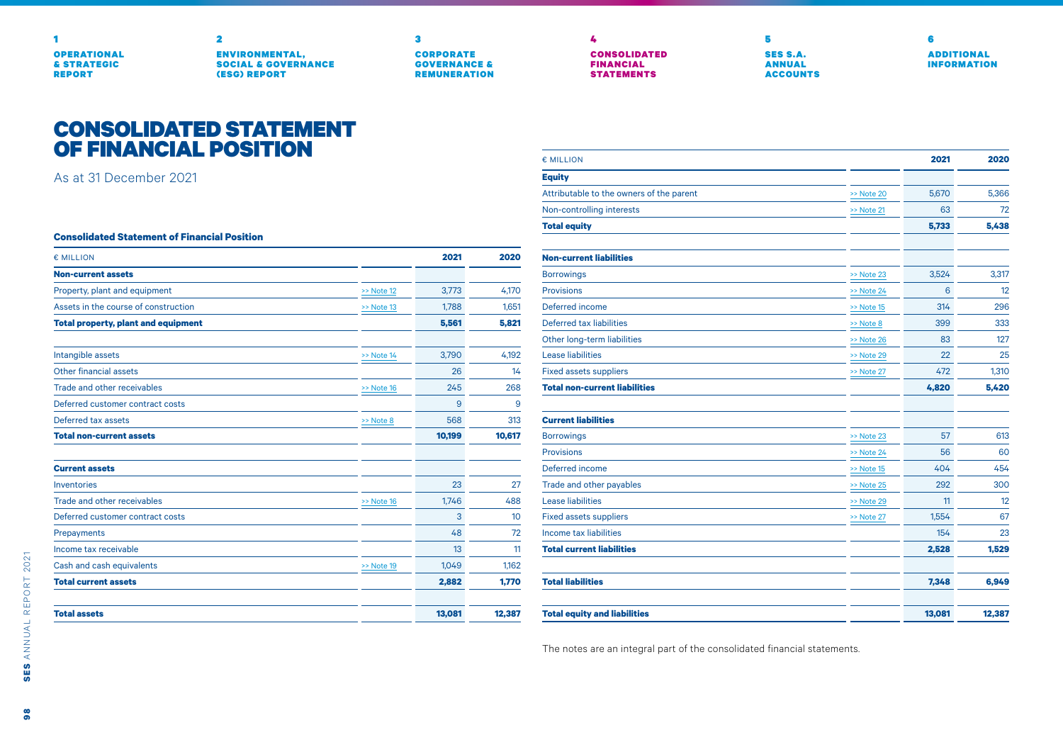# CONSOLIDATED STATEMENT OF FINANCIAL POSITION

As at 31 December 2021

### Consolidated Statement of Financial Position

| € MILLION | | 2021 | 2020 |
|---|---|---|---|
| **Non-current assets** | | | |
| Property, plant and equipment | >> Note 12 | 3,773 | 4,170 |
| Assets in the course of construction | >> Note 13 | 1,788 | 1,651 |
| **Total property, plant and equipment** | | **5,561** | **5,821** |
| | | | |
| Intangible assets | >> Note 14 | 3,790 | 4,192 |
| Other financial assets | | 26 | 14 |
| Trade and other receivables | >> Note 16 | 245 | 268 |
| Deferred customer contract costs | | 9 | 9 |
| Deferred tax assets | >> Note 8 | 568 | 313 |
| **Total non-current assets** | | **10,199** | **10,617** |
| | | | |
| **Current assets** | | | |
| Inventories | | 23 | 27 |
| Trade and other receivables | >> Note 16 | 1,746 | 488 |
| Deferred customer contract costs | | 3 | 10 |
| Prepayments | | 48 | 72 |
| Income tax receivable | | 13 | 11 |
| Cash and cash equivalents | >> Note 19 | 1,049 | 1,162 |
| **Total current assets** | | **2,882** | **1,770** |
| | | | |
| **Total assets** | | **13,081** | **12,387** |

| € MILLION | | 2021 | 2020 |
|---|---|---|---|
| **Equity** | | | |
| Attributable to the owners of the parent | >> Note 20 | 5,670 | 5,366 |
| Non-controlling interests | >> Note 21 | 63 | 72 |
| **Total equity** | | **5,733** | **5,438** |
| | | | |
| **Non-current liabilities** | | | |
| Borrowings | >> Note 23 | 3,524 | 3,317 |
| Provisions | >> Note 24 | 6 | 12 |
| Deferred income | >> Note 15 | 314 | 296 |
| Deferred tax liabilities | >> Note 8 | 399 | 333 |
| Other long-term liabilities | >> Note 26 | 83 | 127 |
| Lease liabilities | >> Note 29 | 22 | 25 |
| Fixed assets suppliers | >> Note 27 | 472 | 1,310 |
| **Total non-current liabilities** | | **4,820** | **5,420** |
| | | | |
| **Current liabilities** | | | |
| Borrowings | >> Note 23 | 57 | 613 |
| Provisions | >> Note 24 | 56 | 60 |
| Deferred income | >> Note 15 | 404 | 454 |
| Trade and other payables | >> Note 25 | 292 | 300 |
| Lease liabilities | >> Note 29 | 11 | 12 |
| Fixed assets suppliers | >> Note 27 | 1,554 | 67 |
| Income tax liabilities | | 154 | 23 |
| **Total current liabilities** | | **2,528** | **1,529** |
| | | | |
| **Total liabilities** | | **7,348** | **6,949** |
| | | | |
| **Total equity and liabilities** | | **13,081** | **12,387** |

The notes are an integral part of the consolidated financial statements.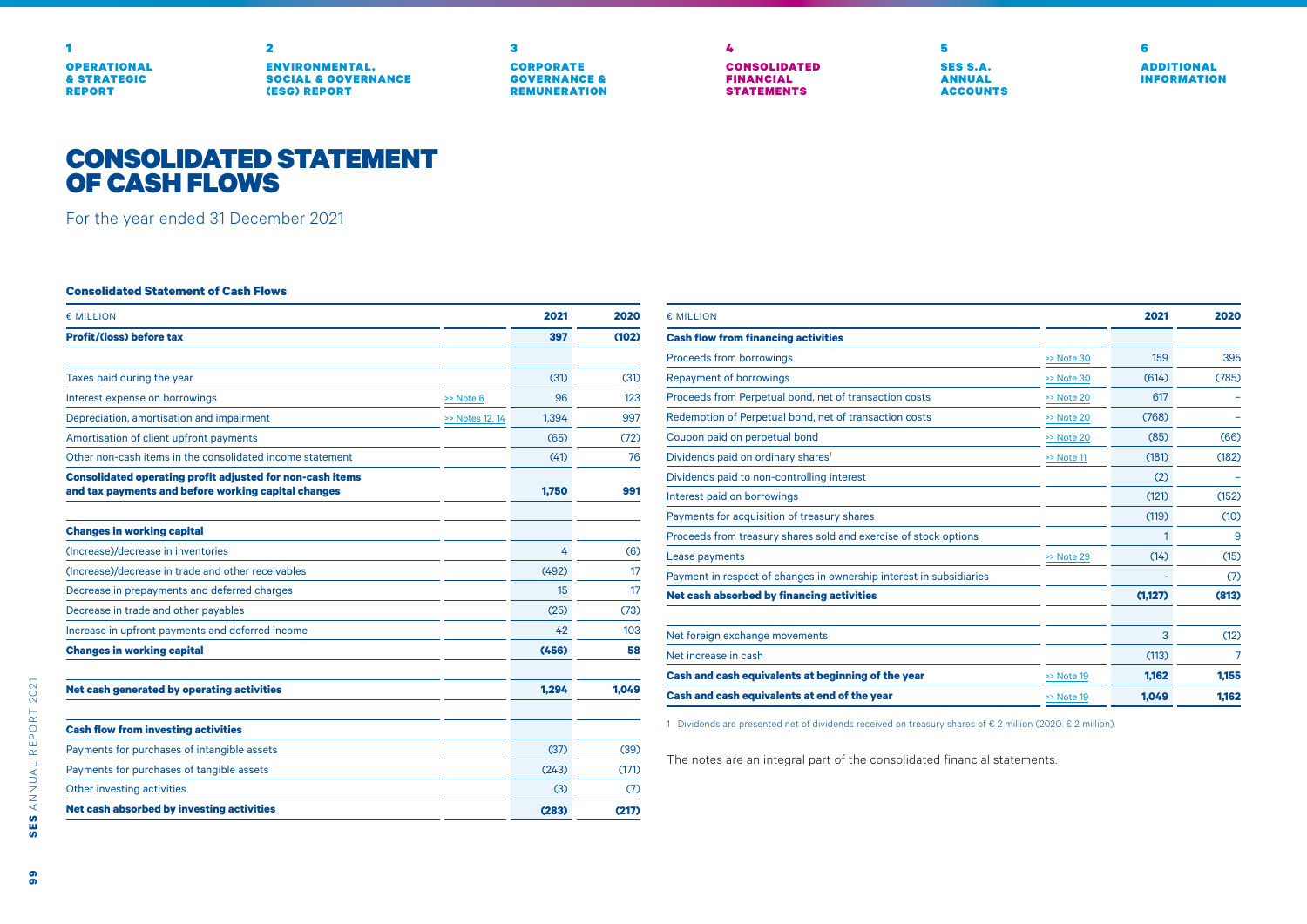# CONSOLIDATED STATEMENT OF CASH FLOWS

For the year ended 31 December 2021

### Consolidated Statement of Cash Flows

| € MILLION | | 2021 | 2020 |
|---|---|---|---|
| **Profit/(loss) before tax** | | **397** | **(102)** |
| | | | |
| Taxes paid during the year | | (31) | (31) |
| Interest expense on borrowings | >> Note 6 | 96 | 123 |
| Depreciation, amortisation and impairment | >> Notes 12, 14 | 1,394 | 997 |
| Amortisation of client upfront payments | | (65) | (72) |
| Other non-cash items in the consolidated income statement | | (41) | 76 |
| **Consolidated operating profit adjusted for non-cash items and tax payments and before working capital changes** | | **1,750** | **991** |
| | | | |
| **Changes in working capital** | | | |
| (Increase)/decrease in inventories | | 4 | (6) |
| (Increase)/decrease in trade and other receivables | | (492) | 17 |
| Decrease in prepayments and deferred charges | | 15 | 17 |
| Decrease in trade and other payables | | (25) | (73) |
| Increase in upfront payments and deferred income | | 42 | 103 |
| **Changes in working capital** | | **(456)** | **58** |
| | | | |
| **Net cash generated by operating activities** | | **1,294** | **1,049** |
| | | | |
| **Cash flow from investing activities** | | | |
| Payments for purchases of intangible assets | | (37) | (39) |
| Payments for purchases of tangible assets | | (243) | (171) |
| Other investing activities | | (3) | (7) |
| **Net cash absorbed by investing activities** | | **(283)** | **(217)** |

| € MILLION | | 2021 | 2020 |
|---|---|---|---|
| **Cash flow from financing activities** | | | |
| Proceeds from borrowings | >> Note 30 | 159 | 395 |
| Repayment of borrowings | >> Note 30 | (614) | (785) |
| Proceeds from Perpetual bond, net of transaction costs | >> Note 20 | 617 | – |
| Redemption of Perpetual bond, net of transaction costs | >> Note 20 | (768) | – |
| Coupon paid on perpetual bond | >> Note 20 | (85) | (66) |
| Dividends paid on ordinary shares[1] | >> Note 11 | (181) | (182) |
| Dividends paid to non-controlling interest | | (2) | – |
| Interest paid on borrowings | | (121) | (152) |
| Payments for acquisition of treasury shares | | (119) | (10) |
| Proceeds from treasury shares sold and exercise of stock options | | 1 | 9 |
| Lease payments | >> Note 29 | (14) | (15) |
| Payment in respect of changes in ownership interest in subsidiaries | | - | (7) |
| **Net cash absorbed by financing activities** | | **(1,127)** | **(813)** |
| | | | |
| Net foreign exchange movements | | 3 | (12) |
| Net increase in cash | | (113) | 7 |
| **Cash and cash equivalents at beginning of the year** | >> Note 19 | **1,162** | **1,155** |
| **Cash and cash equivalents at end of the year** | >> Note 19 | **1,049** | **1,162** |

1 Dividends are presented net of dividends received on treasury shares of € 2 million (2020: € 2 million).

The notes are an integral part of the consolidated financial statements.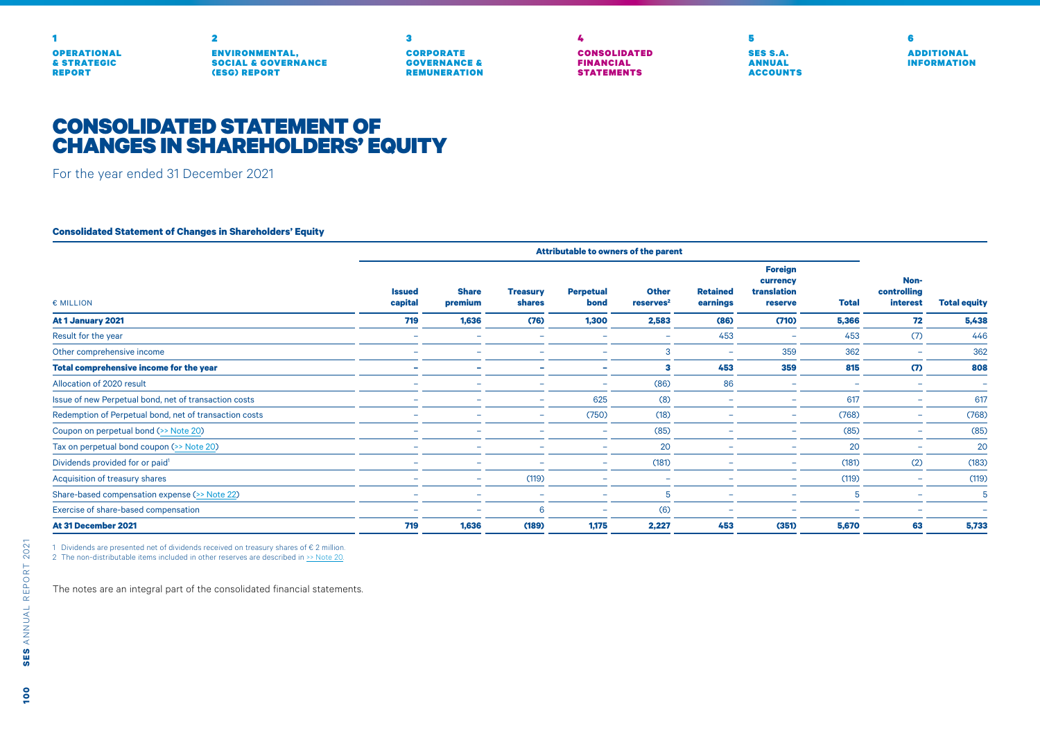# CONSOLIDATED STATEMENT OF CHANGES IN SHAREHOLDERS' EQUITY

For the year ended 31 December 2021

**Consolidated Statement of Changes in Shareholders' Equity**

| | Attributable to owners of the parent | | | | | | | | | |
|---|---|---|---|---|---|---|---|---|---|---|
| € MILLION | Issued capital | Share premium | Treasury shares | Perpetual bond | Other reserves[2] | Retained earnings | Foreign currency translation reserve | Total | Non-controlling interest | Total equity |
| **At 1 January 2021** | **719** | **1,636** | **(76)** | **1,300** | **2,583** | **(86)** | **(710)** | **5,366** | **72** | **5,438** |
| Result for the year | – | – | – | – | – | 453 | – | 453 | (7) | 446 |
| Other comprehensive income | – | – | – | – | 3 | – | 359 | 362 | – | 362 |
| **Total comprehensive income for the year** | **–** | **–** | **–** | **–** | **3** | **453** | **359** | **815** | **(7)** | **808** |
| Allocation of 2020 result | – | – | – | – | (86) | 86 | – | – | – | – |
| Issue of new Perpetual bond, net of transaction costs | – | – | – | 625 | (8) | – | – | 617 | – | 617 |
| Redemption of Perpetual bond, net of transaction costs | – | – | – | (750) | (18) | – | – | (768) | – | (768) |
| Coupon on perpetual bond (>> Note 20) | – | – | – | – | (85) | – | – | (85) | – | (85) |
| Tax on perpetual bond coupon (>> Note 20) | – | – | – | – | 20 | – | – | 20 | – | 20 |
| Dividends provided for or paid[1] | – | – | – | – | (181) | – | – | (181) | (2) | (183) |
| Acquisition of treasury shares | – | – | (119) | – | – | – | – | (119) | – | (119) |
| Share-based compensation expense (>> Note 22) | – | – | – | – | 5 | – | – | 5 | – | 5 |
| Exercise of share-based compensation | – | – | 6 | – | (6) | – | – | – | – | – |
| **At 31 December 2021** | **719** | **1,636** | **(189)** | **1,175** | **2,227** | **453** | **(351)** | **5,670** | **63** | **5,733** |

1 Dividends are presented net of dividends received on treasury shares of € 2 million.
2 The non-distributable items included in other reserves are described in >> Note 20.

The notes are an integral part of the consolidated financial statements.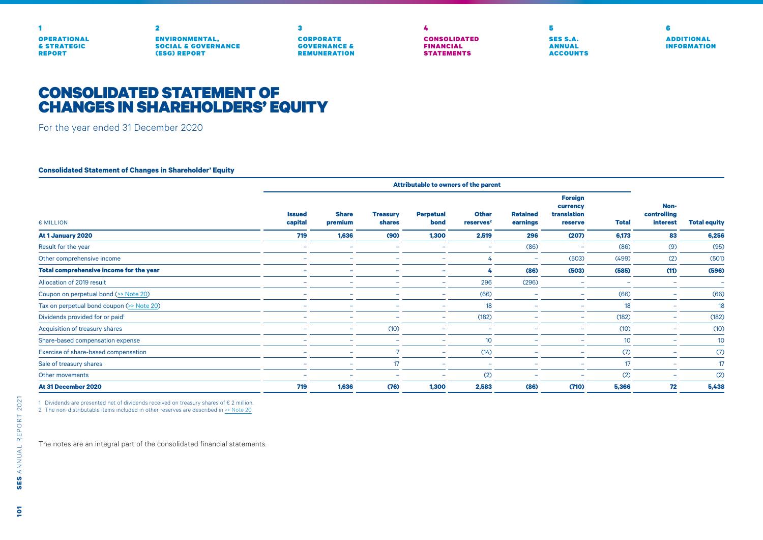# CONSOLIDATED STATEMENT OF CHANGES IN SHAREHOLDERS' EQUITY

For the year ended 31 December 2020

**Consolidated Statement of Changes in Shareholder' Equity**

| | Attributable to owners of the parent | | | | | | | | | |
|---|---|---|---|---|---|---|---|---|---|---|
| € MILLION | Issued capital | Share premium | Treasury shares | Perpetual bond | Other reserves[2] | Retained earnings | Foreign currency translation reserve | Total | Non-controlling interest | Total equity |
| **At 1 January 2020** | **719** | **1,636** | **(90)** | **1,300** | **2,519** | **296** | **(207)** | **6,173** | **83** | **6,256** |
| Result for the year | – | – | – | – | – | (86) | – | (86) | (9) | (95) |
| Other comprehensive income | – | – | – | – | 4 | – | (503) | (499) | (2) | (501) |
| **Total comprehensive income for the year** | **–** | **–** | **–** | **–** | **4** | **(86)** | **(503)** | **(585)** | **(11)** | **(596)** |
| Allocation of 2019 result | – | – | – | – | 296 | (296) | – | – | – | – |
| Coupon on perpetual bond (>> Note 20) | – | – | – | – | (66) | – | – | (66) | – | (66) |
| Tax on perpetual bond coupon (>> Note 20) | – | – | – | – | 18 | – | – | 18 | – | 18 |
| Dividends provided for or paid[1] | – | – | – | – | (182) | – | – | (182) | – | (182) |
| Acquisition of treasury shares | – | – | (10) | – | – | – | – | (10) | – | (10) |
| Share-based compensation expense | – | – | – | – | 10 | – | – | 10 | – | 10 |
| Exercise of share-based compensation | – | – | 7 | – | (14) | – | – | (7) | – | (7) |
| Sale of treasury shares | – | – | 17 | – | – | – | – | 17 | – | 17 |
| Other movements | – | – | – | – | (2) | – | – | (2) | – | (2) |
| **At 31 December 2020** | **719** | **1,636** | **(76)** | **1,300** | **2,583** | **(86)** | **(710)** | **5,366** | **72** | **5,438** |

1 Dividends are presented net of dividends received on treasury shares of € 2 million.
2 The non-distributable items included in other reserves are described in >> Note 20.

The notes are an integral part of the consolidated financial statements.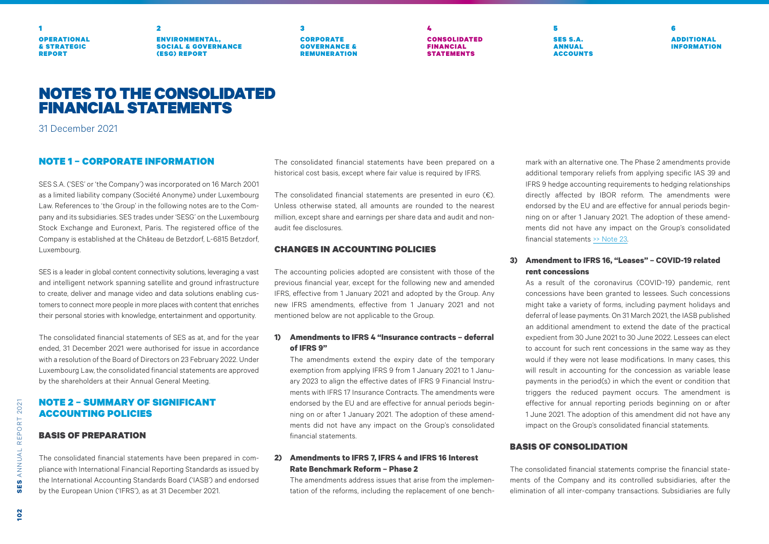# NOTES TO THE CONSOLIDATED FINANCIAL STATEMENTS

31 December 2021

## NOTE 1 – CORPORATE INFORMATION

SES S.A. ('SES' or 'the Company') was incorporated on 16 March 2001 as a limited liability company (Société Anonyme) under Luxembourg Law. References to 'the Group' in the following notes are to the Company and its subsidiaries. SES trades under 'SESG' on the Luxembourg Stock Exchange and Euronext, Paris. The registered office of the Company is established at the Château de Betzdorf, L-6815 Betzdorf, Luxembourg.

SES is a leader in global content connectivity solutions, leveraging a vast and intelligent network spanning satellite and ground infrastructure to create, deliver and manage video and data solutions enabling customers to connect more people in more places with content that enriches their personal stories with knowledge, entertainment and opportunity.

The consolidated financial statements of SES as at, and for the year ended, 31 December 2021 were authorised for issue in accordance with a resolution of the Board of Directors on 23 February 2022. Under Luxembourg Law, the consolidated financial statements are approved by the shareholders at their Annual General Meeting.

## NOTE 2 – SUMMARY OF SIGNIFICANT ACCOUNTING POLICIES

### BASIS OF PREPARATION

The consolidated financial statements have been prepared in compliance with International Financial Reporting Standards as issued by the International Accounting Standards Board ('IASB') and endorsed by the European Union ('IFRS'), as at 31 December 2021.

The consolidated financial statements have been prepared on a historical cost basis, except where fair value is required by IFRS.

The consolidated financial statements are presented in euro (€). Unless otherwise stated, all amounts are rounded to the nearest million, except share and earnings per share data and audit and non-audit fee disclosures.

### CHANGES IN ACCOUNTING POLICIES

The accounting policies adopted are consistent with those of the previous financial year, except for the following new and amended IFRS, effective from 1 January 2021 and adopted by the Group. Any new IFRS amendments, effective from 1 January 2021 and not mentioned below are not applicable to the Group.

**1) Amendments to IFRS 4 "Insurance contracts – deferral of IFRS 9"**

The amendments extend the expiry date of the temporary exemption from applying IFRS 9 from 1 January 2021 to 1 January 2023 to align the effective dates of IFRS 9 Financial Instruments with IFRS 17 Insurance Contracts. The amendments were endorsed by the EU and are effective for annual periods beginning on or after 1 January 2021. The adoption of these amendments did not have any impact on the Group's consolidated financial statements.

**2) Amendments to IFRS 7, IFRS 4 and IFRS 16 Interest Rate Benchmark Reform – Phase 2**

The amendments address issues that arise from the implementation of the reforms, including the replacement of one benchmark with an alternative one. The Phase 2 amendments provide additional temporary reliefs from applying specific IAS 39 and IFRS 9 hedge accounting requirements to hedging relationships directly affected by IBOR reform. The amendments were endorsed by the EU and are effective for annual periods beginning on or after 1 January 2021. The adoption of these amendments did not have any impact on the Group's consolidated financial statements >> Note 23.

**3) Amendment to IFRS 16, "Leases" – COVID-19 related rent concessions**

As a result of the coronavirus (COVID-19) pandemic, rent concessions have been granted to lessees. Such concessions might take a variety of forms, including payment holidays and deferral of lease payments. On 31 March 2021, the IASB published an additional amendment to extend the date of the practical expedient from 30 June 2021 to 30 June 2022. Lessees can elect to account for such rent concessions in the same way as they would if they were not lease modifications. In many cases, this will result in accounting for the concession as variable lease payments in the period(s) in which the event or condition that triggers the reduced payment occurs. The amendment is effective for annual reporting periods beginning on or after 1 June 2021. The adoption of this amendment did not have any impact on the Group's consolidated financial statements.

### BASIS OF CONSOLIDATION

The consolidated financial statements comprise the financial statements of the Company and its controlled subsidiaries, after the elimination of all inter-company transactions. Subsidiaries are fully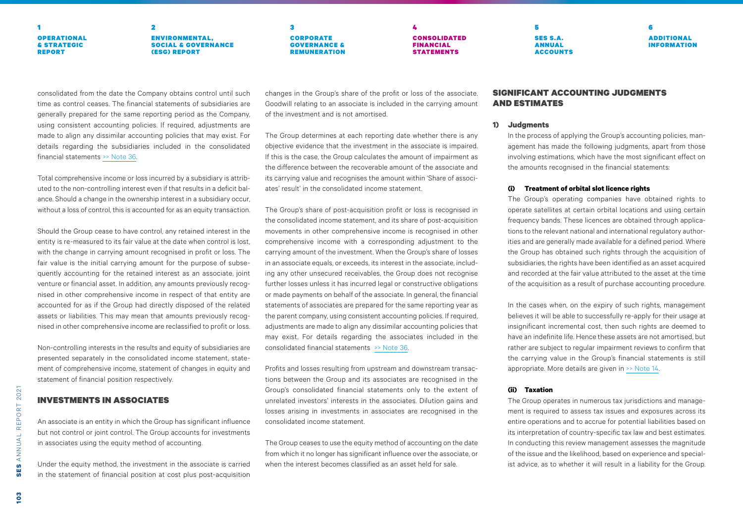consolidated from the date the Company obtains control until such time as control ceases. The financial statements of subsidiaries are generally prepared for the same reporting period as the Company, using consistent accounting policies. If required, adjustments are made to align any dissimilar accounting policies that may exist. For details regarding the subsidiaries included in the consolidated financial statements >> Note 36.

Total comprehensive income or loss incurred by a subsidiary is attributed to the non-controlling interest even if that results in a deficit balance. Should a change in the ownership interest in a subsidiary occur, without a loss of control, this is accounted for as an equity transaction.

Should the Group cease to have control, any retained interest in the entity is re-measured to its fair value at the date when control is lost, with the change in carrying amount recognised in profit or loss. The fair value is the initial carrying amount for the purpose of subsequently accounting for the retained interest as an associate, joint venture or financial asset. In addition, any amounts previously recognised in other comprehensive income in respect of that entity are accounted for as if the Group had directly disposed of the related assets or liabilities. This may mean that amounts previously recognised in other comprehensive income are reclassified to profit or loss.

Non-controlling interests in the results and equity of subsidiaries are presented separately in the consolidated income statement, statement of comprehensive income, statement of changes in equity and statement of financial position respectively.

## INVESTMENTS IN ASSOCIATES

An associate is an entity in which the Group has significant influence but not control or joint control. The Group accounts for investments in associates using the equity method of accounting.

Under the equity method, the investment in the associate is carried in the statement of financial position at cost plus post-acquisition changes in the Group's share of the profit or loss of the associate. Goodwill relating to an associate is included in the carrying amount of the investment and is not amortised.

The Group determines at each reporting date whether there is any objective evidence that the investment in the associate is impaired. If this is the case, the Group calculates the amount of impairment as the difference between the recoverable amount of the associate and its carrying value and recognises the amount within 'Share of associates' result' in the consolidated income statement.

The Group's share of post-acquisition profit or loss is recognised in the consolidated income statement, and its share of post-acquisition movements in other comprehensive income is recognised in other comprehensive income with a corresponding adjustment to the carrying amount of the investment. When the Group's share of losses in an associate equals, or exceeds, its interest in the associate, including any other unsecured receivables, the Group does not recognise further losses unless it has incurred legal or constructive obligations or made payments on behalf of the associate. In general, the financial statements of associates are prepared for the same reporting year as the parent company, using consistent accounting policies. If required, adjustments are made to align any dissimilar accounting policies that may exist. For details regarding the associates included in the consolidated financial statements >> Note 36.

Profits and losses resulting from upstream and downstream transactions between the Group and its associates are recognised in the Group's consolidated financial statements only to the extent of unrelated investors' interests in the associates. Dilution gains and losses arising in investments in associates are recognised in the consolidated income statement.

The Group ceases to use the equity method of accounting on the date from which it no longer has significant influence over the associate, or when the interest becomes classified as an asset held for sale.

## SIGNIFICANT ACCOUNTING JUDGMENTS AND ESTIMATES

### 1) Judgments

In the process of applying the Group's accounting policies, management has made the following judgments, apart from those involving estimations, which have the most significant effect on the amounts recognised in the financial statements:

#### (i) Treatment of orbital slot licence rights

The Group's operating companies have obtained rights to operate satellites at certain orbital locations and using certain frequency bands. These licences are obtained through applications to the relevant national and international regulatory authorities and are generally made available for a defined period. Where the Group has obtained such rights through the acquisition of subsidiaries, the rights have been identified as an asset acquired and recorded at the fair value attributed to the asset at the time of the acquisition as a result of purchase accounting procedure.

In the cases when, on the expiry of such rights, management believes it will be able to successfully re-apply for their usage at insignificant incremental cost, then such rights are deemed to have an indefinite life. Hence these assets are not amortised, but rather are subject to regular impairment reviews to confirm that the carrying value in the Group's financial statements is still appropriate. More details are given in >> Note 14.

#### (ii) Taxation

The Group operates in numerous tax jurisdictions and management is required to assess tax issues and exposures across its entire operations and to accrue for potential liabilities based on its interpretation of country-specific tax law and best estimates. In conducting this review management assesses the magnitude of the issue and the likelihood, based on experience and specialist advice, as to whether it will result in a liability for the Group.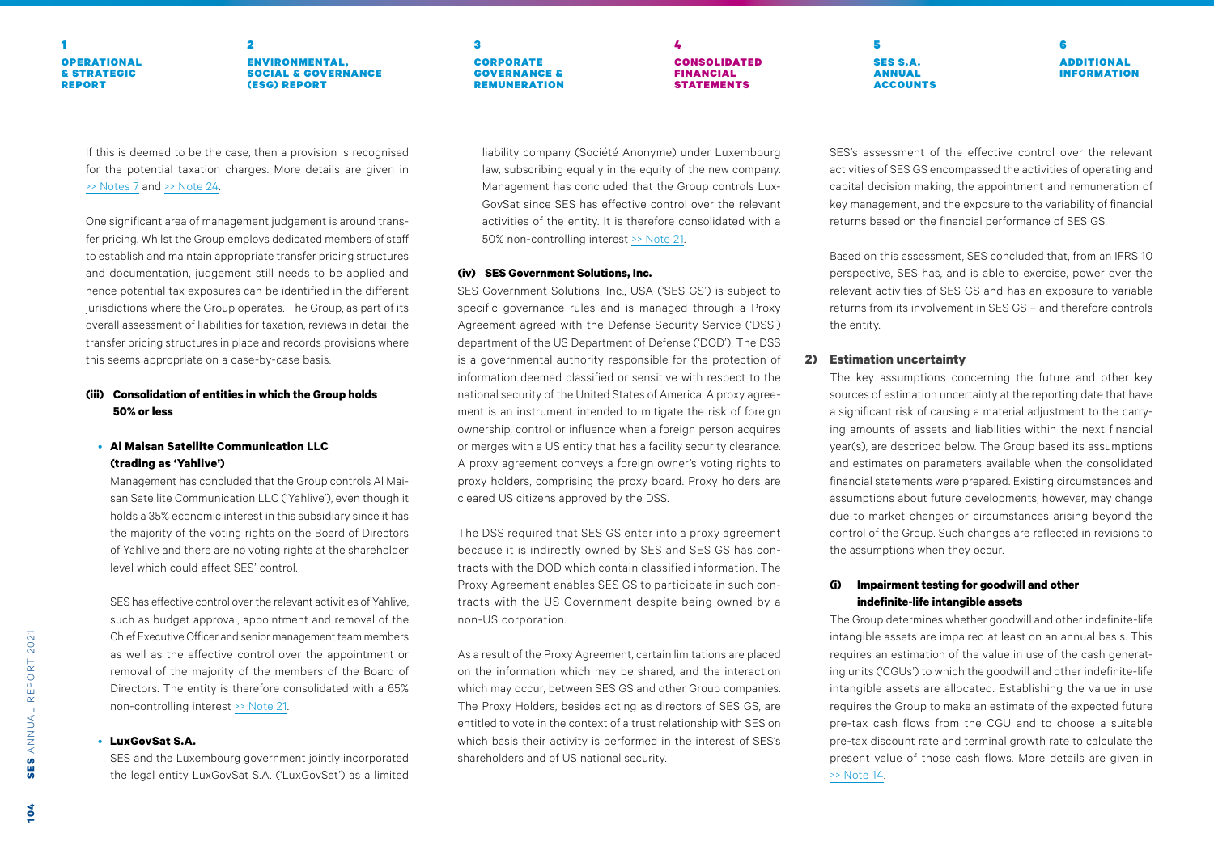If this is deemed to be the case, then a provision is recognised for the potential taxation charges. More details are given in >> Notes 7 and >> Note 24.

One significant area of management judgement is around transfer pricing. Whilst the Group employs dedicated members of staff to establish and maintain appropriate transfer pricing structures and documentation, judgement still needs to be applied and hence potential tax exposures can be identified in the different jurisdictions where the Group operates. The Group, as part of its overall assessment of liabilities for taxation, reviews in detail the transfer pricing structures in place and records provisions where this seems appropriate on a case-by-case basis.

**(iii) Consolidation of entities in which the Group holds 50% or less**

- **Al Maisan Satellite Communication LLC (trading as 'Yahlive')**

  Management has concluded that the Group controls Al Maisan Satellite Communication LLC ('Yahlive'), even though it holds a 35% economic interest in this subsidiary since it has the majority of the voting rights on the Board of Directors of Yahlive and there are no voting rights at the shareholder level which could affect SES' control.

  SES has effective control over the relevant activities of Yahlive, such as budget approval, appointment and removal of the Chief Executive Officer and senior management team members as well as the effective control over the appointment or removal of the majority of the members of the Board of Directors. The entity is therefore consolidated with a 65% non-controlling interest >> Note 21.

- **LuxGovSat S.A.**

  SES and the Luxembourg government jointly incorporated the legal entity LuxGovSat S.A. ('LuxGovSat') as a limited liability company (Société Anonyme) under Luxembourg law, subscribing equally in the equity of the new company. Management has concluded that the Group controls LuxGovSat since SES has effective control over the relevant activities of the entity. It is therefore consolidated with a 50% non-controlling interest >> Note 21.

**(iv) SES Government Solutions, Inc.**

SES Government Solutions, Inc., USA ('SES GS') is subject to specific governance rules and is managed through a Proxy Agreement agreed with the Defense Security Service ('DSS') department of the US Department of Defense ('DOD'). The DSS is a governmental authority responsible for the protection of information deemed classified or sensitive with respect to the national security of the United States of America. A proxy agreement is an instrument intended to mitigate the risk of foreign ownership, control or influence when a foreign person acquires or merges with a US entity that has a facility security clearance. A proxy agreement conveys a foreign owner's voting rights to proxy holders, comprising the proxy board. Proxy holders are cleared US citizens approved by the DSS.

The DSS required that SES GS enter into a proxy agreement because it is indirectly owned by SES and SES GS has contracts with the DOD which contain classified information. The Proxy Agreement enables SES GS to participate in such contracts with the US Government despite being owned by a non-US corporation.

As a result of the Proxy Agreement, certain limitations are placed on the information which may be shared, and the interaction which may occur, between SES GS and other Group companies. The Proxy Holders, besides acting as directors of SES GS, are entitled to vote in the context of a trust relationship with SES on which basis their activity is performed in the interest of SES's shareholders and of US national security.

SES's assessment of the effective control over the relevant activities of SES GS encompassed the activities of operating and capital decision making, the appointment and remuneration of key management, and the exposure to the variability of financial returns based on the financial performance of SES GS.

Based on this assessment, SES concluded that, from an IFRS 10 perspective, SES has, and is able to exercise, power over the relevant activities of SES GS and has an exposure to variable returns from its involvement in SES GS – and therefore controls the entity.

**2) Estimation uncertainty**

The key assumptions concerning the future and other key sources of estimation uncertainty at the reporting date that have a significant risk of causing a material adjustment to the carrying amounts of assets and liabilities within the next financial year(s), are described below. The Group based its assumptions and estimates on parameters available when the consolidated financial statements were prepared. Existing circumstances and assumptions about future developments, however, may change due to market changes or circumstances arising beyond the control of the Group. Such changes are reflected in revisions to the assumptions when they occur.

**(i) Impairment testing for goodwill and other indefinite-life intangible assets**

The Group determines whether goodwill and other indefinite-life intangible assets are impaired at least on an annual basis. This requires an estimation of the value in use of the cash generating units ('CGUs') to which the goodwill and other indefinite-life intangible assets are allocated. Establishing the value in use requires the Group to make an estimate of the expected future pre-tax cash flows from the CGU and to choose a suitable pre-tax discount rate and terminal growth rate to calculate the present value of those cash flows. More details are given in >> Note 14.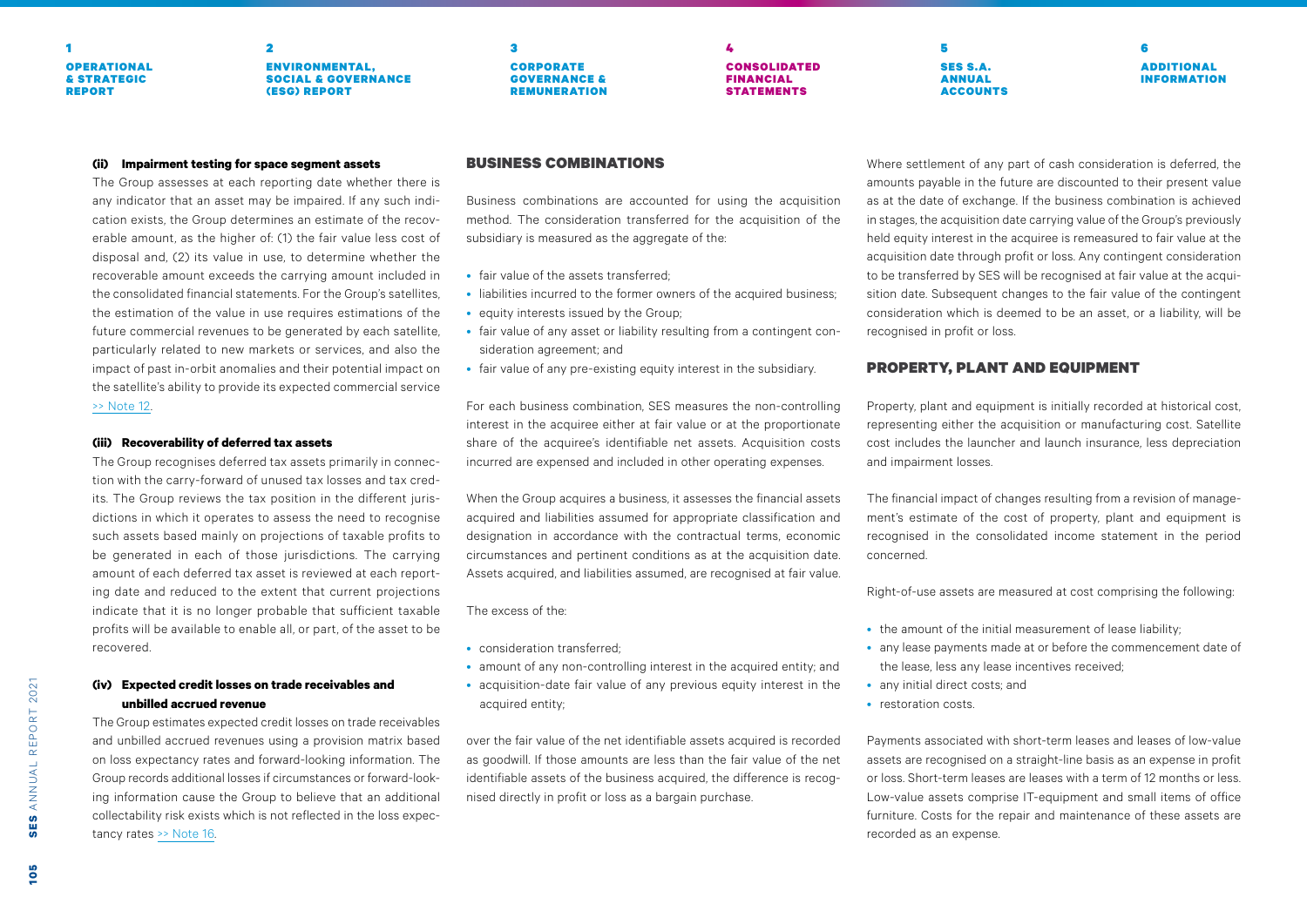#### (ii) Impairment testing for space segment assets

The Group assesses at each reporting date whether there is any indicator that an asset may be impaired. If any such indication exists, the Group determines an estimate of the recoverable amount, as the higher of: (1) the fair value less cost of disposal and, (2) its value in use, to determine whether the recoverable amount exceeds the carrying amount included in the consolidated financial statements. For the Group's satellites, the estimation of the value in use requires estimations of the future commercial revenues to be generated by each satellite, particularly related to new markets or services, and also the impact of past in-orbit anomalies and their potential impact on the satellite's ability to provide its expected commercial service >> Note 12.

#### (iii) Recoverability of deferred tax assets

The Group recognises deferred tax assets primarily in connection with the carry-forward of unused tax losses and tax credits. The Group reviews the tax position in the different jurisdictions in which it operates to assess the need to recognise such assets based mainly on projections of taxable profits to be generated in each of those jurisdictions. The carrying amount of each deferred tax asset is reviewed at each reporting date and reduced to the extent that current projections indicate that it is no longer probable that sufficient taxable profits will be available to enable all, or part, of the asset to be recovered.

#### (iv) Expected credit losses on trade receivables and unbilled accrued revenue

The Group estimates expected credit losses on trade receivables and unbilled accrued revenues using a provision matrix based on loss expectancy rates and forward-looking information. The Group records additional losses if circumstances or forward-looking information cause the Group to believe that an additional collectability risk exists which is not reflected in the loss expectancy rates >> Note 16.

### BUSINESS COMBINATIONS

Business combinations are accounted for using the acquisition method. The consideration transferred for the acquisition of the subsidiary is measured as the aggregate of the:

- fair value of the assets transferred;
- liabilities incurred to the former owners of the acquired business;
- equity interests issued by the Group;
- fair value of any asset or liability resulting from a contingent consideration agreement; and
- fair value of any pre-existing equity interest in the subsidiary.

For each business combination, SES measures the non-controlling interest in the acquiree either at fair value or at the proportionate share of the acquiree's identifiable net assets. Acquisition costs incurred are expensed and included in other operating expenses.

When the Group acquires a business, it assesses the financial assets acquired and liabilities assumed for appropriate classification and designation in accordance with the contractual terms, economic circumstances and pertinent conditions as at the acquisition date. Assets acquired, and liabilities assumed, are recognised at fair value.

The excess of the:

- consideration transferred;
- amount of any non-controlling interest in the acquired entity; and
- acquisition-date fair value of any previous equity interest in the acquired entity;

over the fair value of the net identifiable assets acquired is recorded as goodwill. If those amounts are less than the fair value of the net identifiable assets of the business acquired, the difference is recognised directly in profit or loss as a bargain purchase.

Where settlement of any part of cash consideration is deferred, the amounts payable in the future are discounted to their present value as at the date of exchange. If the business combination is achieved in stages, the acquisition date carrying value of the Group's previously held equity interest in the acquiree is remeasured to fair value at the acquisition date through profit or loss. Any contingent consideration to be transferred by SES will be recognised at fair value at the acquisition date. Subsequent changes to the fair value of the contingent consideration which is deemed to be an asset, or a liability, will be recognised in profit or loss.

### PROPERTY, PLANT AND EQUIPMENT

Property, plant and equipment is initially recorded at historical cost, representing either the acquisition or manufacturing cost. Satellite cost includes the launcher and launch insurance, less depreciation and impairment losses.

The financial impact of changes resulting from a revision of management's estimate of the cost of property, plant and equipment is recognised in the consolidated income statement in the period concerned.

Right-of-use assets are measured at cost comprising the following:

- the amount of the initial measurement of lease liability;
- any lease payments made at or before the commencement date of the lease, less any lease incentives received;
- any initial direct costs; and
- restoration costs.

Payments associated with short-term leases and leases of low-value assets are recognised on a straight-line basis as an expense in profit or loss. Short-term leases are leases with a term of 12 months or less. Low-value assets comprise IT-equipment and small items of office furniture. Costs for the repair and maintenance of these assets are recorded as an expense.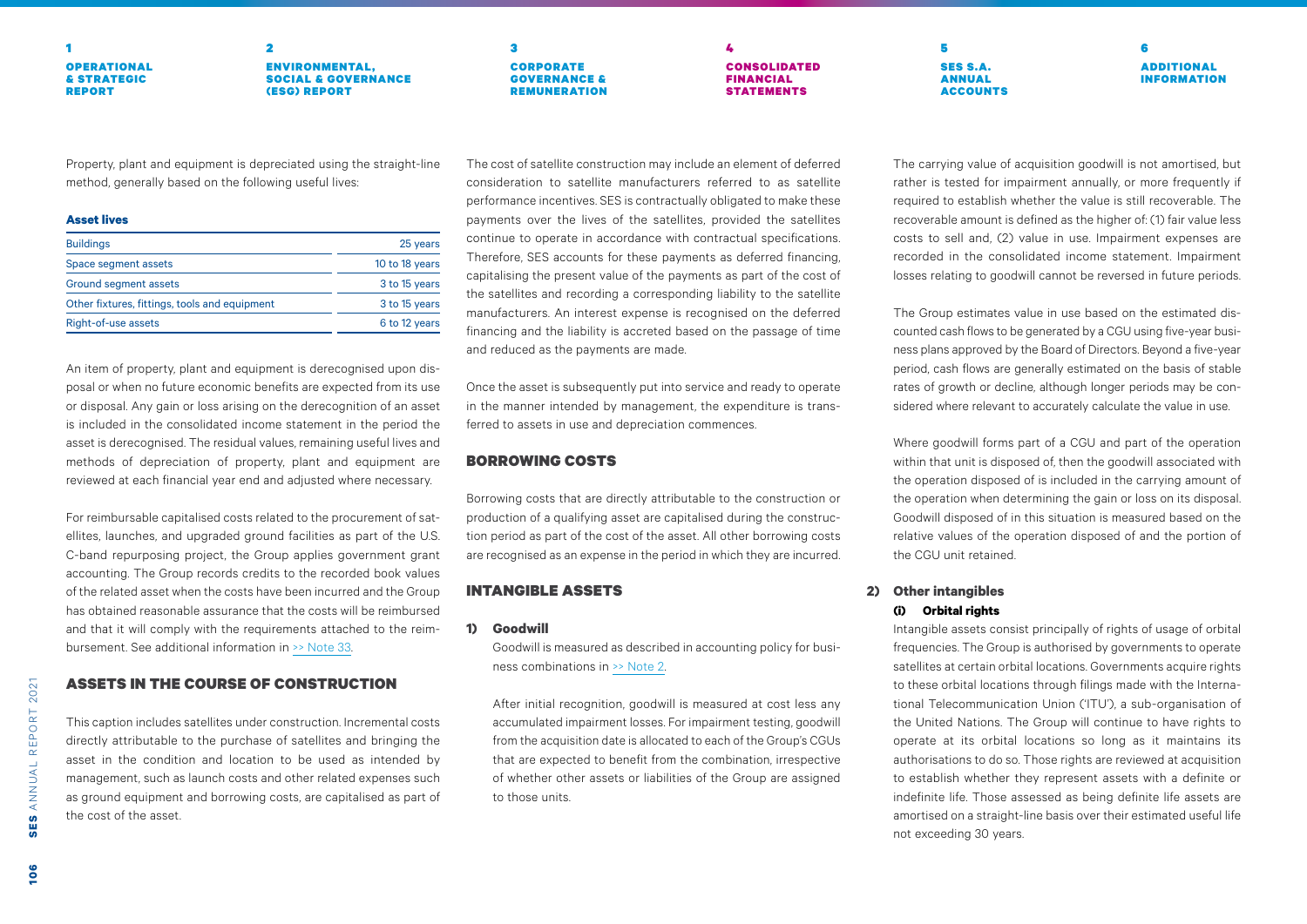Property, plant and equipment is depreciated using the straight-line method, generally based on the following useful lives:

**Asset lives**

| | |
|---|---|
| Buildings | 25 years |
| Space segment assets | 10 to 18 years |
| Ground segment assets | 3 to 15 years |
| Other fixtures, fittings, tools and equipment | 3 to 15 years |
| Right-of-use assets | 6 to 12 years |

An item of property, plant and equipment is derecognised upon disposal or when no future economic benefits are expected from its use or disposal. Any gain or loss arising on the derecognition of an asset is included in the consolidated income statement in the period the asset is derecognised. The residual values, remaining useful lives and methods of depreciation of property, plant and equipment are reviewed at each financial year end and adjusted where necessary.

For reimbursable capitalised costs related to the procurement of satellites, launches, and upgraded ground facilities as part of the U.S. C-band repurposing project, the Group applies government grant accounting. The Group records credits to the recorded book values of the related asset when the costs have been incurred and the Group has obtained reasonable assurance that the costs will be reimbursed and that it will comply with the requirements attached to the reimbursement. See additional information in >> Note 33.

## ASSETS IN THE COURSE OF CONSTRUCTION

This caption includes satellites under construction. Incremental costs directly attributable to the purchase of satellites and bringing the asset in the condition and location to be used as intended by management, such as launch costs and other related expenses such as ground equipment and borrowing costs, are capitalised as part of the cost of the asset.

The cost of satellite construction may include an element of deferred consideration to satellite manufacturers referred to as satellite performance incentives. SES is contractually obligated to make these payments over the lives of the satellites, provided the satellites continue to operate in accordance with contractual specifications. Therefore, SES accounts for these payments as deferred financing, capitalising the present value of the payments as part of the cost of the satellites and recording a corresponding liability to the satellite manufacturers. An interest expense is recognised on the deferred financing and the liability is accreted based on the passage of time and reduced as the payments are made.

Once the asset is subsequently put into service and ready to operate in the manner intended by management, the expenditure is transferred to assets in use and depreciation commences.

## BORROWING COSTS

Borrowing costs that are directly attributable to the construction or production of a qualifying asset are capitalised during the construction period as part of the cost of the asset. All other borrowing costs are recognised as an expense in the period in which they are incurred.

## INTANGIBLE ASSETS

**1) Goodwill**

Goodwill is measured as described in accounting policy for business combinations in >> Note 2.

After initial recognition, goodwill is measured at cost less any accumulated impairment losses. For impairment testing, goodwill from the acquisition date is allocated to each of the Group's CGUs that are expected to benefit from the combination, irrespective of whether other assets or liabilities of the Group are assigned to those units.

The carrying value of acquisition goodwill is not amortised, but rather is tested for impairment annually, or more frequently if required to establish whether the value is still recoverable. The recoverable amount is defined as the higher of: (1) fair value less costs to sell and, (2) value in use. Impairment expenses are recorded in the consolidated income statement. Impairment losses relating to goodwill cannot be reversed in future periods.

The Group estimates value in use based on the estimated discounted cash flows to be generated by a CGU using five-year business plans approved by the Board of Directors. Beyond a five-year period, cash flows are generally estimated on the basis of stable rates of growth or decline, although longer periods may be considered where relevant to accurately calculate the value in use.

Where goodwill forms part of a CGU and part of the operation within that unit is disposed of, then the goodwill associated with the operation disposed of is included in the carrying amount of the operation when determining the gain or loss on its disposal. Goodwill disposed of in this situation is measured based on the relative values of the operation disposed of and the portion of the CGU unit retained.

**2) Other intangibles**

**(i) Orbital rights**

Intangible assets consist principally of rights of usage of orbital frequencies. The Group is authorised by governments to operate satellites at certain orbital locations. Governments acquire rights to these orbital locations through filings made with the International Telecommunication Union ('ITU'), a sub-organisation of the United Nations. The Group will continue to have rights to operate at its orbital locations so long as it maintains its authorisations to do so. Those rights are reviewed at acquisition to establish whether they represent assets with a definite or indefinite life. Those assessed as being definite life assets are amortised on a straight-line basis over their estimated useful life not exceeding 30 years.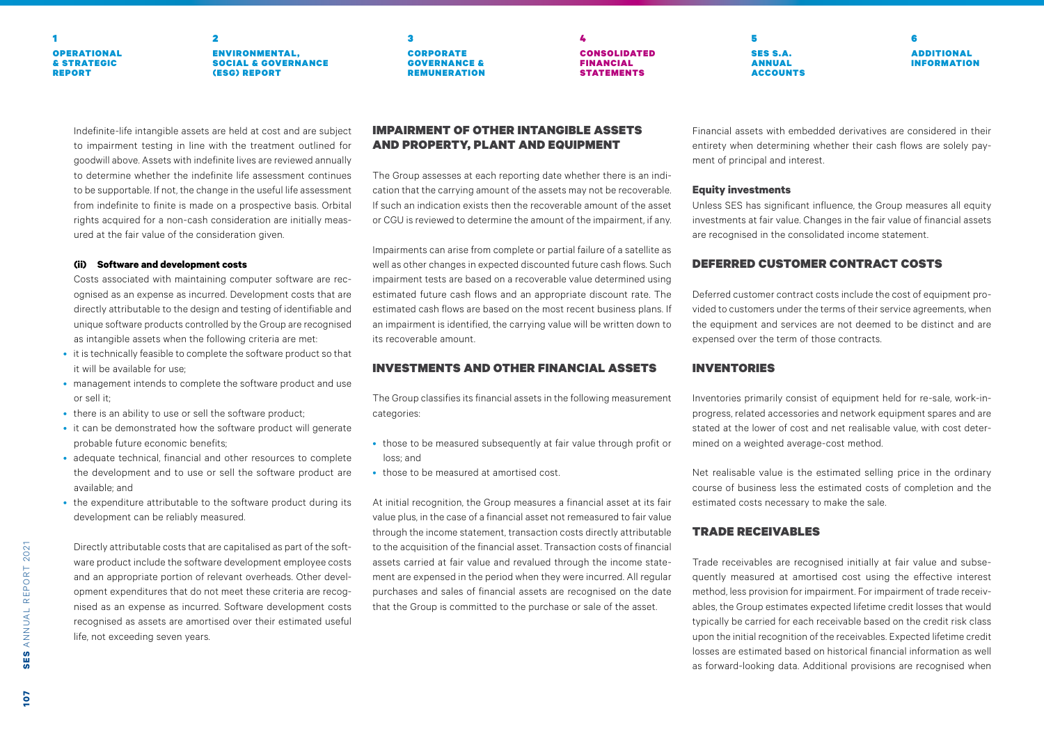Indefinite-life intangible assets are held at cost and are subject to impairment testing in line with the treatment outlined for goodwill above. Assets with indefinite lives are reviewed annually to determine whether the indefinite life assessment continues to be supportable. If not, the change in the useful life assessment from indefinite to finite is made on a prospective basis. Orbital rights acquired for a non-cash consideration are initially measured at the fair value of the consideration given.

**(ii) Software and development costs**

Costs associated with maintaining computer software are recognised as an expense as incurred. Development costs that are directly attributable to the design and testing of identifiable and unique software products controlled by the Group are recognised as intangible assets when the following criteria are met:

- it is technically feasible to complete the software product so that it will be available for use;
- management intends to complete the software product and use or sell it;
- there is an ability to use or sell the software product;
- it can be demonstrated how the software product will generate probable future economic benefits;
- adequate technical, financial and other resources to complete the development and to use or sell the software product are available; and
- the expenditure attributable to the software product during its development can be reliably measured.

Directly attributable costs that are capitalised as part of the software product include the software development employee costs and an appropriate portion of relevant overheads. Other development expenditures that do not meet these criteria are recognised as an expense as incurred. Software development costs recognised as assets are amortised over their estimated useful life, not exceeding seven years.

## IMPAIRMENT OF OTHER INTANGIBLE ASSETS AND PROPERTY, PLANT AND EQUIPMENT

The Group assesses at each reporting date whether there is an indication that the carrying amount of the assets may not be recoverable. If such an indication exists then the recoverable amount of the asset or CGU is reviewed to determine the amount of the impairment, if any.

Impairments can arise from complete or partial failure of a satellite as well as other changes in expected discounted future cash flows. Such impairment tests are based on a recoverable value determined using estimated future cash flows and an appropriate discount rate. The estimated cash flows are based on the most recent business plans. If an impairment is identified, the carrying value will be written down to its recoverable amount.

## INVESTMENTS AND OTHER FINANCIAL ASSETS

The Group classifies its financial assets in the following measurement categories:

- those to be measured subsequently at fair value through profit or loss; and
- those to be measured at amortised cost.

At initial recognition, the Group measures a financial asset at its fair value plus, in the case of a financial asset not remeasured to fair value through the income statement, transaction costs directly attributable to the acquisition of the financial asset. Transaction costs of financial assets carried at fair value and revalued through the income statement are expensed in the period when they were incurred. All regular purchases and sales of financial assets are recognised on the date that the Group is committed to the purchase or sale of the asset.

Financial assets with embedded derivatives are considered in their entirety when determining whether their cash flows are solely payment of principal and interest.

**Equity investments**

Unless SES has significant influence, the Group measures all equity investments at fair value. Changes in the fair value of financial assets are recognised in the consolidated income statement.

## DEFERRED CUSTOMER CONTRACT COSTS

Deferred customer contract costs include the cost of equipment provided to customers under the terms of their service agreements, when the equipment and services are not deemed to be distinct and are expensed over the term of those contracts.

## INVENTORIES

Inventories primarily consist of equipment held for re-sale, work-in-progress, related accessories and network equipment spares and are stated at the lower of cost and net realisable value, with cost determined on a weighted average-cost method.

Net realisable value is the estimated selling price in the ordinary course of business less the estimated costs of completion and the estimated costs necessary to make the sale.

## TRADE RECEIVABLES

Trade receivables are recognised initially at fair value and subsequently measured at amortised cost using the effective interest method, less provision for impairment. For impairment of trade receivables, the Group estimates expected lifetime credit losses that would typically be carried for each receivable based on the credit risk class upon the initial recognition of the receivables. Expected lifetime credit losses are estimated based on historical financial information as well as forward-looking data. Additional provisions are recognised when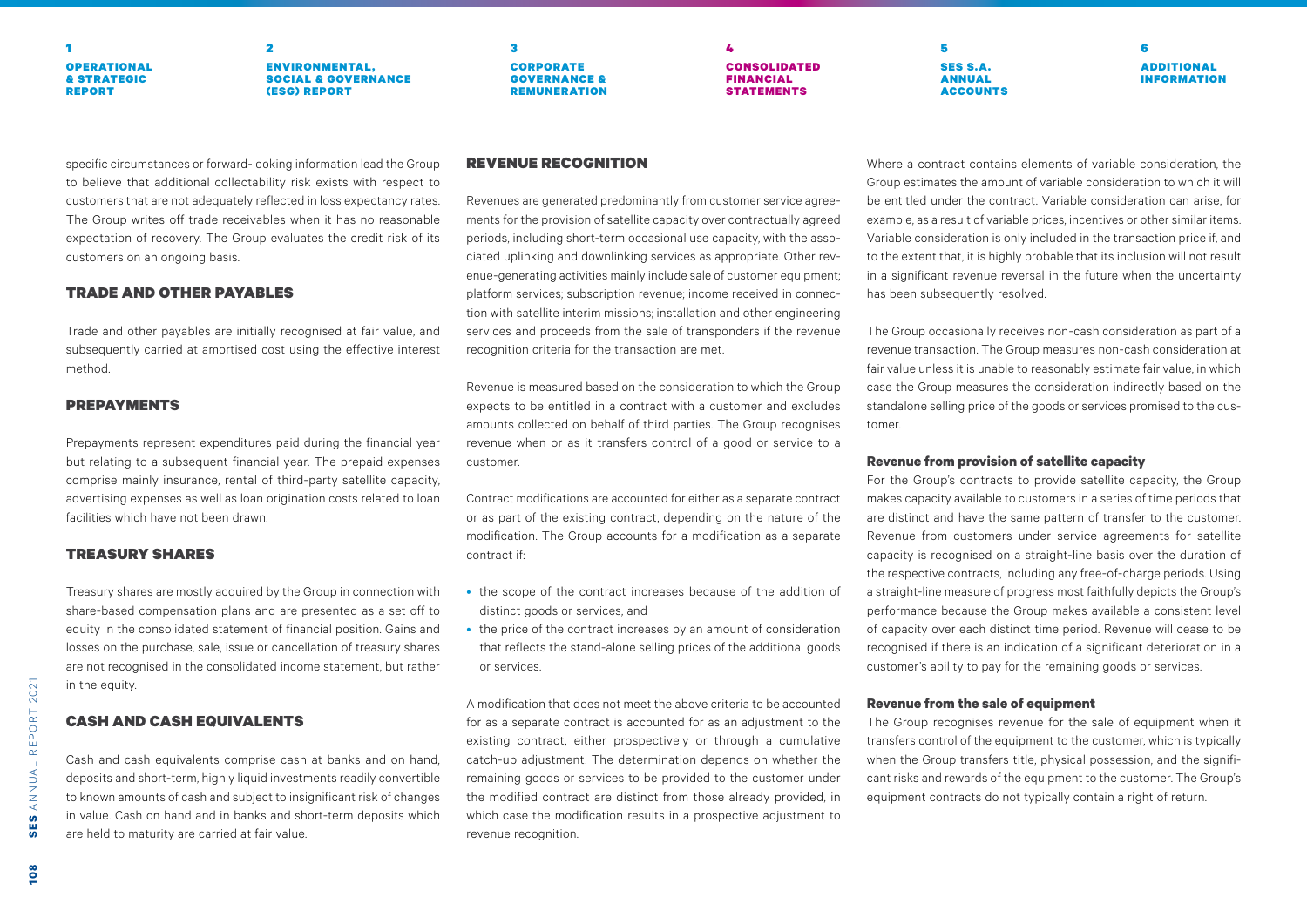specific circumstances or forward-looking information lead the Group to believe that additional collectability risk exists with respect to customers that are not adequately reflected in loss expectancy rates. The Group writes off trade receivables when it has no reasonable expectation of recovery. The Group evaluates the credit risk of its customers on an ongoing basis.

## TRADE AND OTHER PAYABLES

Trade and other payables are initially recognised at fair value, and subsequently carried at amortised cost using the effective interest method.

## PREPAYMENTS

Prepayments represent expenditures paid during the financial year but relating to a subsequent financial year. The prepaid expenses comprise mainly insurance, rental of third-party satellite capacity, advertising expenses as well as loan origination costs related to loan facilities which have not been drawn.

## TREASURY SHARES

Treasury shares are mostly acquired by the Group in connection with share-based compensation plans and are presented as a set off to equity in the consolidated statement of financial position. Gains and losses on the purchase, sale, issue or cancellation of treasury shares are not recognised in the consolidated income statement, but rather in the equity.

## CASH AND CASH EQUIVALENTS

Cash and cash equivalents comprise cash at banks and on hand, deposits and short-term, highly liquid investments readily convertible to known amounts of cash and subject to insignificant risk of changes in value. Cash on hand and in banks and short-term deposits which are held to maturity are carried at fair value.

## REVENUE RECOGNITION

Revenues are generated predominantly from customer service agreements for the provision of satellite capacity over contractually agreed periods, including short-term occasional use capacity, with the associated uplinking and downlinking services as appropriate. Other revenue-generating activities mainly include sale of customer equipment; platform services; subscription revenue; income received in connection with satellite interim missions; installation and other engineering services and proceeds from the sale of transponders if the revenue recognition criteria for the transaction are met.

Revenue is measured based on the consideration to which the Group expects to be entitled in a contract with a customer and excludes amounts collected on behalf of third parties. The Group recognises revenue when or as it transfers control of a good or service to a customer.

Contract modifications are accounted for either as a separate contract or as part of the existing contract, depending on the nature of the modification. The Group accounts for a modification as a separate contract if:

- the scope of the contract increases because of the addition of distinct goods or services, and
- the price of the contract increases by an amount of consideration that reflects the stand-alone selling prices of the additional goods or services.

A modification that does not meet the above criteria to be accounted for as a separate contract is accounted for as an adjustment to the existing contract, either prospectively or through a cumulative catch-up adjustment. The determination depends on whether the remaining goods or services to be provided to the customer under the modified contract are distinct from those already provided, in which case the modification results in a prospective adjustment to revenue recognition.

Where a contract contains elements of variable consideration, the Group estimates the amount of variable consideration to which it will be entitled under the contract. Variable consideration can arise, for example, as a result of variable prices, incentives or other similar items. Variable consideration is only included in the transaction price if, and to the extent that, it is highly probable that its inclusion will not result in a significant revenue reversal in the future when the uncertainty has been subsequently resolved.

The Group occasionally receives non-cash consideration as part of a revenue transaction. The Group measures non-cash consideration at fair value unless it is unable to reasonably estimate fair value, in which case the Group measures the consideration indirectly based on the standalone selling price of the goods or services promised to the customer.

### Revenue from provision of satellite capacity

For the Group's contracts to provide satellite capacity, the Group makes capacity available to customers in a series of time periods that are distinct and have the same pattern of transfer to the customer. Revenue from customers under service agreements for satellite capacity is recognised on a straight-line basis over the duration of the respective contracts, including any free-of-charge periods. Using a straight-line measure of progress most faithfully depicts the Group's performance because the Group makes available a consistent level of capacity over each distinct time period. Revenue will cease to be recognised if there is an indication of a significant deterioration in a customer's ability to pay for the remaining goods or services.

### Revenue from the sale of equipment

The Group recognises revenue for the sale of equipment when it transfers control of the equipment to the customer, which is typically when the Group transfers title, physical possession, and the significant risks and rewards of the equipment to the customer. The Group's equipment contracts do not typically contain a right of return.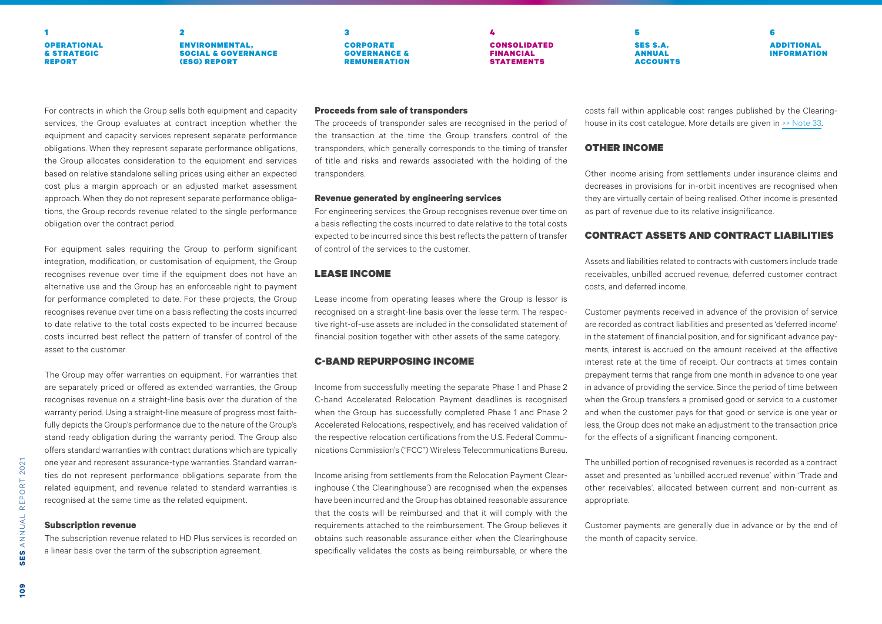For contracts in which the Group sells both equipment and capacity services, the Group evaluates at contract inception whether the equipment and capacity services represent separate performance obligations. When they represent separate performance obligations, the Group allocates consideration to the equipment and services based on relative standalone selling prices using either an expected cost plus a margin approach or an adjusted market assessment approach. When they do not represent separate performance obligations, the Group records revenue related to the single performance obligation over the contract period.

For equipment sales requiring the Group to perform significant integration, modification, or customisation of equipment, the Group recognises revenue over time if the equipment does not have an alternative use and the Group has an enforceable right to payment for performance completed to date. For these projects, the Group recognises revenue over time on a basis reflecting the costs incurred to date relative to the total costs expected to be incurred because costs incurred best reflect the pattern of transfer of control of the asset to the customer.

The Group may offer warranties on equipment. For warranties that are separately priced or offered as extended warranties, the Group recognises revenue on a straight-line basis over the duration of the warranty period. Using a straight-line measure of progress most faithfully depicts the Group's performance due to the nature of the Group's stand ready obligation during the warranty period. The Group also offers standard warranties with contract durations which are typically one year and represent assurance-type warranties. Standard warranties do not represent performance obligations separate from the related equipment, and revenue related to standard warranties is recognised at the same time as the related equipment.

**Subscription revenue**

The subscription revenue related to HD Plus services is recorded on a linear basis over the term of the subscription agreement.

**Proceeds from sale of transponders**

The proceeds of transponder sales are recognised in the period of the transaction at the time the Group transfers control of the transponders, which generally corresponds to the timing of transfer of title and risks and rewards associated with the holding of the transponders.

**Revenue generated by engineering services**

For engineering services, the Group recognises revenue over time on a basis reflecting the costs incurred to date relative to the total costs expected to be incurred since this best reflects the pattern of transfer of control of the services to the customer.

## LEASE INCOME

Lease income from operating leases where the Group is lessor is recognised on a straight-line basis over the lease term. The respective right-of-use assets are included in the consolidated statement of financial position together with other assets of the same category.

## C-BAND REPURPOSING INCOME

Income from successfully meeting the separate Phase 1 and Phase 2 C-band Accelerated Relocation Payment deadlines is recognised when the Group has successfully completed Phase 1 and Phase 2 Accelerated Relocations, respectively, and has received validation of the respective relocation certifications from the U.S. Federal Communications Commission's ("FCC") Wireless Telecommunications Bureau.

Income arising from settlements from the Relocation Payment Clearinghouse ('the Clearinghouse') are recognised when the expenses have been incurred and the Group has obtained reasonable assurance that the costs will be reimbursed and that it will comply with the requirements attached to the reimbursement. The Group believes it obtains such reasonable assurance either when the Clearinghouse specifically validates the costs as being reimbursable, or where the costs fall within applicable cost ranges published by the Clearinghouse in its cost catalogue. More details are given in >> Note 33.

## OTHER INCOME

Other income arising from settlements under insurance claims and decreases in provisions for in-orbit incentives are recognised when they are virtually certain of being realised. Other income is presented as part of revenue due to its relative insignificance.

## CONTRACT ASSETS AND CONTRACT LIABILITIES

Assets and liabilities related to contracts with customers include trade receivables, unbilled accrued revenue, deferred customer contract costs, and deferred income.

Customer payments received in advance of the provision of service are recorded as contract liabilities and presented as 'deferred income' in the statement of financial position, and for significant advance payments, interest is accrued on the amount received at the effective interest rate at the time of receipt. Our contracts at times contain prepayment terms that range from one month in advance to one year in advance of providing the service. Since the period of time between when the Group transfers a promised good or service to a customer and when the customer pays for that good or service is one year or less, the Group does not make an adjustment to the transaction price for the effects of a significant financing component.

The unbilled portion of recognised revenues is recorded as a contract asset and presented as 'unbilled accrued revenue' within 'Trade and other receivables', allocated between current and non-current as appropriate.

Customer payments are generally due in advance or by the end of the month of capacity service.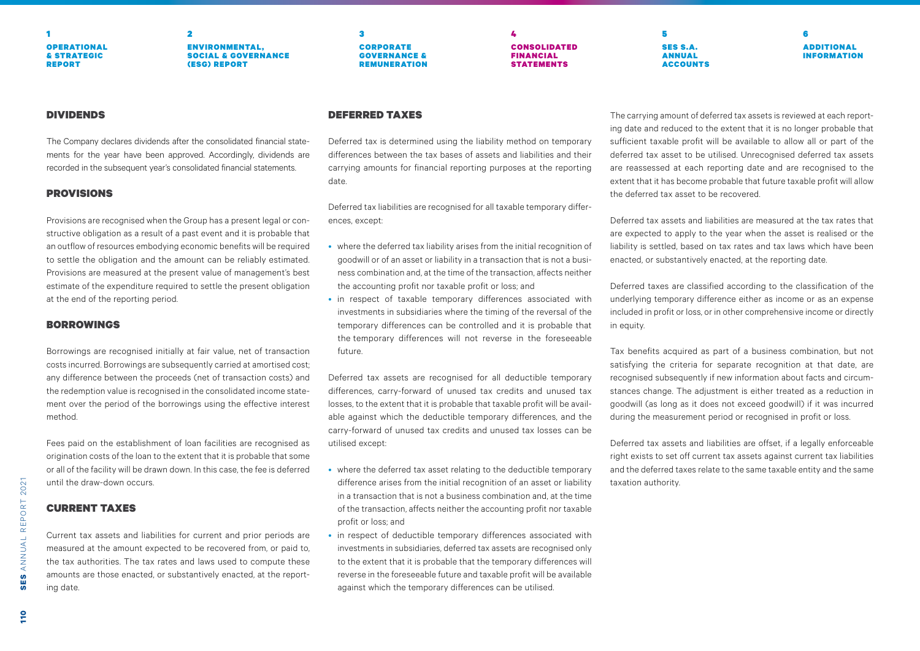## DIVIDENDS

The Company declares dividends after the consolidated financial statements for the year have been approved. Accordingly, dividends are recorded in the subsequent year's consolidated financial statements.

## PROVISIONS

Provisions are recognised when the Group has a present legal or constructive obligation as a result of a past event and it is probable that an outflow of resources embodying economic benefits will be required to settle the obligation and the amount can be reliably estimated. Provisions are measured at the present value of management's best estimate of the expenditure required to settle the present obligation at the end of the reporting period.

## BORROWINGS

Borrowings are recognised initially at fair value, net of transaction costs incurred. Borrowings are subsequently carried at amortised cost; any difference between the proceeds (net of transaction costs) and the redemption value is recognised in the consolidated income statement over the period of the borrowings using the effective interest method.

Fees paid on the establishment of loan facilities are recognised as origination costs of the loan to the extent that it is probable that some or all of the facility will be drawn down. In this case, the fee is deferred until the draw-down occurs.

## CURRENT TAXES

Current tax assets and liabilities for current and prior periods are measured at the amount expected to be recovered from, or paid to, the tax authorities. The tax rates and laws used to compute these amounts are those enacted, or substantively enacted, at the reporting date.

## DEFERRED TAXES

Deferred tax is determined using the liability method on temporary differences between the tax bases of assets and liabilities and their carrying amounts for financial reporting purposes at the reporting date.

Deferred tax liabilities are recognised for all taxable temporary differences, except:

- where the deferred tax liability arises from the initial recognition of goodwill or of an asset or liability in a transaction that is not a business combination and, at the time of the transaction, affects neither the accounting profit nor taxable profit or loss; and
- in respect of taxable temporary differences associated with investments in subsidiaries where the timing of the reversal of the temporary differences can be controlled and it is probable that the temporary differences will not reverse in the foreseeable future.

Deferred tax assets are recognised for all deductible temporary differences, carry-forward of unused tax credits and unused tax losses, to the extent that it is probable that taxable profit will be available against which the deductible temporary differences, and the carry-forward of unused tax credits and unused tax losses can be utilised except:

- where the deferred tax asset relating to the deductible temporary difference arises from the initial recognition of an asset or liability in a transaction that is not a business combination and, at the time of the transaction, affects neither the accounting profit nor taxable profit or loss; and
- in respect of deductible temporary differences associated with investments in subsidiaries, deferred tax assets are recognised only to the extent that it is probable that the temporary differences will reverse in the foreseeable future and taxable profit will be available against which the temporary differences can be utilised.

The carrying amount of deferred tax assets is reviewed at each reporting date and reduced to the extent that it is no longer probable that sufficient taxable profit will be available to allow all or part of the deferred tax asset to be utilised. Unrecognised deferred tax assets are reassessed at each reporting date and are recognised to the extent that it has become probable that future taxable profit will allow the deferred tax asset to be recovered.

Deferred tax assets and liabilities are measured at the tax rates that are expected to apply to the year when the asset is realised or the liability is settled, based on tax rates and tax laws which have been enacted, or substantively enacted, at the reporting date.

Deferred taxes are classified according to the classification of the underlying temporary difference either as income or as an expense included in profit or loss, or in other comprehensive income or directly in equity.

Tax benefits acquired as part of a business combination, but not satisfying the criteria for separate recognition at that date, are recognised subsequently if new information about facts and circumstances change. The adjustment is either treated as a reduction in goodwill (as long as it does not exceed goodwill) if it was incurred during the measurement period or recognised in profit or loss.

Deferred tax assets and liabilities are offset, if a legally enforceable right exists to set off current tax assets against current tax liabilities and the deferred taxes relate to the same taxable entity and the same taxation authority.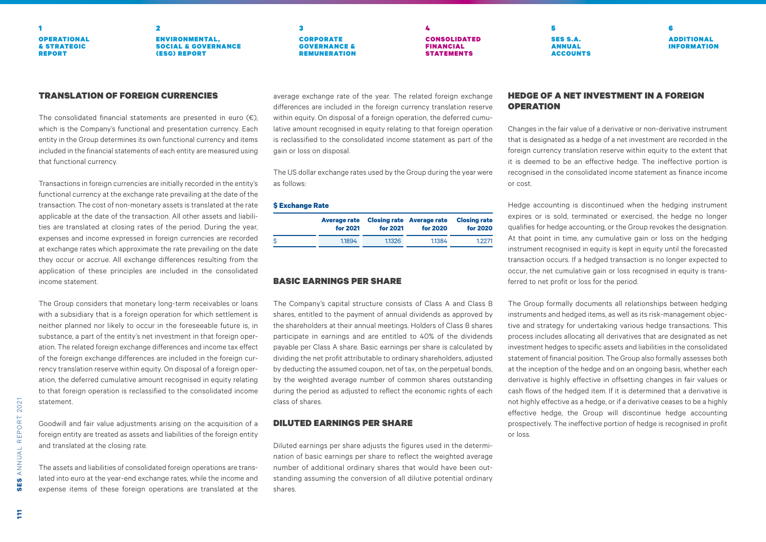## TRANSLATION OF FOREIGN CURRENCIES

The consolidated financial statements are presented in euro (€), which is the Company's functional and presentation currency. Each entity in the Group determines its own functional currency and items included in the financial statements of each entity are measured using that functional currency.

Transactions in foreign currencies are initially recorded in the entity's functional currency at the exchange rate prevailing at the date of the transaction. The cost of non-monetary assets is translated at the rate applicable at the date of the transaction. All other assets and liabilities are translated at closing rates of the period. During the year, expenses and income expressed in foreign currencies are recorded at exchange rates which approximate the rate prevailing on the date they occur or accrue. All exchange differences resulting from the application of these principles are included in the consolidated income statement.

The Group considers that monetary long-term receivables or loans with a subsidiary that is a foreign operation for which settlement is neither planned nor likely to occur in the foreseeable future is, in substance, a part of the entity's net investment in that foreign operation. The related foreign exchange differences and income tax effect of the foreign exchange differences are included in the foreign currency translation reserve within equity. On disposal of a foreign operation, the deferred cumulative amount recognised in equity relating to that foreign operation is reclassified to the consolidated income statement.

Goodwill and fair value adjustments arising on the acquisition of a foreign entity are treated as assets and liabilities of the foreign entity and translated at the closing rate.

The assets and liabilities of consolidated foreign operations are translated into euro at the year-end exchange rates, while the income and expense items of these foreign operations are translated at the average exchange rate of the year. The related foreign exchange differences are included in the foreign currency translation reserve within equity. On disposal of a foreign operation, the deferred cumulative amount recognised in equity relating to that foreign operation is reclassified to the consolidated income statement as part of the gain or loss on disposal.

The US dollar exchange rates used by the Group during the year were as follows:

**$ Exchange Rate**

| | Average rate for 2021 | Closing rate for 2021 | Average rate for 2020 | Closing rate for 2020 |
|---|---|---|---|---|
| $ | 1.1894 | 1.1326 | 1.1384 | 1.2271 |

## BASIC EARNINGS PER SHARE

The Company's capital structure consists of Class A and Class B shares, entitled to the payment of annual dividends as approved by the shareholders at their annual meetings. Holders of Class B shares participate in earnings and are entitled to 40% of the dividends payable per Class A share. Basic earnings per share is calculated by dividing the net profit attributable to ordinary shareholders, adjusted by deducting the assumed coupon, net of tax, on the perpetual bonds, by the weighted average number of common shares outstanding during the period as adjusted to reflect the economic rights of each class of shares.

## DILUTED EARNINGS PER SHARE

Diluted earnings per share adjusts the figures used in the determination of basic earnings per share to reflect the weighted average number of additional ordinary shares that would have been outstanding assuming the conversion of all dilutive potential ordinary shares.

## HEDGE OF A NET INVESTMENT IN A FOREIGN OPERATION

Changes in the fair value of a derivative or non-derivative instrument that is designated as a hedge of a net investment are recorded in the foreign currency translation reserve within equity to the extent that it is deemed to be an effective hedge. The ineffective portion is recognised in the consolidated income statement as finance income or cost.

Hedge accounting is discontinued when the hedging instrument expires or is sold, terminated or exercised, the hedge no longer qualifies for hedge accounting, or the Group revokes the designation. At that point in time, any cumulative gain or loss on the hedging instrument recognised in equity is kept in equity until the forecasted transaction occurs. If a hedged transaction is no longer expected to occur, the net cumulative gain or loss recognised in equity is transferred to net profit or loss for the period.

The Group formally documents all relationships between hedging instruments and hedged items, as well as its risk-management objective and strategy for undertaking various hedge transactions. This process includes allocating all derivatives that are designated as net investment hedges to specific assets and liabilities in the consolidated statement of financial position. The Group also formally assesses both at the inception of the hedge and on an ongoing basis, whether each derivative is highly effective in offsetting changes in fair values or cash flows of the hedged item. If it is determined that a derivative is not highly effective as a hedge, or if a derivative ceases to be a highly effective hedge, the Group will discontinue hedge accounting prospectively. The ineffective portion of hedge is recognised in profit or loss.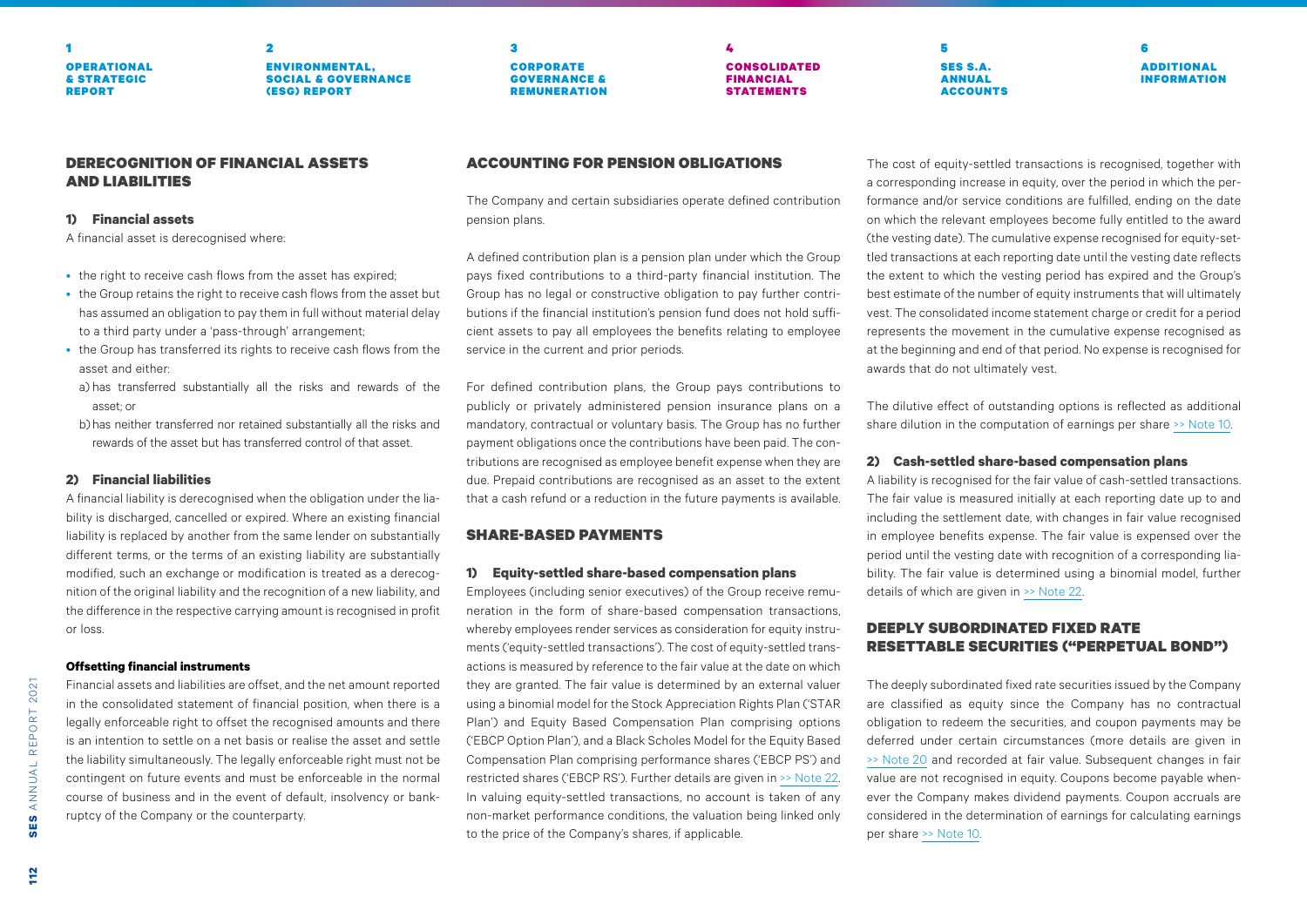## DERECOGNITION OF FINANCIAL ASSETS AND LIABILITIES

### 1) Financial assets

A financial asset is derecognised where:

- the right to receive cash flows from the asset has expired;
- the Group retains the right to receive cash flows from the asset but has assumed an obligation to pay them in full without material delay to a third party under a 'pass-through' arrangement;
- the Group has transferred its rights to receive cash flows from the asset and either:
  - a) has transferred substantially all the risks and rewards of the asset; or
  - b) has neither transferred nor retained substantially all the risks and rewards of the asset but has transferred control of that asset.

### 2) Financial liabilities

A financial liability is derecognised when the obligation under the liability is discharged, cancelled or expired. Where an existing financial liability is replaced by another from the same lender on substantially different terms, or the terms of an existing liability are substantially modified, such an exchange or modification is treated as a derecognition of the original liability and the recognition of a new liability, and the difference in the respective carrying amount is recognised in profit or loss.

#### Offsetting financial instruments

Financial assets and liabilities are offset, and the net amount reported in the consolidated statement of financial position, when there is a legally enforceable right to offset the recognised amounts and there is an intention to settle on a net basis or realise the asset and settle the liability simultaneously. The legally enforceable right must not be contingent on future events and must be enforceable in the normal course of business and in the event of default, insolvency or bankruptcy of the Company or the counterparty.

## ACCOUNTING FOR PENSION OBLIGATIONS

The Company and certain subsidiaries operate defined contribution pension plans.

A defined contribution plan is a pension plan under which the Group pays fixed contributions to a third-party financial institution. The Group has no legal or constructive obligation to pay further contributions if the financial institution's pension fund does not hold sufficient assets to pay all employees the benefits relating to employee service in the current and prior periods.

For defined contribution plans, the Group pays contributions to publicly or privately administered pension insurance plans on a mandatory, contractual or voluntary basis. The Group has no further payment obligations once the contributions have been paid. The contributions are recognised as employee benefit expense when they are due. Prepaid contributions are recognised as an asset to the extent that a cash refund or a reduction in the future payments is available.

## SHARE-BASED PAYMENTS

### 1) Equity-settled share-based compensation plans

Employees (including senior executives) of the Group receive remuneration in the form of share-based compensation transactions, whereby employees render services as consideration for equity instruments ('equity-settled transactions'). The cost of equity-settled transactions is measured by reference to the fair value at the date on which they are granted. The fair value is determined by an external valuer using a binomial model for the Stock Appreciation Rights Plan ('STAR Plan') and Equity Based Compensation Plan comprising options ('EBCP Option Plan'), and a Black Scholes Model for the Equity Based Compensation Plan comprising performance shares ('EBCP PS') and restricted shares ('EBCP RS'). Further details are given in >> Note 22. In valuing equity-settled transactions, no account is taken of any non-market performance conditions, the valuation being linked only to the price of the Company's shares, if applicable.

The cost of equity-settled transactions is recognised, together with a corresponding increase in equity, over the period in which the performance and/or service conditions are fulfilled, ending on the date on which the relevant employees become fully entitled to the award (the vesting date). The cumulative expense recognised for equity-settled transactions at each reporting date until the vesting date reflects the extent to which the vesting period has expired and the Group's best estimate of the number of equity instruments that will ultimately vest. The consolidated income statement charge or credit for a period represents the movement in the cumulative expense recognised as at the beginning and end of that period. No expense is recognised for awards that do not ultimately vest.

The dilutive effect of outstanding options is reflected as additional share dilution in the computation of earnings per share >> Note 10.

### 2) Cash-settled share-based compensation plans

A liability is recognised for the fair value of cash-settled transactions. The fair value is measured initially at each reporting date up to and including the settlement date, with changes in fair value recognised in employee benefits expense. The fair value is expensed over the period until the vesting date with recognition of a corresponding liability. The fair value is determined using a binomial model, further details of which are given in >> Note 22.

## DEEPLY SUBORDINATED FIXED RATE RESETTABLE SECURITIES ("PERPETUAL BOND")

The deeply subordinated fixed rate securities issued by the Company are classified as equity since the Company has no contractual obligation to redeem the securities, and coupon payments may be deferred under certain circumstances (more details are given in >> Note 20 and recorded at fair value. Subsequent changes in fair value are not recognised in equity. Coupons become payable whenever the Company makes dividend payments. Coupon accruals are considered in the determination of earnings for calculating earnings per share >> Note 10.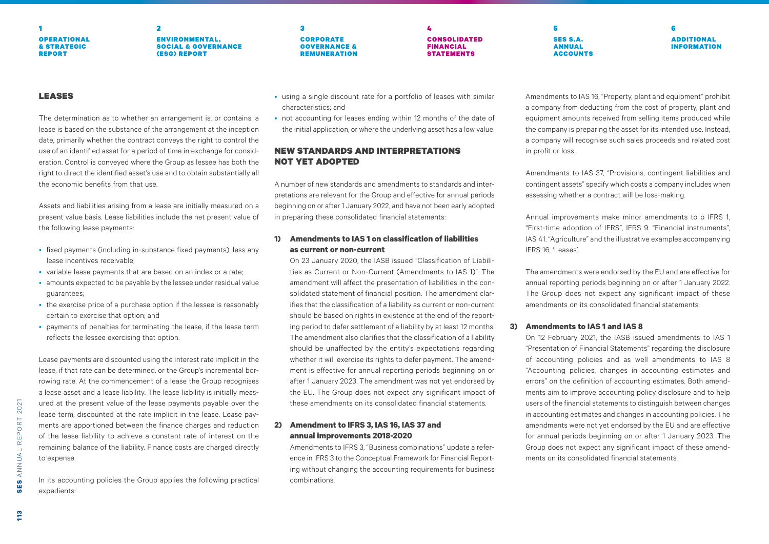### LEASES

The determination as to whether an arrangement is, or contains, a lease is based on the substance of the arrangement at the inception date, primarily whether the contract conveys the right to control the use of an identified asset for a period of time in exchange for consideration. Control is conveyed where the Group as lessee has both the right to direct the identified asset's use and to obtain substantially all the economic benefits from that use.

Assets and liabilities arising from a lease are initially measured on a present value basis. Lease liabilities include the net present value of the following lease payments:

- fixed payments (including in-substance fixed payments), less any lease incentives receivable;
- variable lease payments that are based on an index or a rate;
- amounts expected to be payable by the lessee under residual value guarantees;
- the exercise price of a purchase option if the lessee is reasonably certain to exercise that option; and
- payments of penalties for terminating the lease, if the lease term reflects the lessee exercising that option.

Lease payments are discounted using the interest rate implicit in the lease, if that rate can be determined, or the Group's incremental borrowing rate. At the commencement of a lease the Group recognises a lease asset and a lease liability. The lease liability is initially measured at the present value of the lease payments payable over the lease term, discounted at the rate implicit in the lease. Lease payments are apportioned between the finance charges and reduction of the lease liability to achieve a constant rate of interest on the remaining balance of the liability. Finance costs are charged directly to expense.

In its accounting policies the Group applies the following practical expedients:

- using a single discount rate for a portfolio of leases with similar characteristics; and
- not accounting for leases ending within 12 months of the date of the initial application, or where the underlying asset has a low value.

### NEW STANDARDS AND INTERPRETATIONS NOT YET ADOPTED

A number of new standards and amendments to standards and interpretations are relevant for the Group and effective for annual periods beginning on or after 1 January 2022, and have not been early adopted in preparing these consolidated financial statements:

**1) Amendments to IAS 1 on classification of liabilities as current or non-current**

On 23 January 2020, the IASB issued "Classification of Liabilities as Current or Non-Current (Amendments to IAS 1)". The amendment will affect the presentation of liabilities in the consolidated statement of financial position. The amendment clarifies that the classification of a liability as current or non-current should be based on rights in existence at the end of the reporting period to defer settlement of a liability by at least 12 months. The amendment also clarifies that the classification of a liability should be unaffected by the entity's expectations regarding whether it will exercise its rights to defer payment. The amendment is effective for annual reporting periods beginning on or after 1 January 2023. The amendment was not yet endorsed by the EU. The Group does not expect any significant impact of these amendments on its consolidated financial statements.

**2) Amendment to IFRS 3, IAS 16, IAS 37 and annual improvements 2018-2020**

Amendments to IFRS 3, "Business combinations" update a reference in IFRS 3 to the Conceptual Framework for Financial Reporting without changing the accounting requirements for business combinations.

Amendments to IAS 16, "Property, plant and equipment" prohibit a company from deducting from the cost of property, plant and equipment amounts received from selling items produced while the company is preparing the asset for its intended use. Instead, a company will recognise such sales proceeds and related cost in profit or loss.

Amendments to IAS 37, "Provisions, contingent liabilities and contingent assets" specify which costs a company includes when assessing whether a contract will be loss-making.

Annual improvements make minor amendments to o IFRS 1, "First-time adoption of IFRS", IFRS 9. "Financial instruments", IAS 41. "Agriculture" and the illustrative examples accompanying IFRS 16, 'Leases'.

The amendments were endorsed by the EU and are effective for annual reporting periods beginning on or after 1 January 2022. The Group does not expect any significant impact of these amendments on its consolidated financial statements.

**3) Amendments to IAS 1 and IAS 8**

On 12 February 2021, the IASB issued amendments to IAS 1 "Presentation of Financial Statements" regarding the disclosure of accounting policies and as well amendments to IAS 8 "Accounting policies, changes in accounting estimates and errors" on the definition of accounting estimates. Both amendments aim to improve accounting policy disclosure and to help users of the financial statements to distinguish between changes in accounting estimates and changes in accounting policies. The amendments were not yet endorsed by the EU and are effective for annual periods beginning on or after 1 January 2023. The Group does not expect any significant impact of these amendments on its consolidated financial statements.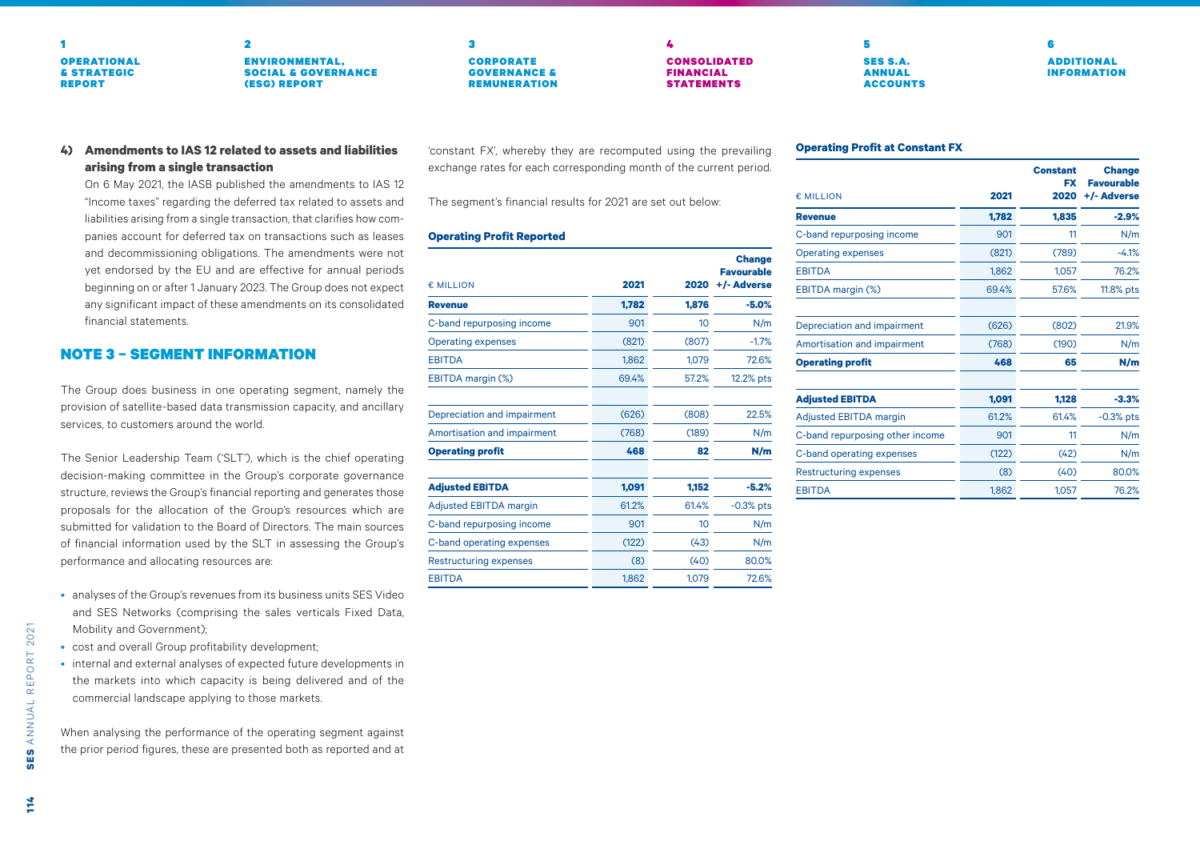#### 4) Amendments to IAS 12 related to assets and liabilities arising from a single transaction

On 6 May 2021, the IASB published the amendments to IAS 12 "Income taxes" regarding the deferred tax related to assets and liabilities arising from a single transaction, that clarifies how companies account for deferred tax on transactions such as leases and decommissioning obligations. The amendments were not yet endorsed by the EU and are effective for annual periods beginning on or after 1 January 2023. The Group does not expect any significant impact of these amendments on its consolidated financial statements.

## NOTE 3 – SEGMENT INFORMATION

The Group does business in one operating segment, namely the provision of satellite-based data transmission capacity, and ancillary services, to customers around the world.

The Senior Leadership Team ('SLT'), which is the chief operating decision-making committee in the Group's corporate governance structure, reviews the Group's financial reporting and generates those proposals for the allocation of the Group's resources which are submitted for validation to the Board of Directors. The main sources of financial information used by the SLT in assessing the Group's performance and allocating resources are:

- analyses of the Group's revenues from its business units SES Video and SES Networks (comprising the sales verticals Fixed Data, Mobility and Government);
- cost and overall Group profitability development;
- internal and external analyses of expected future developments in the markets into which capacity is being delivered and of the commercial landscape applying to those markets.

When analysing the performance of the operating segment against the prior period figures, these are presented both as reported and at 'constant FX', whereby they are recomputed using the prevailing exchange rates for each corresponding month of the current period.

The segment's financial results for 2021 are set out below:

**Operating Profit Reported**

| € MILLION | 2021 | 2020 | Change Favourable +/- Adverse |
|---|---|---|---|
| **Revenue** | **1,782** | **1,876** | **-5.0%** |
| C-band repurposing income | 901 | 10 | N/m |
| Operating expenses | (821) | (807) | -1.7% |
| EBITDA | 1,862 | 1,079 | 72.6% |
| EBITDA margin (%) | 69.4% | 57.2% | 12.2% pts |
| | | | |
| Depreciation and impairment | (626) | (808) | 22.5% |
| Amortisation and impairment | (768) | (189) | N/m |
| **Operating profit** | **468** | **82** | **N/m** |
| | | | |
| **Adjusted EBITDA** | **1,091** | **1,152** | **-5.2%** |
| Adjusted EBITDA margin | 61.2% | 61.4% | -0.3% pts |
| C-band repurposing income | 901 | 10 | N/m |
| C-band operating expenses | (122) | (43) | N/m |
| Restructuring expenses | (8) | (40) | 80.0% |
| EBITDA | 1,862 | 1,079 | 72.6% |

**Operating Profit at Constant FX**

| € MILLION | 2021 | Constant FX 2020 | Change Favourable +/- Adverse |
|---|---|---|---|
| **Revenue** | **1,782** | **1,835** | **-2.9%** |
| C-band repurposing income | 901 | 11 | N/m |
| Operating expenses | (821) | (789) | -4.1% |
| EBITDA | 1,862 | 1,057 | 76.2% |
| EBITDA margin (%) | 69.4% | 57.6% | 11.8% pts |
| | | | |
| Depreciation and impairment | (626) | (802) | 21.9% |
| Amortisation and impairment | (768) | (190) | N/m |
| **Operating profit** | **468** | **65** | **N/m** |
| | | | |
| **Adjusted EBITDA** | **1,091** | **1,128** | **-3.3%** |
| Adjusted EBITDA margin | 61.2% | 61.4% | -0.3% pts |
| C-band repurposing other income | 901 | 11 | N/m |
| C-band operating expenses | (122) | (42) | N/m |
| Restructuring expenses | (8) | (40) | 80.0% |
| EBITDA | 1,862 | 1,057 | 76.2% |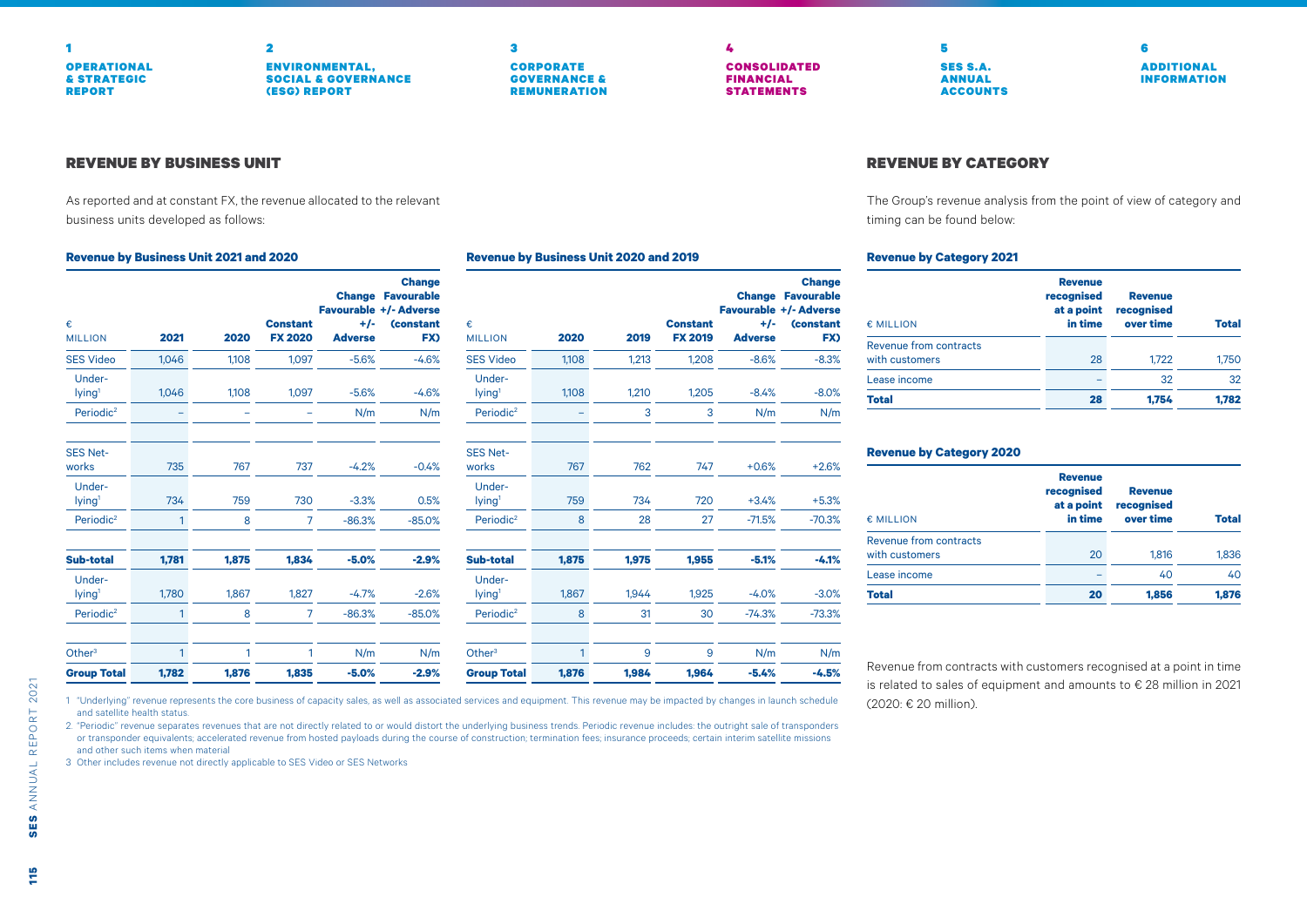## REVENUE BY BUSINESS UNIT

As reported and at constant FX, the revenue allocated to the relevant business units developed as follows:

### Revenue by Business Unit 2021 and 2020

| € MILLION | 2021 | 2020 | Constant FX 2020 | Change Favourable +/- Adverse | Change Favourable +/- Adverse (constant FX) |
|---|---|---|---|---|---|
| SES Video | 1,046 | 1,108 | 1,097 | -5.6% | -4.6% |
| Underlying[1] | 1,046 | 1,108 | 1,097 | -5.6% | -4.6% |
| Periodic[2] | – | – | – | N/m | N/m |
| SES Networks | 735 | 767 | 737 | -4.2% | -0.4% |
| Underlying[1] | 734 | 759 | 730 | -3.3% | 0.5% |
| Periodic[2] | 1 | 8 | 7 | -86.3% | -85.0% |
| **Sub-total** | **1,781** | **1,875** | **1,834** | **-5.0%** | **-2.9%** |
| Underlying[1] | 1,780 | 1,867 | 1,827 | -4.7% | -2.6% |
| Periodic[2] | 1 | 8 | 7 | -86.3% | -85.0% |
| Other[3] | 1 | 1 | 1 | N/m | N/m |
| **Group Total** | **1,782** | **1,876** | **1,835** | **-5.0%** | **-2.9%** |

### Revenue by Business Unit 2020 and 2019

| € MILLION | 2020 | 2019 | Constant FX 2019 | Change Favourable +/- Adverse | Change Favourable +/- Adverse (constant FX) |
|---|---|---|---|---|---|
| SES Video | 1,108 | 1,213 | 1,208 | -8.6% | -8.3% |
| Underlying[1] | 1,108 | 1,210 | 1,205 | -8.4% | -8.0% |
| Periodic[2] | – | 3 | 3 | N/m | N/m |
| SES Networks | 767 | 762 | 747 | +0.6% | +2.6% |
| Underlying[1] | 759 | 734 | 720 | +3.4% | +5.3% |
| Periodic[2] | 8 | 28 | 27 | -71.5% | -70.3% |
| **Sub-total** | **1,875** | **1,975** | **1,955** | **-5.1%** | **-4.1%** |
| Underlying[1] | 1,867 | 1,944 | 1,925 | -4.0% | -3.0% |
| Periodic[2] | 8 | 31 | 30 | -74.3% | -73.3% |
| Other[3] | 1 | 9 | 9 | N/m | N/m |
| **Group Total** | **1,876** | **1,984** | **1,964** | **-5.4%** | **-4.5%** |

1 "Underlying" revenue represents the core business of capacity sales, as well as associated services and equipment. This revenue may be impacted by changes in launch schedule and satellite health status.

2 "Periodic" revenue separates revenues that are not directly related to or would distort the underlying business trends. Periodic revenue includes: the outright sale of transponders or transponder equivalents; accelerated revenue from hosted payloads during the course of construction; termination fees; insurance proceeds; certain interim satellite missions and other such items when material

3 Other includes revenue not directly applicable to SES Video or SES Networks

## REVENUE BY CATEGORY

The Group's revenue analysis from the point of view of category and timing can be found below:

### Revenue by Category 2021

| € MILLION | Revenue recognised at a point in time | Revenue recognised over time | Total |
|---|---|---|---|
| Revenue from contracts with customers | 28 | 1,722 | 1,750 |
| Lease income | – | 32 | 32 |
| **Total** | **28** | **1,754** | **1,782** |

### Revenue by Category 2020

| € MILLION | Revenue recognised at a point in time | Revenue recognised over time | Total |
|---|---|---|---|
| Revenue from contracts with customers | 20 | 1,816 | 1,836 |
| Lease income | – | 40 | 40 |
| **Total** | **20** | **1,856** | **1,876** |

Revenue from contracts with customers recognised at a point in time is related to sales of equipment and amounts to € 28 million in 2021 (2020: € 20 million).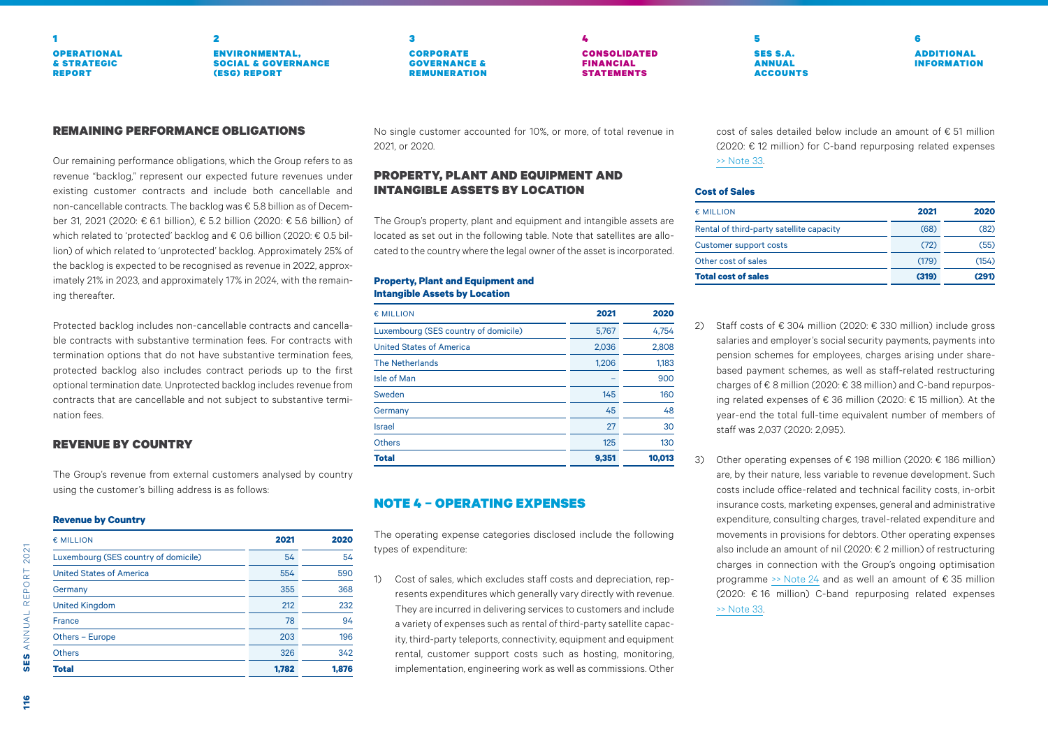## REMAINING PERFORMANCE OBLIGATIONS

Our remaining performance obligations, which the Group refers to as revenue "backlog," represent our expected future revenues under existing customer contracts and include both cancellable and non-cancellable contracts. The backlog was € 5.8 billion as of December 31, 2021 (2020: € 6.1 billion), € 5.2 billion (2020: € 5.6 billion) of which related to 'protected' backlog and € 0.6 billion (2020: € 0.5 billion) of which related to 'unprotected' backlog. Approximately 25% of the backlog is expected to be recognised as revenue in 2022, approximately 21% in 2023, and approximately 17% in 2024, with the remaining thereafter.

Protected backlog includes non-cancellable contracts and cancellable contracts with substantive termination fees. For contracts with termination options that do not have substantive termination fees, protected backlog also includes contract periods up to the first optional termination date. Unprotected backlog includes revenue from contracts that are cancellable and not subject to substantive termination fees.

## REVENUE BY COUNTRY

The Group's revenue from external customers analysed by country using the customer's billing address is as follows:

**Revenue by Country**

| € MILLION | 2021 | 2020 |
|---|---|---|
| Luxembourg (SES country of domicile) | 54 | 54 |
| United States of America | 554 | 590 |
| Germany | 355 | 368 |
| United Kingdom | 212 | 232 |
| France | 78 | 94 |
| Others – Europe | 203 | 196 |
| Others | 326 | 342 |
| **Total** | **1,782** | **1,876** |

No single customer accounted for 10%, or more, of total revenue in 2021, or 2020.

## PROPERTY, PLANT AND EQUIPMENT AND INTANGIBLE ASSETS BY LOCATION

The Group's property, plant and equipment and intangible assets are located as set out in the following table. Note that satellites are allocated to the country where the legal owner of the asset is incorporated.

**Property, Plant and Equipment and Intangible Assets by Location**

| € MILLION | 2021 | 2020 |
|---|---|---|
| Luxembourg (SES country of domicile) | 5,767 | 4,754 |
| United States of America | 2,036 | 2,808 |
| The Netherlands | 1,206 | 1,183 |
| Isle of Man | – | 900 |
| Sweden | 145 | 160 |
| Germany | 45 | 48 |
| Israel | 27 | 30 |
| Others | 125 | 130 |
| **Total** | **9,351** | **10,013** |

## NOTE 4 – OPERATING EXPENSES

The operating expense categories disclosed include the following types of expenditure:

1) Cost of sales, which excludes staff costs and depreciation, represents expenditures which generally vary directly with revenue. They are incurred in delivering services to customers and include a variety of expenses such as rental of third-party satellite capacity, third-party teleports, connectivity, equipment and equipment rental, customer support costs such as hosting, monitoring, implementation, engineering work as well as commissions. Other cost of sales detailed below include an amount of € 51 million (2020: € 12 million) for C-band repurposing related expenses >> Note 33.

**Cost of Sales**

| € MILLION | 2021 | 2020 |
|---|---|---|
| Rental of third-party satellite capacity | (68) | (82) |
| Customer support costs | (72) | (55) |
| Other cost of sales | (179) | (154) |
| **Total cost of sales** | **(319)** | **(291)** |

2) Staff costs of € 304 million (2020: € 330 million) include gross salaries and employer's social security payments, payments into pension schemes for employees, charges arising under share-based payment schemes, as well as staff-related restructuring charges of € 8 million (2020: € 38 million) and C-band repurposing related expenses of € 36 million (2020: € 15 million). At the year-end the total full-time equivalent number of members of staff was 2,037 (2020: 2,095).

3) Other operating expenses of € 198 million (2020: € 186 million) are, by their nature, less variable to revenue development. Such costs include office-related and technical facility costs, in-orbit insurance costs, marketing expenses, general and administrative expenditure, consulting charges, travel-related expenditure and movements in provisions for debtors. Other operating expenses also include an amount of nil (2020: € 2 million) of restructuring charges in connection with the Group's ongoing optimisation programme >> Note 24 and as well an amount of € 35 million (2020: € 16 million) C-band repurposing related expenses >> Note 33.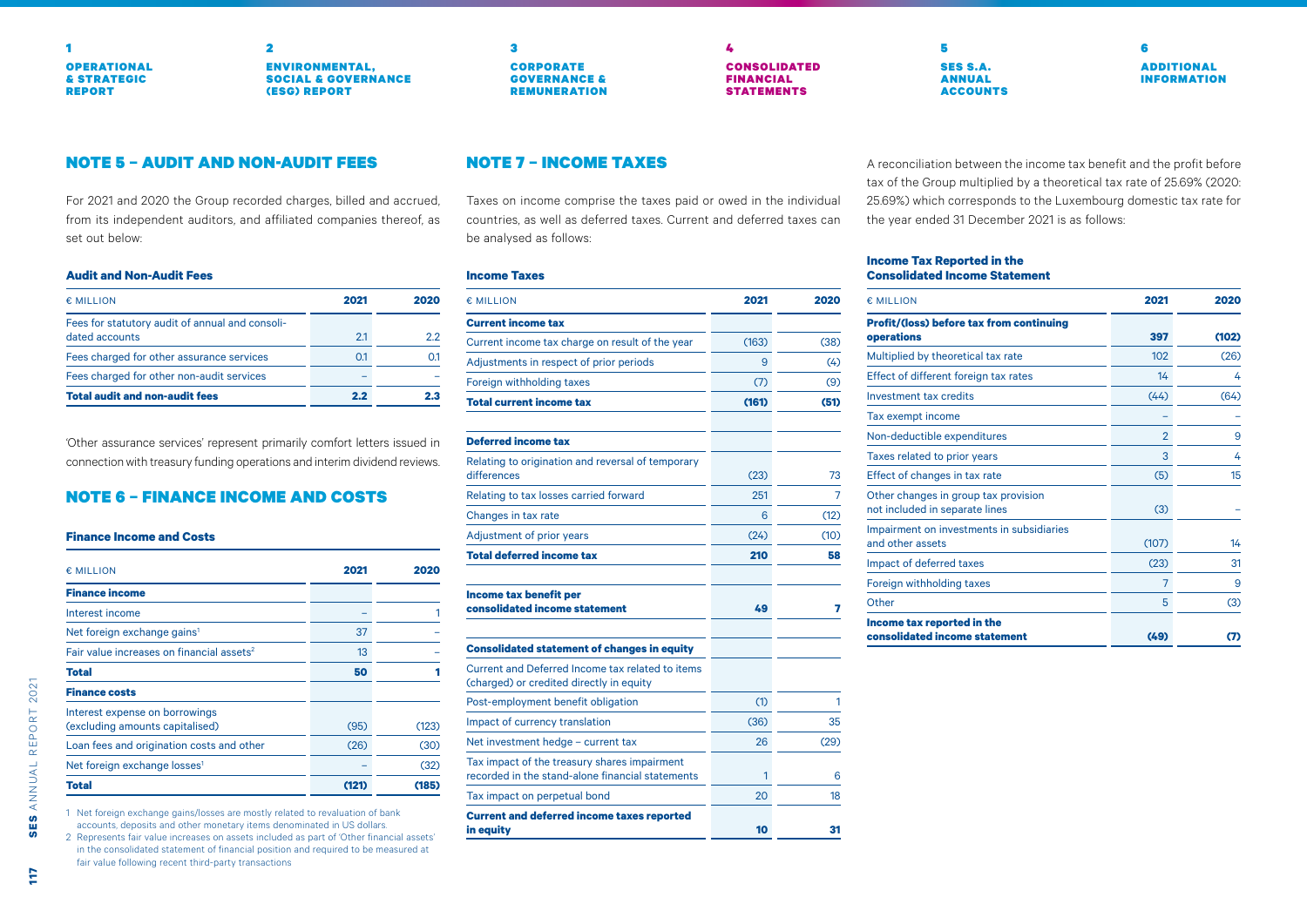## NOTE 5 – AUDIT AND NON-AUDIT FEES

For 2021 and 2020 the Group recorded charges, billed and accrued, from its independent auditors, and affiliated companies thereof, as set out below:

**Audit and Non-Audit Fees**

| € MILLION | 2021 | 2020 |
|---|---|---|
| Fees for statutory audit of annual and consolidated accounts | 2.1 | 2.2 |
| Fees charged for other assurance services | 0.1 | 0.1 |
| Fees charged for other non-audit services | – | – |
| **Total audit and non-audit fees** | **2.2** | **2.3** |

'Other assurance services' represent primarily comfort letters issued in connection with treasury funding operations and interim dividend reviews.

## NOTE 6 – FINANCE INCOME AND COSTS

**Finance Income and Costs**

| € MILLION | 2021 | 2020 |
|---|---|---|
| **Finance income** | | |
| Interest income | – | 1 |
| Net foreign exchange gains[1] | 37 | – |
| Fair value increases on financial assets[2] | 13 | – |
| **Total** | **50** | **1** |
| **Finance costs** | | |
| Interest expense on borrowings (excluding amounts capitalised) | (95) | (123) |
| Loan fees and origination costs and other | (26) | (30) |
| Net foreign exchange losses[1] | – | (32) |
| **Total** | **(121)** | **(185)** |

1 Net foreign exchange gains/losses are mostly related to revaluation of bank accounts, deposits and other monetary items denominated in US dollars.
2 Represents fair value increases on assets included as part of 'Other financial assets' in the consolidated statement of financial position and required to be measured at fair value following recent third-party transactions

## NOTE 7 – INCOME TAXES

Taxes on income comprise the taxes paid or owed in the individual countries, as well as deferred taxes. Current and deferred taxes can be analysed as follows:

**Income Taxes**

| € MILLION | 2021 | 2020 |
|---|---|---|
| **Current income tax** | | |
| Current income tax charge on result of the year | (163) | (38) |
| Adjustments in respect of prior periods | 9 | (4) |
| Foreign withholding taxes | (7) | (9) |
| **Total current income tax** | **(161)** | **(51)** |
| | | |
| **Deferred income tax** | | |
| Relating to origination and reversal of temporary differences | (23) | 73 |
| Relating to tax losses carried forward | 251 | 7 |
| Changes in tax rate | 6 | (12) |
| Adjustment of prior years | (24) | (10) |
| **Total deferred income tax** | **210** | **58** |
| | | |
| **Income tax benefit per consolidated income statement** | **49** | **7** |
| | | |
| **Consolidated statement of changes in equity** | | |
| Current and Deferred Income tax related to items (charged) or credited directly in equity | | |
| Post-employment benefit obligation | (1) | 1 |
| Impact of currency translation | (36) | 35 |
| Net investment hedge – current tax | 26 | (29) |
| Tax impact of the treasury shares impairment recorded in the stand-alone financial statements | 1 | 6 |
| Tax impact on perpetual bond | 20 | 18 |
| **Current and deferred income taxes reported in equity** | **10** | **31** |

A reconciliation between the income tax benefit and the profit before tax of the Group multiplied by a theoretical tax rate of 25.69% (2020: 25.69%) which corresponds to the Luxembourg domestic tax rate for the year ended 31 December 2021 is as follows:

**Income Tax Reported in the Consolidated Income Statement**

| € MILLION | 2021 | 2020 |
|---|---|---|
| **Profit/(loss) before tax from continuing operations** | **397** | **(102)** |
| Multiplied by theoretical tax rate | 102 | (26) |
| Effect of different foreign tax rates | 14 | 4 |
| Investment tax credits | (44) | (64) |
| Tax exempt income | – | – |
| Non-deductible expenditures | 2 | 9 |
| Taxes related to prior years | 3 | 4 |
| Effect of changes in tax rate | (5) | 15 |
| Other changes in group tax provision not included in separate lines | (3) | – |
| Impairment on investments in subsidiaries and other assets | (107) | 14 |
| Impact of deferred taxes | (23) | 31 |
| Foreign withholding taxes | 7 | 9 |
| Other | 5 | (3) |
| **Income tax reported in the consolidated income statement** | **(49)** | **(7)** |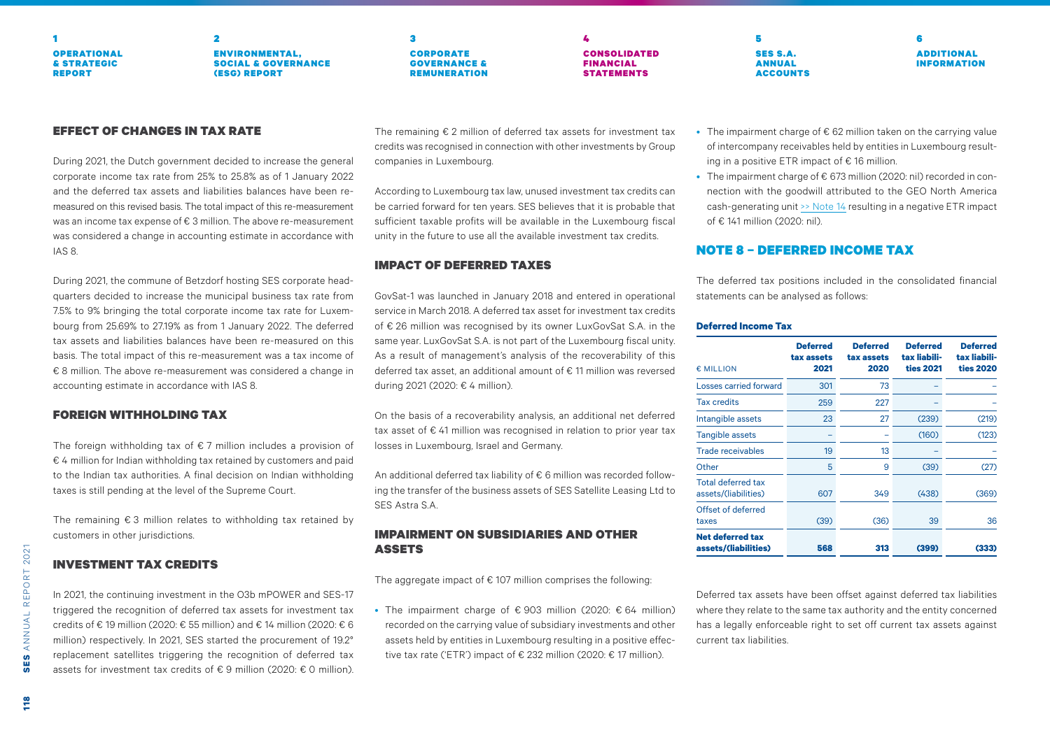### EFFECT OF CHANGES IN TAX RATE

During 2021, the Dutch government decided to increase the general corporate income tax rate from 25% to 25.8% as of 1 January 2022 and the deferred tax assets and liabilities balances have been re-measured on this revised basis. The total impact of this re-measurement was an income tax expense of € 3 million. The above re-measurement was considered a change in accounting estimate in accordance with IAS 8.

During 2021, the commune of Betzdorf hosting SES corporate headquarters decided to increase the municipal business tax rate from 7.5% to 9% bringing the total corporate income tax rate for Luxembourg from 25.69% to 27.19% as from 1 January 2022. The deferred tax assets and liabilities balances have been re-measured on this basis. The total impact of this re-measurement was a tax income of € 8 million. The above re-measurement was considered a change in accounting estimate in accordance with IAS 8.

### FOREIGN WITHHOLDING TAX

The foreign withholding tax of € 7 million includes a provision of € 4 million for Indian withholding tax retained by customers and paid to the Indian tax authorities. A final decision on Indian withholding taxes is still pending at the level of the Supreme Court.

The remaining € 3 million relates to withholding tax retained by customers in other jurisdictions.

### INVESTMENT TAX CREDITS

In 2021, the continuing investment in the O3b mPOWER and SES-17 triggered the recognition of deferred tax assets for investment tax credits of € 19 million (2020: € 55 million) and € 14 million (2020: € 6 million) respectively. In 2021, SES started the procurement of 19.2° replacement satellites triggering the recognition of deferred tax assets for investment tax credits of € 9 million (2020: € 0 million). The remaining € 2 million of deferred tax assets for investment tax credits was recognised in connection with other investments by Group companies in Luxembourg.

According to Luxembourg tax law, unused investment tax credits can be carried forward for ten years. SES believes that it is probable that sufficient taxable profits will be available in the Luxembourg fiscal unity in the future to use all the available investment tax credits.

### IMPACT OF DEFERRED TAXES

GovSat-1 was launched in January 2018 and entered in operational service in March 2018. A deferred tax asset for investment tax credits of € 26 million was recognised by its owner LuxGovSat S.A. in the same year. LuxGovSat S.A. is not part of the Luxembourg fiscal unity. As a result of management's analysis of the recoverability of this deferred tax asset, an additional amount of € 11 million was reversed during 2021 (2020: € 4 million).

On the basis of a recoverability analysis, an additional net deferred tax asset of € 41 million was recognised in relation to prior year tax losses in Luxembourg, Israel and Germany.

An additional deferred tax liability of € 6 million was recorded following the transfer of the business assets of SES Satellite Leasing Ltd to SES Astra S.A.

### IMPAIRMENT ON SUBSIDIARIES AND OTHER ASSETS

The aggregate impact of € 107 million comprises the following:

- The impairment charge of € 903 million (2020: € 64 million) recorded on the carrying value of subsidiary investments and other assets held by entities in Luxembourg resulting in a positive effective tax rate ('ETR') impact of € 232 million (2020: € 17 million).
- The impairment charge of € 62 million taken on the carrying value of intercompany receivables held by entities in Luxembourg resulting in a positive ETR impact of € 16 million.
- The impairment charge of € 673 million (2020: nil) recorded in connection with the goodwill attributed to the GEO North America cash-generating unit >> Note 14 resulting in a negative ETR impact of € 141 million (2020: nil).

## NOTE 8 – DEFERRED INCOME TAX

The deferred tax positions included in the consolidated financial statements can be analysed as follows:

**Deferred Income Tax**

| € MILLION | Deferred tax assets 2021 | Deferred tax assets 2020 | Deferred tax liabilities 2021 | Deferred tax liabilities 2020 |
|---|---|---|---|---|
| Losses carried forward | 301 | 73 | – | – |
| Tax credits | 259 | 227 | – | – |
| Intangible assets | 23 | 27 | (239) | (219) |
| Tangible assets | – | – | (160) | (123) |
| Trade receivables | 19 | 13 | – | – |
| Other | 5 | 9 | (39) | (27) |
| Total deferred tax assets/(liabilities) | 607 | 349 | (438) | (369) |
| Offset of deferred taxes | (39) | (36) | 39 | 36 |
| **Net deferred tax assets/(liabilities)** | **568** | **313** | **(399)** | **(333)** |

Deferred tax assets have been offset against deferred tax liabilities where they relate to the same tax authority and the entity concerned has a legally enforceable right to set off current tax assets against current tax liabilities.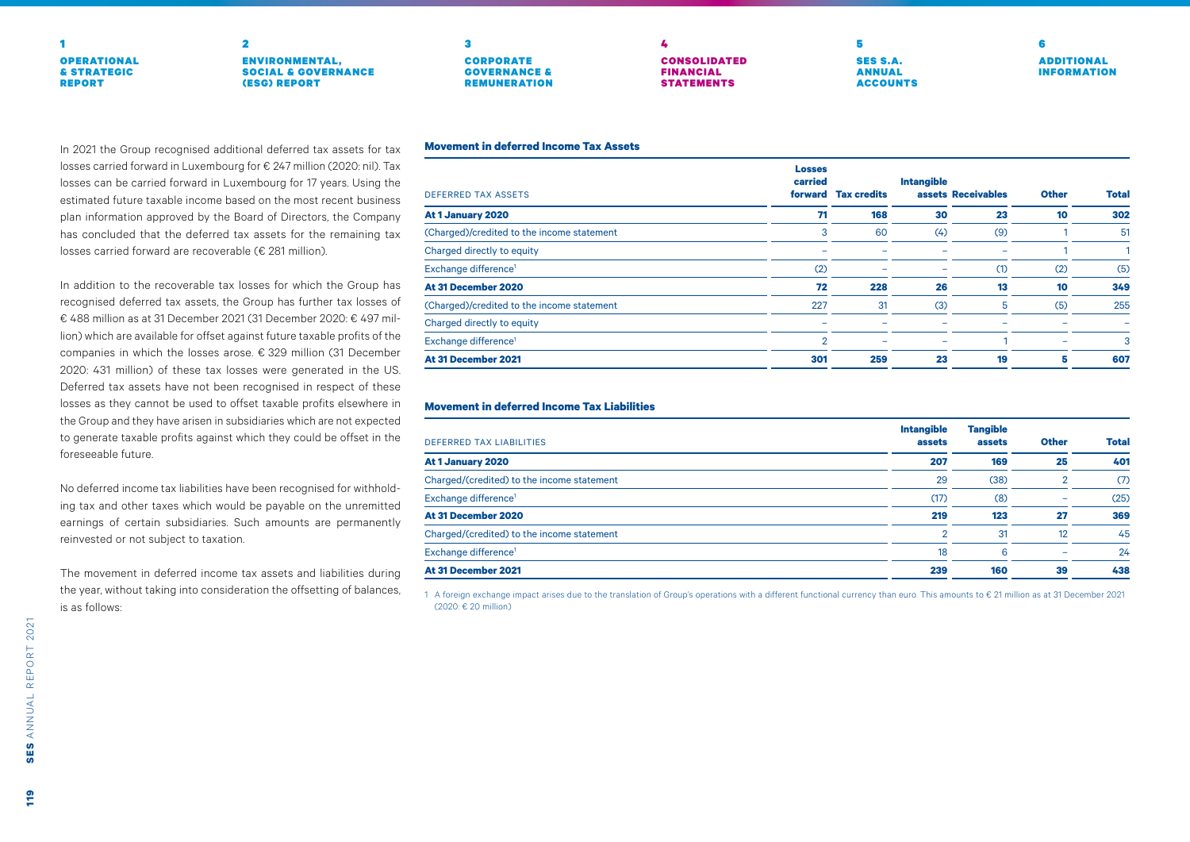In 2021 the Group recognised additional deferred tax assets for tax losses carried forward in Luxembourg for € 247 million (2020: nil). Tax losses can be carried forward in Luxembourg for 17 years. Using the estimated future taxable income based on the most recent business plan information approved by the Board of Directors, the Company has concluded that the deferred tax assets for the remaining tax losses carried forward are recoverable (€ 281 million).

In addition to the recoverable tax losses for which the Group has recognised deferred tax assets, the Group has further tax losses of € 488 million as at 31 December 2021 (31 December 2020: € 497 million) which are available for offset against future taxable profits of the companies in which the losses arose. € 329 million (31 December 2020: 431 million) of these tax losses were generated in the US. Deferred tax assets have not been recognised in respect of these losses as they cannot be used to offset taxable profits elsewhere in the Group and they have arisen in subsidiaries which are not expected to generate taxable profits against which they could be offset in the foreseeable future.

No deferred income tax liabilities have been recognised for withholding tax and other taxes which would be payable on the unremitted earnings of certain subsidiaries. Such amounts are permanently reinvested or not subject to taxation.

The movement in deferred income tax assets and liabilities during the year, without taking into consideration the offsetting of balances, is as follows:

**Movement in deferred Income Tax Assets**

| DEFERRED TAX ASSETS | Losses carried forward | Tax credits | Intangible assets | Receivables | Other | Total |
|---|---|---|---|---|---|---|
| **At 1 January 2020** | **71** | **168** | **30** | **23** | **10** | **302** |
| (Charged)/credited to the income statement | 3 | 60 | (4) | (9) | 1 | 51 |
| Charged directly to equity | – | – | – | – | 1 | 1 |
| Exchange difference[1] | (2) | – | – | (1) | (2) | (5) |
| **At 31 December 2020** | **72** | **228** | **26** | **13** | **10** | **349** |
| (Charged)/credited to the income statement | 227 | 31 | (3) | 5 | (5) | 255 |
| Charged directly to equity | – | – | – | – | – | – |
| Exchange difference[1] | 2 | – | – | 1 | – | 3 |
| **At 31 December 2021** | **301** | **259** | **23** | **19** | **5** | **607** |

**Movement in deferred Income Tax Liabilities**

| DEFERRED TAX LIABILITIES | Intangible assets | Tangible assets | Other | Total |
|---|---|---|---|---|
| **At 1 January 2020** | **207** | **169** | **25** | **401** |
| Charged/(credited) to the income statement | 29 | (38) | 2 | (7) |
| Exchange difference[1] | (17) | (8) | – | (25) |
| **At 31 December 2020** | **219** | **123** | **27** | **369** |
| Charged/(credited) to the income statement | 2 | 31 | 12 | 45 |
| Exchange difference[1] | 18 | 6 | – | 24 |
| **At 31 December 2021** | **239** | **160** | **39** | **438** |

1 A foreign exchange impact arises due to the translation of Group's operations with a different functional currency than euro. This amounts to € 21 million as at 31 December 2021 (2020: € 20 million)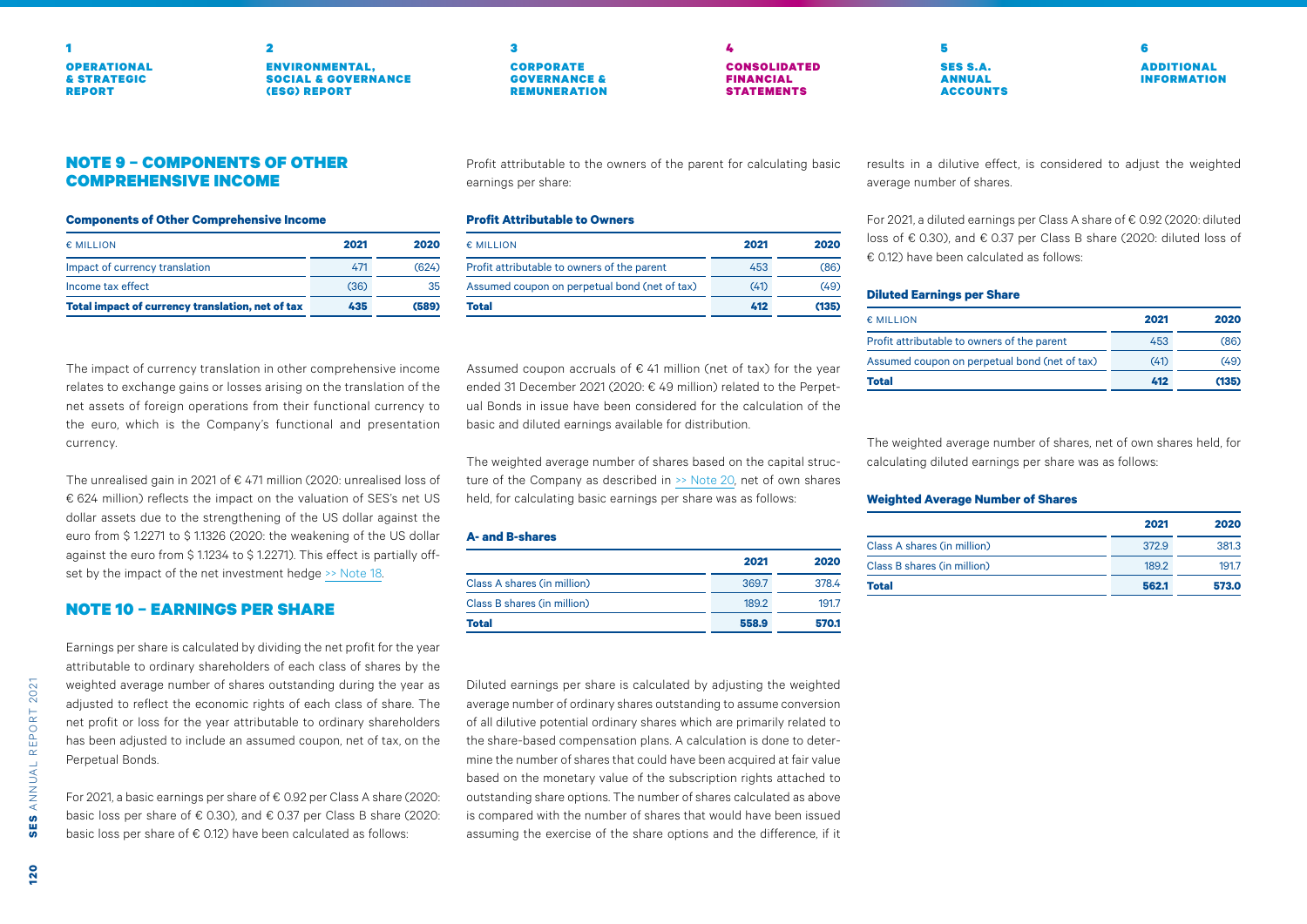## NOTE 9 – COMPONENTS OF OTHER COMPREHENSIVE INCOME

**Components of Other Comprehensive Income**

| € MILLION | 2021 | 2020 |
|---|---|---|
| Impact of currency translation | 471 | (624) |
| Income tax effect | (36) | 35 |
| **Total impact of currency translation, net of tax** | **435** | **(589)** |

The impact of currency translation in other comprehensive income relates to exchange gains or losses arising on the translation of the net assets of foreign operations from their functional currency to the euro, which is the Company's functional and presentation currency.

The unrealised gain in 2021 of € 471 million (2020: unrealised loss of € 624 million) reflects the impact on the valuation of SES's net US dollar assets due to the strengthening of the US dollar against the euro from $ 1.2271 to $ 1.1326 (2020: the weakening of the US dollar against the euro from $ 1.1234 to $ 1.2271). This effect is partially offset by the impact of the net investment hedge >> Note 18.

## NOTE 10 – EARNINGS PER SHARE

Earnings per share is calculated by dividing the net profit for the year attributable to ordinary shareholders of each class of shares by the weighted average number of shares outstanding during the year as adjusted to reflect the economic rights of each class of share. The net profit or loss for the year attributable to ordinary shareholders has been adjusted to include an assumed coupon, net of tax, on the Perpetual Bonds.

For 2021, a basic earnings per share of € 0.92 per Class A share (2020: basic loss per share of € 0.30), and € 0.37 per Class B share (2020: basic loss per share of € 0.12) have been calculated as follows:

Profit attributable to the owners of the parent for calculating basic earnings per share:

**Profit Attributable to Owners**

| € MILLION | 2021 | 2020 |
|---|---|---|
| Profit attributable to owners of the parent | 453 | (86) |
| Assumed coupon on perpetual bond (net of tax) | (41) | (49) |
| **Total** | **412** | **(135)** |

Assumed coupon accruals of € 41 million (net of tax) for the year ended 31 December 2021 (2020: € 49 million) related to the Perpetual Bonds in issue have been considered for the calculation of the basic and diluted earnings available for distribution.

The weighted average number of shares based on the capital structure of the Company as described in >> Note 20, net of own shares held, for calculating basic earnings per share was as follows:

**A- and B-shares**

| | 2021 | 2020 |
|---|---|---|
| Class A shares (in million) | 369.7 | 378.4 |
| Class B shares (in million) | 189.2 | 191.7 |
| **Total** | **558.9** | **570.1** |

Diluted earnings per share is calculated by adjusting the weighted average number of ordinary shares outstanding to assume conversion of all dilutive potential ordinary shares which are primarily related to the share-based compensation plans. A calculation is done to determine the number of shares that could have been acquired at fair value based on the monetary value of the subscription rights attached to outstanding share options. The number of shares calculated as above is compared with the number of shares that would have been issued assuming the exercise of the share options and the difference, if it results in a dilutive effect, is considered to adjust the weighted average number of shares.

For 2021, a diluted earnings per Class A share of € 0.92 (2020: diluted loss of € 0.30), and € 0.37 per Class B share (2020: diluted loss of € 0.12) have been calculated as follows:

**Diluted Earnings per Share**

| € MILLION | 2021 | 2020 |
|---|---|---|
| Profit attributable to owners of the parent | 453 | (86) |
| Assumed coupon on perpetual bond (net of tax) | (41) | (49) |
| **Total** | **412** | **(135)** |

The weighted average number of shares, net of own shares held, for calculating diluted earnings per share was as follows:

**Weighted Average Number of Shares**

| | 2021 | 2020 |
|---|---|---|
| Class A shares (in million) | 372.9 | 381.3 |
| Class B shares (in million) | 189.2 | 191.7 |
| **Total** | **562.1** | **573.0** |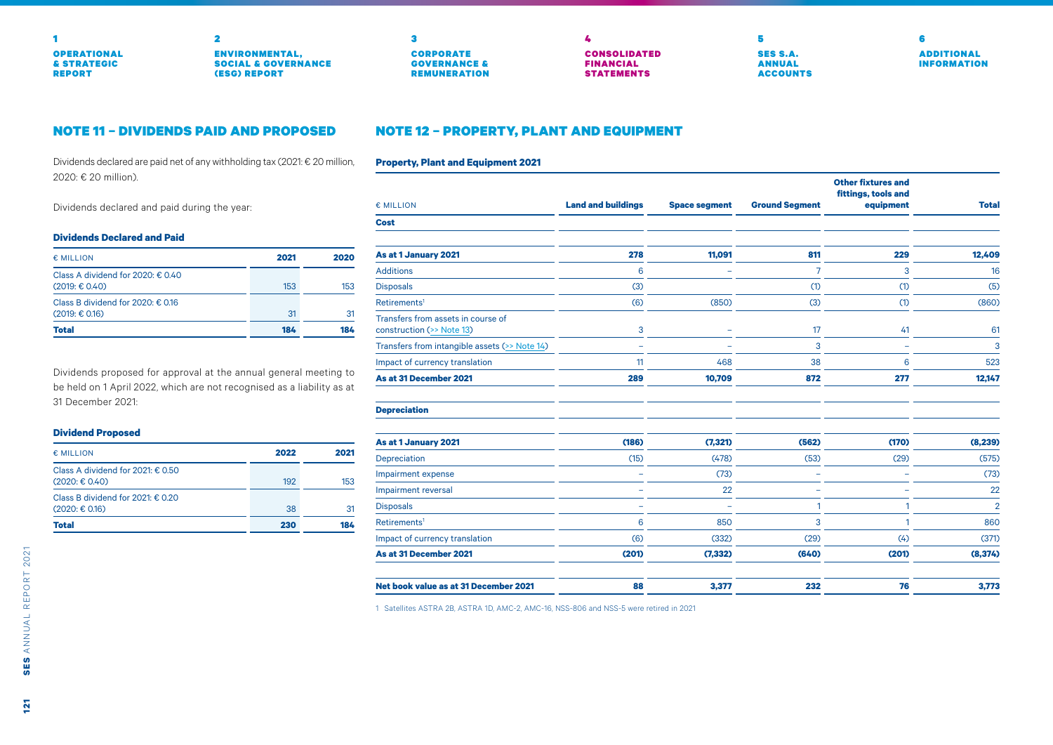## NOTE 11 – DIVIDENDS PAID AND PROPOSED

Dividends declared are paid net of any withholding tax (2021: € 20 million, 2020: € 20 million).

Dividends declared and paid during the year:

### Dividends Declared and Paid

| € MILLION | 2021 | 2020 |
|---|---|---|
| Class A dividend for 2020: € 0.40 (2019: € 0.40) | 153 | 153 |
| Class B dividend for 2020: € 0.16 (2019: € 0.16) | 31 | 31 |
| **Total** | **184** | **184** |

Dividends proposed for approval at the annual general meeting to be held on 1 April 2022, which are not recognised as a liability as at 31 December 2021:

### Dividend Proposed

| € MILLION | 2022 | 2021 |
|---|---|---|
| Class A dividend for 2021: € 0.50 (2020: € 0.40) | 192 | 153 |
| Class B dividend for 2021: € 0.20 (2020: € 0.16) | 38 | 31 |
| **Total** | **230** | **184** |

## NOTE 12 – PROPERTY, PLANT AND EQUIPMENT

### Property, Plant and Equipment 2021

| € MILLION | Land and buildings | Space segment | Ground Segment | Other fixtures and fittings, tools and equipment | Total |
|---|---|---|---|---|---|
| **Cost** | | | | | |
| **As at 1 January 2021** | **278** | **11,091** | **811** | **229** | **12,409** |
| Additions | 6 | – | 7 | 3 | 16 |
| Disposals | (3) | | (1) | (1) | (5) |
| Retirements[1] | (6) | (850) | (3) | (1) | (860) |
| Transfers from assets in course of construction (>> Note 13) | 3 | – | 17 | 41 | 61 |
| Transfers from intangible assets (>> Note 14) | – | – | 3 | – | 3 |
| Impact of currency translation | 11 | 468 | 38 | 6 | 523 |
| **As at 31 December 2021** | **289** | **10,709** | **872** | **277** | **12,147** |
| **Depreciation** | | | | | |
| **As at 1 January 2021** | **(186)** | **(7,321)** | **(562)** | **(170)** | **(8,239)** |
| Depreciation | (15) | (478) | (53) | (29) | (575) |
| Impairment expense | – | (73) | – | – | (73) |
| Impairment reversal | – | 22 | – | – | 22 |
| Disposals | – | – | 1 | 1 | 2 |
| Retirements[1] | 6 | 850 | 3 | 1 | 860 |
| Impact of currency translation | (6) | (332) | (29) | (4) | (371) |
| **As at 31 December 2021** | **(201)** | **(7,332)** | **(640)** | **(201)** | **(8,374)** |
| **Net book value as at 31 December 2021** | **88** | **3,377** | **232** | **76** | **3,773** |

1 Satellites ASTRA 2B, ASTRA 1D, AMC-2, AMC-16, NSS-806 and NSS-5 were retired in 2021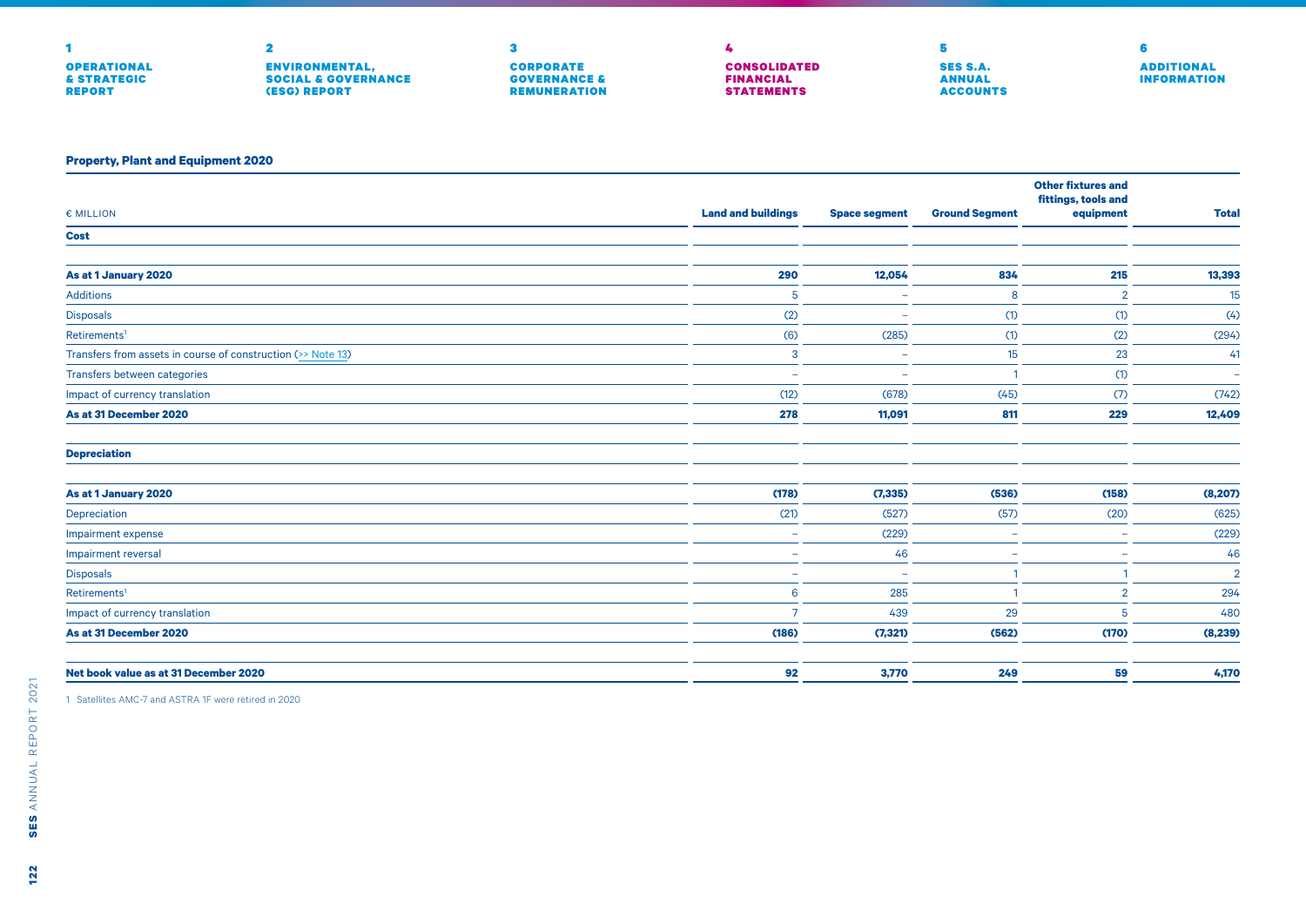### Property, Plant and Equipment 2020

| € MILLION | Land and buildings | Space segment | Ground Segment | Other fixtures and fittings, tools and equipment | Total |
|---|---|---|---|---|---|
| **Cost** | | | | | |
| **As at 1 January 2020** | **290** | **12,054** | **834** | **215** | **13,393** |
| Additions | 5 | – | 8 | 2 | 15 |
| Disposals | (2) | – | (1) | (1) | (4) |
| Retirements[1] | (6) | (285) | (1) | (2) | (294) |
| Transfers from assets in course of construction (>> Note 13) | 3 | – | 15 | 23 | 41 |
| Transfers between categories | – | – | 1 | (1) | – |
| Impact of currency translation | (12) | (678) | (45) | (7) | (742) |
| **As at 31 December 2020** | **278** | **11,091** | **811** | **229** | **12,409** |
| **Depreciation** | | | | | |
| **As at 1 January 2020** | **(178)** | **(7,335)** | **(536)** | **(158)** | **(8,207)** |
| Depreciation | (21) | (527) | (57) | (20) | (625) |
| Impairment expense | – | (229) | – | – | (229) |
| Impairment reversal | – | 46 | – | – | 46 |
| Disposals | – | – | 1 | 1 | 2 |
| Retirements[1] | 6 | 285 | 1 | 2 | 294 |
| Impact of currency translation | 7 | 439 | 29 | 5 | 480 |
| **As at 31 December 2020** | **(186)** | **(7,321)** | **(562)** | **(170)** | **(8,239)** |
| **Net book value as at 31 December 2020** | **92** | **3,770** | **249** | **59** | **4,170** |

1 Satellites AMC-7 and ASTRA 1F were retired in 2020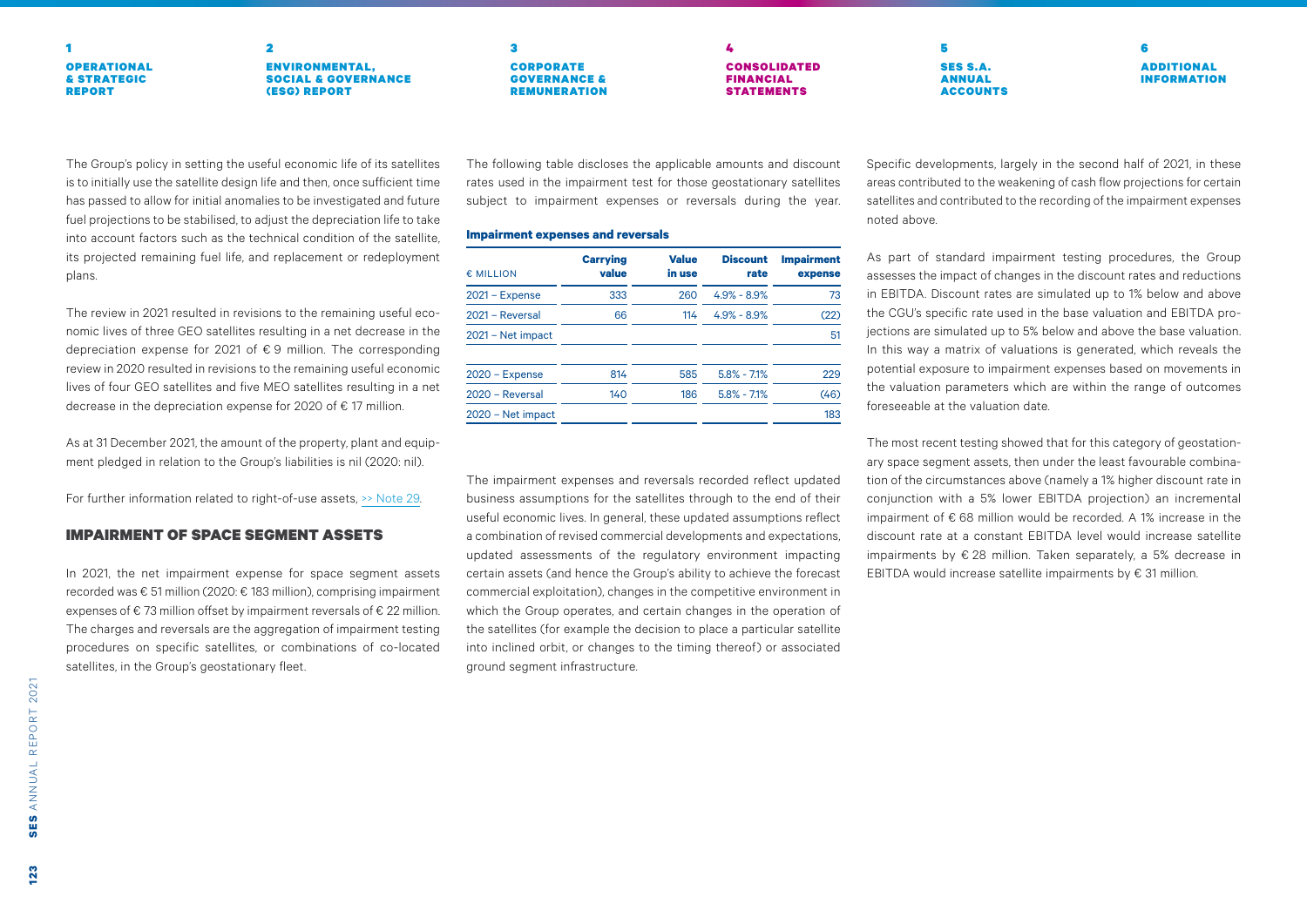The Group's policy in setting the useful economic life of its satellites is to initially use the satellite design life and then, once sufficient time has passed to allow for initial anomalies to be investigated and future fuel projections to be stabilised, to adjust the depreciation life to take into account factors such as the technical condition of the satellite, its projected remaining fuel life, and replacement or redeployment plans.

The review in 2021 resulted in revisions to the remaining useful economic lives of three GEO satellites resulting in a net decrease in the depreciation expense for 2021 of € 9 million. The corresponding review in 2020 resulted in revisions to the remaining useful economic lives of four GEO satellites and five MEO satellites resulting in a net decrease in the depreciation expense for 2020 of € 17 million.

As at 31 December 2021, the amount of the property, plant and equipment pledged in relation to the Group's liabilities is nil (2020: nil).

For further information related to right-of-use assets, >> Note 29.

## IMPAIRMENT OF SPACE SEGMENT ASSETS

In 2021, the net impairment expense for space segment assets recorded was € 51 million (2020: € 183 million), comprising impairment expenses of € 73 million offset by impairment reversals of € 22 million. The charges and reversals are the aggregation of impairment testing procedures on specific satellites, or combinations of co-located satellites, in the Group's geostationary fleet.

The following table discloses the applicable amounts and discount rates used in the impairment test for those geostationary satellites subject to impairment expenses or reversals during the year.

**Impairment expenses and reversals**

| € MILLION | Carrying value | Value in use | Discount rate | Impairment expense |
|---|---|---|---|---|
| 2021 – Expense | 333 | 260 | 4.9% - 8.9% | 73 |
| 2021 – Reversal | 66 | 114 | 4.9% - 8.9% | (22) |
| 2021 – Net impact | | | | 51 |
| 2020 – Expense | 814 | 585 | 5.8% - 7.1% | 229 |
| 2020 – Reversal | 140 | 186 | 5.8% - 7.1% | (46) |
| 2020 – Net impact | | | | 183 |

The impairment expenses and reversals recorded reflect updated business assumptions for the satellites through to the end of their useful economic lives. In general, these updated assumptions reflect a combination of revised commercial developments and expectations, updated assessments of the regulatory environment impacting certain assets (and hence the Group's ability to achieve the forecast commercial exploitation), changes in the competitive environment in which the Group operates, and certain changes in the operation of the satellites (for example the decision to place a particular satellite into inclined orbit, or changes to the timing thereof) or associated ground segment infrastructure.

Specific developments, largely in the second half of 2021, in these areas contributed to the weakening of cash flow projections for certain satellites and contributed to the recording of the impairment expenses noted above.

As part of standard impairment testing procedures, the Group assesses the impact of changes in the discount rates and reductions in EBITDA. Discount rates are simulated up to 1% below and above the CGU's specific rate used in the base valuation and EBITDA projections are simulated up to 5% below and above the base valuation. In this way a matrix of valuations is generated, which reveals the potential exposure to impairment expenses based on movements in the valuation parameters which are within the range of outcomes foreseeable at the valuation date.

The most recent testing showed that for this category of geostationary space segment assets, then under the least favourable combination of the circumstances above (namely a 1% higher discount rate in conjunction with a 5% lower EBITDA projection) an incremental impairment of € 68 million would be recorded. A 1% increase in the discount rate at a constant EBITDA level would increase satellite impairments by € 28 million. Taken separately, a 5% decrease in EBITDA would increase satellite impairments by € 31 million.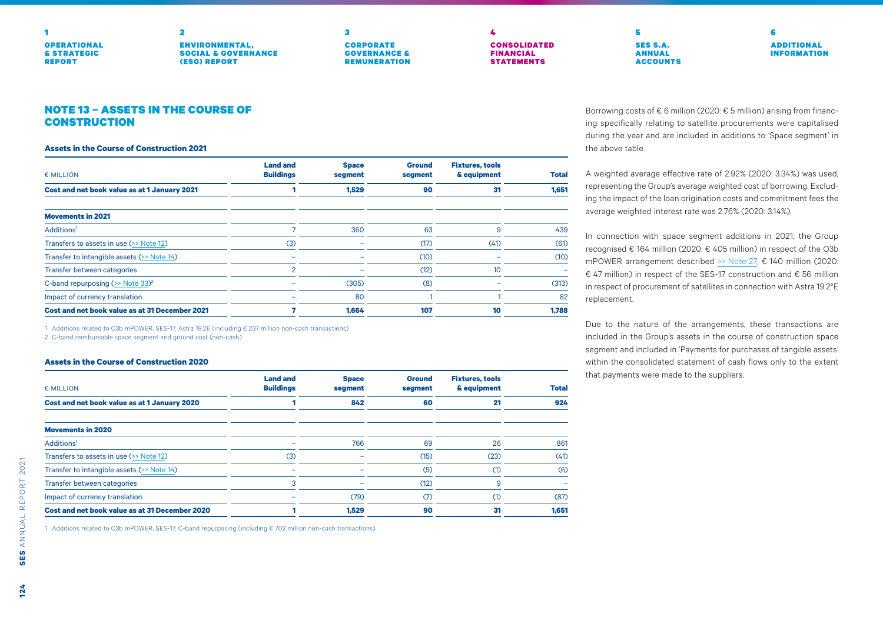## NOTE 13 – ASSETS IN THE COURSE OF CONSTRUCTION

### Assets in the Course of Construction 2021

| € MILLION | Land and Buildings | Space segment | Ground segment | Fixtures, tools & equipment | Total |
|---|---|---|---|---|---|
| **Cost and net book value as at 1 January 2021** | **1** | **1,529** | **90** | **31** | **1,651** |
| **Movements in 2021** | | | | | |
| Additions[1] | 7 | 360 | 63 | 9 | 439 |
| Transfers to assets in use (>> Note 12) | (3) | – | (17) | (41) | (61) |
| Transfer to intangible assets (>> Note 14) | – | – | (10) | – | (10) |
| Transfer between categories | 2 | – | (12) | 10 | – |
| C-band repurposing (>> Note 33)[2] | – | (305) | (8) | – | (313) |
| Impact of currency translation | – | 80 | 1 | 1 | 82 |
| **Cost and net book value as at 31 December 2021** | **7** | **1,664** | **107** | **10** | **1,788** |

1 Additions related to O3b mPOWER, SES-17, Astra 19.2E (including € 237 million non-cash transactions)

2 C-band reimbursable space segment and ground cost (non-cash)

### Assets in the Course of Construction 2020

| € MILLION | Land and Buildings | Space segment | Ground segment | Fixtures, tools & equipment | Total |
|---|---|---|---|---|---|
| **Cost and net book value as at 1 January 2020** | **1** | **842** | **60** | **21** | **924** |
| **Movements in 2020** | | | | | |
| Additions[1] | – | 766 | 69 | 26 | 861 |
| Transfers to assets in use (>> Note 12) | (3) | – | (15) | (23) | (41) |
| Transfer to intangible assets (>> Note 14) | – | – | (5) | (1) | (6) |
| Transfer between categories | 3 | – | (12) | 9 | – |
| Impact of currency translation | – | (79) | (7) | (1) | (87) |
| **Cost and net book value as at 31 December 2020** | **1** | **1,529** | **90** | **31** | **1,651** |

1 Additions related to O3b mPOWER, SES-17, C-band repurposing (including € 702 million non-cash transactions)

Borrowing costs of € 6 million (2020: € 5 million) arising from financing specifically relating to satellite procurements were capitalised during the year and are included in additions to 'Space segment' in the above table.

A weighted average effective rate of 2.92% (2020: 3.34%) was used, representing the Group's average weighted cost of borrowing. Excluding the impact of the loan origination costs and commitment fees the average weighted interest rate was 2.76% (2020: 3.14%).

In connection with space segment additions in 2021, the Group recognised € 164 million (2020: € 405 million) in respect of the O3b mPOWER arrangement described >> Note 27, € 140 million (2020: € 47 million) in respect of the SES-17 construction and € 56 million in respect of procurement of satellites in connection with Astra 19.2°E replacement.

Due to the nature of the arrangements, these transactions are included in the Group's assets in the course of construction space segment and included in 'Payments for purchases of tangible assets' within the consolidated statement of cash flows only to the extent that payments were made to the suppliers.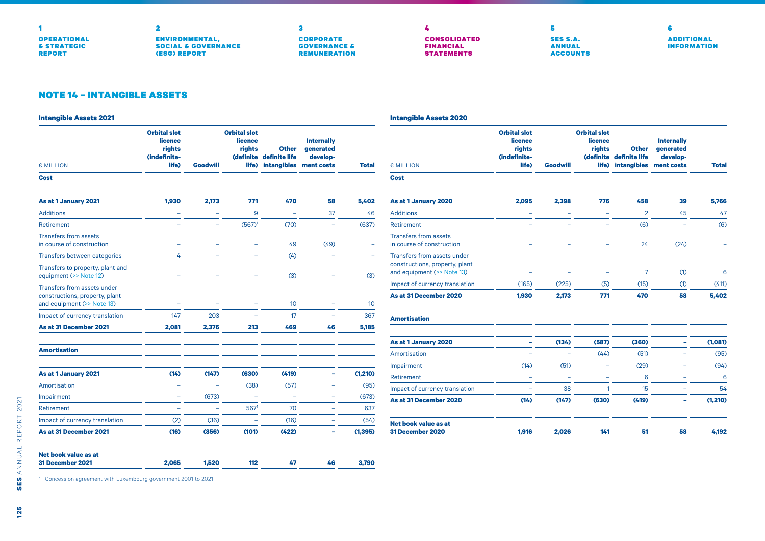## NOTE 14 – INTANGIBLE ASSETS

### Intangible Assets 2021

| € MILLION | Orbital slot licence rights (indefinite-life) | Goodwill | Orbital slot licence rights (definite life) | Other definite life intangibles | Internally generated development costs | Total |
|---|---|---|---|---|---|---|
| **Cost** | | | | | | |
| **As at 1 January 2021** | **1,930** | **2,173** | **771** | **470** | **58** | **5,402** |
| Additions | – | – | 9 | – | 37 | 46 |
| Retirement | – | – | (567)[1] | (70) | – | (637) |
| Transfers from assets in course of construction | – | – | – | 49 | (49) | – |
| Transfers between categories | 4 | – | – | (4) | – | – |
| Transfers to property, plant and equipment (>> Note 12) | – | – | – | (3) | – | (3) |
| Transfers from assets under constructions, property, plant and equipment (>> Note 13) | – | – | – | 10 | – | 10 |
| Impact of currency translation | 147 | 203 | – | 17 | – | 367 |
| **As at 31 December 2021** | **2,081** | **2,376** | **213** | **469** | **46** | **5,185** |
| **Amortisation** | | | | | | |
| **As at 1 January 2021** | **(14)** | **(147)** | **(630)** | **(419)** | **–** | **(1,210)** |
| Amortisation | – | – | (38) | (57) | – | (95) |
| Impairment | – | (673) | – | – | – | (673) |
| Retirement | – | – | 567[1] | 70 | – | 637 |
| Impact of currency translation | (2) | (36) | – | (16) | – | (54) |
| **As at 31 December 2021** | **(16)** | **(856)** | **(101)** | **(422)** | **–** | **(1,395)** |
| **Net book value as at 31 December 2021** | **2,065** | **1,520** | **112** | **47** | **46** | **3,790** |

1 Concession agreement with Luxembourg government 2001 to 2021

### Intangible Assets 2020

| € MILLION | Orbital slot licence rights (indefinite-life) | Goodwill | Orbital slot licence rights (definite life) | Other definite life intangibles | Internally generated development costs | Total |
|---|---|---|---|---|---|---|
| **Cost** | | | | | | |
| **As at 1 January 2020** | **2,095** | **2,398** | **776** | **458** | **39** | **5,766** |
| Additions | – | – | – | 2 | 45 | 47 |
| Retirement | – | – | – | (6) | – | (6) |
| Transfers from assets in course of construction | – | – | – | 24 | (24) | – |
| Transfers from assets under constructions, property, plant and equipment (>> Note 13) | – | – | – | 7 | (1) | 6 |
| Impact of currency translation | (165) | (225) | (5) | (15) | (1) | (411) |
| **As at 31 December 2020** | **1,930** | **2,173** | **771** | **470** | **58** | **5,402** |
| **Amortisation** | | | | | | |
| **As at 1 January 2020** | **–** | **(134)** | **(587)** | **(360)** | **–** | **(1,081)** |
| Amortisation | – | – | (44) | (51) | – | (95) |
| Impairment | (14) | (51) | – | (29) | – | (94) |
| Retirement | – | – | – | 6 | – | 6 |
| Impact of currency translation | – | 38 | 1 | 15 | – | 54 |
| **As at 31 December 2020** | **(14)** | **(147)** | **(630)** | **(419)** | **–** | **(1,210)** |
| **Net book value as at 31 December 2020** | **1,916** | **2,026** | **141** | **51** | **58** | **4,192** |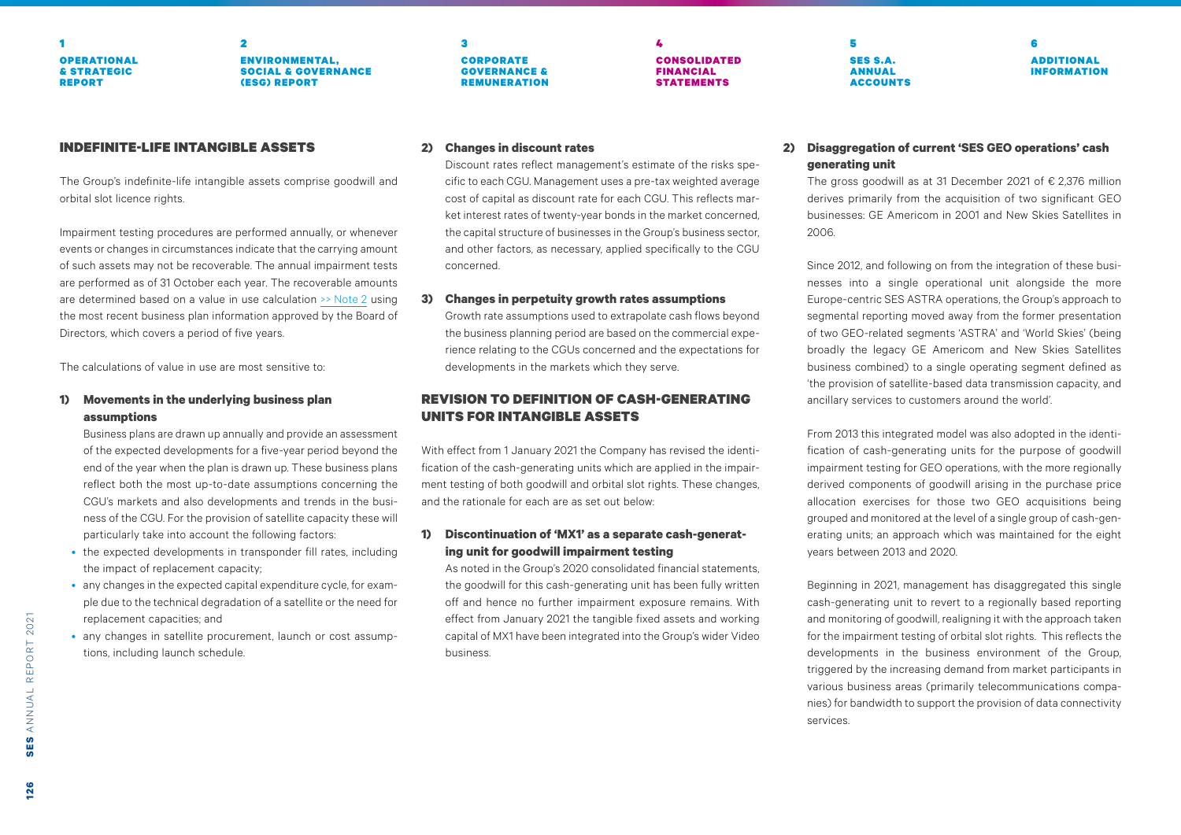## INDEFINITE-LIFE INTANGIBLE ASSETS

The Group's indefinite-life intangible assets comprise goodwill and orbital slot licence rights.

Impairment testing procedures are performed annually, or whenever events or changes in circumstances indicate that the carrying amount of such assets may not be recoverable. The annual impairment tests are performed as of 31 October each year. The recoverable amounts are determined based on a value in use calculation >> Note 2 using the most recent business plan information approved by the Board of Directors, which covers a period of five years.

The calculations of value in use are most sensitive to:

**1) Movements in the underlying business plan assumptions**

Business plans are drawn up annually and provide an assessment of the expected developments for a five-year period beyond the end of the year when the plan is drawn up. These business plans reflect both the most up-to-date assumptions concerning the CGU's markets and also developments and trends in the business of the CGU. For the provision of satellite capacity these will particularly take into account the following factors:

- the expected developments in transponder fill rates, including the impact of replacement capacity;
- any changes in the expected capital expenditure cycle, for example due to the technical degradation of a satellite or the need for replacement capacities; and
- any changes in satellite procurement, launch or cost assumptions, including launch schedule.

**2) Changes in discount rates**

Discount rates reflect management's estimate of the risks specific to each CGU. Management uses a pre-tax weighted average cost of capital as discount rate for each CGU. This reflects market interest rates of twenty-year bonds in the market concerned, the capital structure of businesses in the Group's business sector, and other factors, as necessary, applied specifically to the CGU concerned.

**3) Changes in perpetuity growth rates assumptions**

Growth rate assumptions used to extrapolate cash flows beyond the business planning period are based on the commercial experience relating to the CGUs concerned and the expectations for developments in the markets which they serve.

## REVISION TO DEFINITION OF CASH-GENERATING UNITS FOR INTANGIBLE ASSETS

With effect from 1 January 2021 the Company has revised the identification of the cash-generating units which are applied in the impairment testing of both goodwill and orbital slot rights. These changes, and the rationale for each are as set out below:

**1) Discontinuation of 'MX1' as a separate cash-generating unit for goodwill impairment testing**

As noted in the Group's 2020 consolidated financial statements, the goodwill for this cash-generating unit has been fully written off and hence no further impairment exposure remains. With effect from January 2021 the tangible fixed assets and working capital of MX1 have been integrated into the Group's wider Video business.

**2) Disaggregation of current 'SES GEO operations' cash generating unit**

The gross goodwill as at 31 December 2021 of € 2,376 million derives primarily from the acquisition of two significant GEO businesses: GE Americom in 2001 and New Skies Satellites in 2006.

Since 2012, and following on from the integration of these businesses into a single operational unit alongside the more Europe-centric SES ASTRA operations, the Group's approach to segmental reporting moved away from the former presentation of two GEO-related segments 'ASTRA' and 'World Skies' (being broadly the legacy GE Americom and New Skies Satellites business combined) to a single operating segment defined as 'the provision of satellite-based data transmission capacity, and ancillary services to customers around the world'.

From 2013 this integrated model was also adopted in the identification of cash-generating units for the purpose of goodwill impairment testing for GEO operations, with the more regionally derived components of goodwill arising in the purchase price allocation exercises for those two GEO acquisitions being grouped and monitored at the level of a single group of cash-generating units; an approach which was maintained for the eight years between 2013 and 2020.

Beginning in 2021, management has disaggregated this single cash-generating unit to revert to a regionally based reporting and monitoring of goodwill, realigning it with the approach taken for the impairment testing of orbital slot rights. This reflects the developments in the business environment of the Group, triggered by the increasing demand from market participants in various business areas (primarily telecommunications companies) for bandwidth to support the provision of data connectivity services.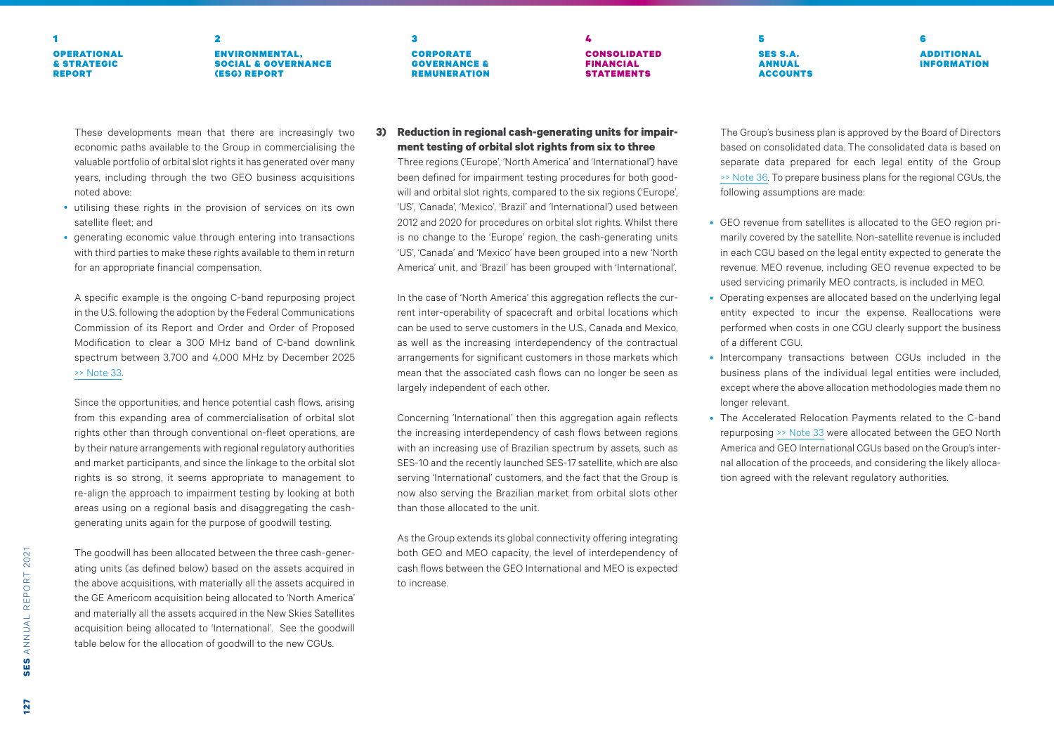These developments mean that there are increasingly two economic paths available to the Group in commercialising the valuable portfolio of orbital slot rights it has generated over many years, including through the two GEO business acquisitions noted above:

- utilising these rights in the provision of services on its own satellite fleet; and
- generating economic value through entering into transactions with third parties to make these rights available to them in return for an appropriate financial compensation.

A specific example is the ongoing C-band repurposing project in the U.S. following the adoption by the Federal Communications Commission of its Report and Order and Order of Proposed Modification to clear a 300 MHz band of C-band downlink spectrum between 3,700 and 4,000 MHz by December 2025 >> Note 33.

Since the opportunities, and hence potential cash flows, arising from this expanding area of commercialisation of orbital slot rights other than through conventional on-fleet operations, are by their nature arrangements with regional regulatory authorities and market participants, and since the linkage to the orbital slot rights is so strong, it seems appropriate to management to re-align the approach to impairment testing by looking at both areas using on a regional basis and disaggregating the cash-generating units again for the purpose of goodwill testing.

The goodwill has been allocated between the three cash-generating units (as defined below) based on the assets acquired in the above acquisitions, with materially all the assets acquired in the GE Americom acquisition being allocated to 'North America' and materially all the assets acquired in the New Skies Satellites acquisition being allocated to 'International'. See the goodwill table below for the allocation of goodwill to the new CGUs.

**3) Reduction in regional cash-generating units for impairment testing of orbital slot rights from six to three**

Three regions ('Europe', 'North America' and 'International') have been defined for impairment testing procedures for both goodwill and orbital slot rights, compared to the six regions ('Europe', 'US', 'Canada', 'Mexico', 'Brazil' and 'International') used between 2012 and 2020 for procedures on orbital slot rights. Whilst there is no change to the 'Europe' region, the cash-generating units 'US', 'Canada' and 'Mexico' have been grouped into a new 'North America' unit, and 'Brazil' has been grouped with 'International'.

In the case of 'North America' this aggregation reflects the current inter-operability of spacecraft and orbital locations which can be used to serve customers in the U.S., Canada and Mexico, as well as the increasing interdependency of the contractual arrangements for significant customers in those markets which mean that the associated cash flows can no longer be seen as largely independent of each other.

Concerning 'International' then this aggregation again reflects the increasing interdependency of cash flows between regions with an increasing use of Brazilian spectrum by assets, such as SES-10 and the recently launched SES-17 satellite, which are also serving 'International' customers, and the fact that the Group is now also serving the Brazilian market from orbital slots other than those allocated to the unit.

As the Group extends its global connectivity offering integrating both GEO and MEO capacity, the level of interdependency of cash flows between the GEO International and MEO is expected to increase.

The Group's business plan is approved by the Board of Directors based on consolidated data. The consolidated data is based on separate data prepared for each legal entity of the Group >> Note 36. To prepare business plans for the regional CGUs, the following assumptions are made:

- GEO revenue from satellites is allocated to the GEO region primarily covered by the satellite. Non-satellite revenue is included in each CGU based on the legal entity expected to generate the revenue. MEO revenue, including GEO revenue expected to be used servicing primarily MEO contracts, is included in MEO.
- Operating expenses are allocated based on the underlying legal entity expected to incur the expense. Reallocations were performed when costs in one CGU clearly support the business of a different CGU.
- Intercompany transactions between CGUs included in the business plans of the individual legal entities were included, except where the above allocation methodologies made them no longer relevant.
- The Accelerated Relocation Payments related to the C-band repurposing >> Note 33 were allocated between the GEO North America and GEO International CGUs based on the Group's internal allocation of the proceeds, and considering the likely allocation agreed with the relevant regulatory authorities.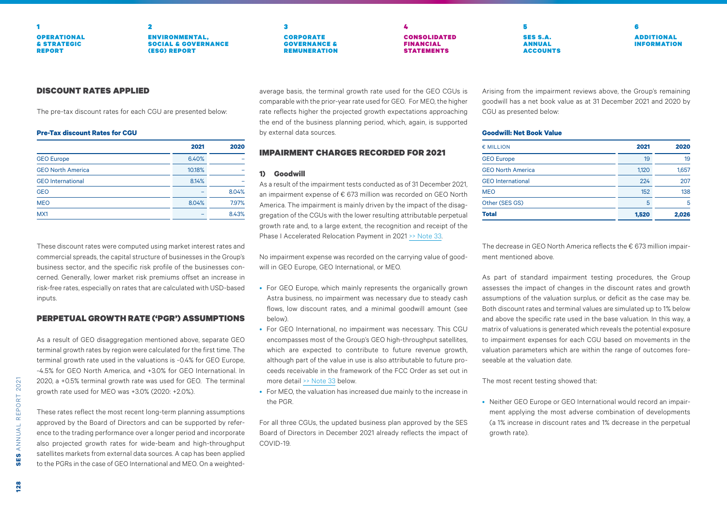## DISCOUNT RATES APPLIED

The pre-tax discount rates for each CGU are presented below:

**Pre-Tax discount Rates for CGU**

| | 2021 | 2020 |
|---|---|---|
| GEO Europe | 6.40% | – |
| GEO North America | 10.18% | – |
| GEO International | 8.14% | – |
| GEO | – | 8.04% |
| MEO | 8.04% | 7.97% |
| MX1 | – | 8.43% |

These discount rates were computed using market interest rates and commercial spreads, the capital structure of businesses in the Group's business sector, and the specific risk profile of the businesses concerned. Generally, lower market risk premiums offset an increase in risk-free rates, especially on rates that are calculated with USD-based inputs.

## PERPETUAL GROWTH RATE ('PGR') ASSUMPTIONS

As a result of GEO disaggregation mentioned above, separate GEO terminal growth rates by region were calculated for the first time. The terminal growth rate used in the valuations is -0.4% for GEO Europe, -4.5% for GEO North America, and +3.0% for GEO International. In 2020, a +0.5% terminal growth rate was used for GEO. The terminal growth rate used for MEO was +3.0% (2020: +2.0%).

These rates reflect the most recent long-term planning assumptions approved by the Board of Directors and can be supported by reference to the trading performance over a longer period and incorporate also projected growth rates for wide-beam and high-throughput satellites markets from external data sources. A cap has been applied to the PGRs in the case of GEO International and MEO. On a weighted-average basis, the terminal growth rate used for the GEO CGUs is comparable with the prior-year rate used for GEO. For MEO, the higher rate reflects higher the projected growth expectations approaching the end of the business planning period, which, again, is supported by external data sources.

## IMPAIRMENT CHARGES RECORDED FOR 2021

### 1) Goodwill

As a result of the impairment tests conducted as of 31 December 2021, an impairment expense of € 673 million was recorded on GEO North America. The impairment is mainly driven by the impact of the disaggregation of the CGUs with the lower resulting attributable perpetual growth rate and, to a large extent, the recognition and receipt of the Phase I Accelerated Relocation Payment in 2021 >> Note 33.

No impairment expense was recorded on the carrying value of goodwill in GEO Europe, GEO International, or MEO.

- For GEO Europe, which mainly represents the organically grown Astra business, no impairment was necessary due to steady cash flows, low discount rates, and a minimal goodwill amount (see below).
- For GEO International, no impairment was necessary. This CGU encompasses most of the Group's GEO high-throughput satellites, which are expected to contribute to future revenue growth, although part of the value in use is also attributable to future proceeds receivable in the framework of the FCC Order as set out in more detail >> Note 33 below.
- For MEO, the valuation has increased due mainly to the increase in the PGR.

For all three CGUs, the updated business plan approved by the SES Board of Directors in December 2021 already reflects the impact of COVID-19.

Arising from the impairment reviews above, the Group's remaining goodwill has a net book value as at 31 December 2021 and 2020 by CGU as presented below:

**Goodwill: Net Book Value**

| € MILLION | 2021 | 2020 |
|---|---|---|
| GEO Europe | 19 | 19 |
| GEO North America | 1,120 | 1,657 |
| GEO International | 224 | 207 |
| MEO | 152 | 138 |
| Other (SES GS) | 5 | 5 |
| **Total** | **1,520** | **2,026** |

The decrease in GEO North America reflects the € 673 million impairment mentioned above.

As part of standard impairment testing procedures, the Group assesses the impact of changes in the discount rates and growth assumptions of the valuation surplus, or deficit as the case may be. Both discount rates and terminal values are simulated up to 1% below and above the specific rate used in the base valuation. In this way, a matrix of valuations is generated which reveals the potential exposure to impairment expenses for each CGU based on movements in the valuation parameters which are within the range of outcomes foreseeable at the valuation date.

The most recent testing showed that:

- Neither GEO Europe or GEO International would record an impairment applying the most adverse combination of developments (a 1% increase in discount rates and 1% decrease in the perpetual growth rate).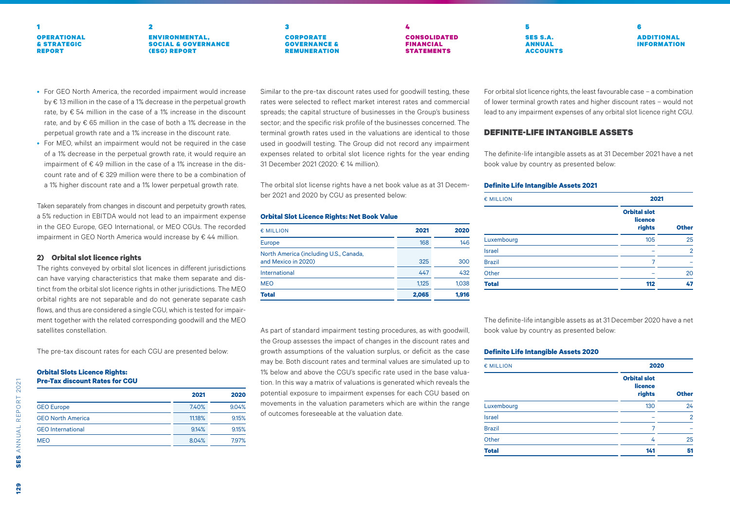- For GEO North America, the recorded impairment would increase by € 13 million in the case of a 1% decrease in the perpetual growth rate, by € 54 million in the case of a 1% increase in the discount rate, and by € 65 million in the case of both a 1% decrease in the perpetual growth rate and a 1% increase in the discount rate.
- For MEO, whilst an impairment would not be required in the case of a 1% decrease in the perpetual growth rate, it would require an impairment of € 49 million in the case of a 1% increase in the discount rate and of € 329 million were there to be a combination of a 1% higher discount rate and a 1% lower perpetual growth rate.

Taken separately from changes in discount and perpetuity growth rates, a 5% reduction in EBITDA would not lead to an impairment expense in the GEO Europe, GEO International, or MEO CGUs. The recorded impairment in GEO North America would increase by € 44 million.

### 2) Orbital slot licence rights

The rights conveyed by orbital slot licences in different jurisdictions can have varying characteristics that make them separate and distinct from the orbital slot licence rights in other jurisdictions. The MEO orbital rights are not separable and do not generate separate cash flows, and thus are considered a single CGU, which is tested for impairment together with the related corresponding goodwill and the MEO satellites constellation.

The pre-tax discount rates for each CGU are presented below:

**Orbital Slots Licence Rights: Pre-Tax discount Rates for CGU**

| | 2021 | 2020 |
|---|---|---|
| GEO Europe | 7.40% | 9.04% |
| GEO North America | 11.18% | 9.15% |
| GEO International | 9.14% | 9.15% |
| MEO | 8.04% | 7.97% |

Similar to the pre-tax discount rates used for goodwill testing, these rates were selected to reflect market interest rates and commercial spreads; the capital structure of businesses in the Group's business sector; and the specific risk profile of the businesses concerned. The terminal growth rates used in the valuations are identical to those used in goodwill testing. The Group did not record any impairment expenses related to orbital slot licence rights for the year ending 31 December 2021 (2020: € 14 million).

The orbital slot license rights have a net book value as at 31 December 2021 and 2020 by CGU as presented below:

**Orbital Slot Licence Rights: Net Book Value**

| € MILLION | 2021 | 2020 |
|---|---|---|
| Europe | 168 | 146 |
| North America (including U.S., Canada, and Mexico in 2020) | 325 | 300 |
| International | 447 | 432 |
| MEO | 1,125 | 1,038 |
| **Total** | **2,065** | **1,916** |

As part of standard impairment testing procedures, as with goodwill, the Group assesses the impact of changes in the discount rates and growth assumptions of the valuation surplus, or deficit as the case may be. Both discount rates and terminal values are simulated up to 1% below and above the CGU's specific rate used in the base valuation. In this way a matrix of valuations is generated which reveals the potential exposure to impairment expenses for each CGU based on movements in the valuation parameters which are within the range of outcomes foreseeable at the valuation date.

For orbital slot licence rights, the least favourable case – a combination of lower terminal growth rates and higher discount rates – would not lead to any impairment expenses of any orbital slot licence right CGU.

## DEFINITE-LIFE INTANGIBLE ASSETS

The definite-life intangible assets as at 31 December 2021 have a net book value by country as presented below:

**Definite Life Intangible Assets 2021**

| € MILLION | 2021 | |
|---|---|---|
| | Orbital slot licence rights | Other |
| Luxembourg | 105 | 25 |
| Israel | – | 2 |
| Brazil | 7 | – |
| Other | – | 20 |
| **Total** | **112** | **47** |

The definite-life intangible assets as at 31 December 2020 have a net book value by country as presented below:

**Definite Life Intangible Assets 2020**

| € MILLION | 2020 | |
|---|---|---|
| | Orbital slot licence rights | Other |
| Luxembourg | 130 | 24 |
| Israel | – | 2 |
| Brazil | 7 | – |
| Other | 4 | 25 |
| **Total** | **141** | **51** |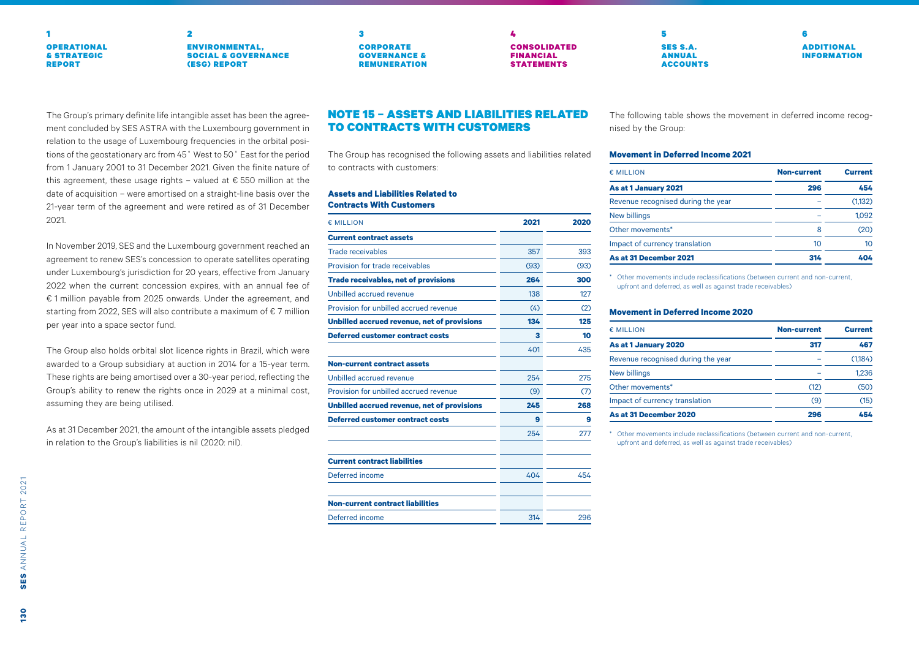The Group's primary definite life intangible asset has been the agreement concluded by SES ASTRA with the Luxembourg government in relation to the usage of Luxembourg frequencies in the orbital positions of the geostationary arc from 45˚ West to 50˚ East for the period from 1 January 2001 to 31 December 2021. Given the finite nature of this agreement, these usage rights – valued at € 550 million at the date of acquisition – were amortised on a straight-line basis over the 21-year term of the agreement and were retired as of 31 December 2021.

In November 2019, SES and the Luxembourg government reached an agreement to renew SES's concession to operate satellites operating under Luxembourg's jurisdiction for 20 years, effective from January 2022 when the current concession expires, with an annual fee of € 1 million payable from 2025 onwards. Under the agreement, and starting from 2022, SES will also contribute a maximum of € 7 million per year into a space sector fund.

The Group also holds orbital slot licence rights in Brazil, which were awarded to a Group subsidiary at auction in 2014 for a 15-year term. These rights are being amortised over a 30-year period, reflecting the Group's ability to renew the rights once in 2029 at a minimal cost, assuming they are being utilised.

As at 31 December 2021, the amount of the intangible assets pledged in relation to the Group's liabilities is nil (2020: nil).

## NOTE 15 – ASSETS AND LIABILITIES RELATED TO CONTRACTS WITH CUSTOMERS

The Group has recognised the following assets and liabilities related to contracts with customers:

### Assets and Liabilities Related to Contracts With Customers

| € MILLION | 2021 | 2020 |
|---|---|---|
| **Current contract assets** | | |
| Trade receivables | 357 | 393 |
| Provision for trade receivables | (93) | (93) |
| **Trade receivables, net of provisions** | **264** | **300** |
| Unbilled accrued revenue | 138 | 127 |
| Provision for unbilled accrued revenue | (4) | (2) |
| **Unbilled accrued revenue, net of provisions** | **134** | **125** |
| **Deferred customer contract costs** | **3** | **10** |
| | 401 | 435 |
| **Non-current contract assets** | | |
| Unbilled accrued revenue | 254 | 275 |
| Provision for unbilled accrued revenue | (9) | (7) |
| **Unbilled accrued revenue, net of provisions** | **245** | **268** |
| **Deferred customer contract costs** | **9** | **9** |
| | 254 | 277 |
| | | |
| **Current contract liabilities** | | |
| Deferred income | 404 | 454 |
| | | |
| **Non-current contract liabilities** | | |
| Deferred income | 314 | 296 |

The following table shows the movement in deferred income recognised by the Group:

### Movement in Deferred Income 2021

| € MILLION | Non-current | Current |
|---|---|---|
| **As at 1 January 2021** | **296** | **454** |
| Revenue recognised during the year | – | (1,132) |
| New billings | – | 1,092 |
| Other movements* | 8 | (20) |
| Impact of currency translation | 10 | 10 |
| **As at 31 December 2021** | **314** | **404** |

\* Other movements include reclassifications (between current and non-current, upfront and deferred, as well as against trade receivables)

### Movement in Deferred Income 2020

| € MILLION | Non-current | Current |
|---|---|---|
| **As at 1 January 2020** | **317** | **467** |
| Revenue recognised during the year | – | (1,184) |
| New billings | – | 1,236 |
| Other movements* | (12) | (50) |
| Impact of currency translation | (9) | (15) |
| **As at 31 December 2020** | **296** | **454** |

\* Other movements include reclassifications (between current and non-current, upfront and deferred, as well as against trade receivables)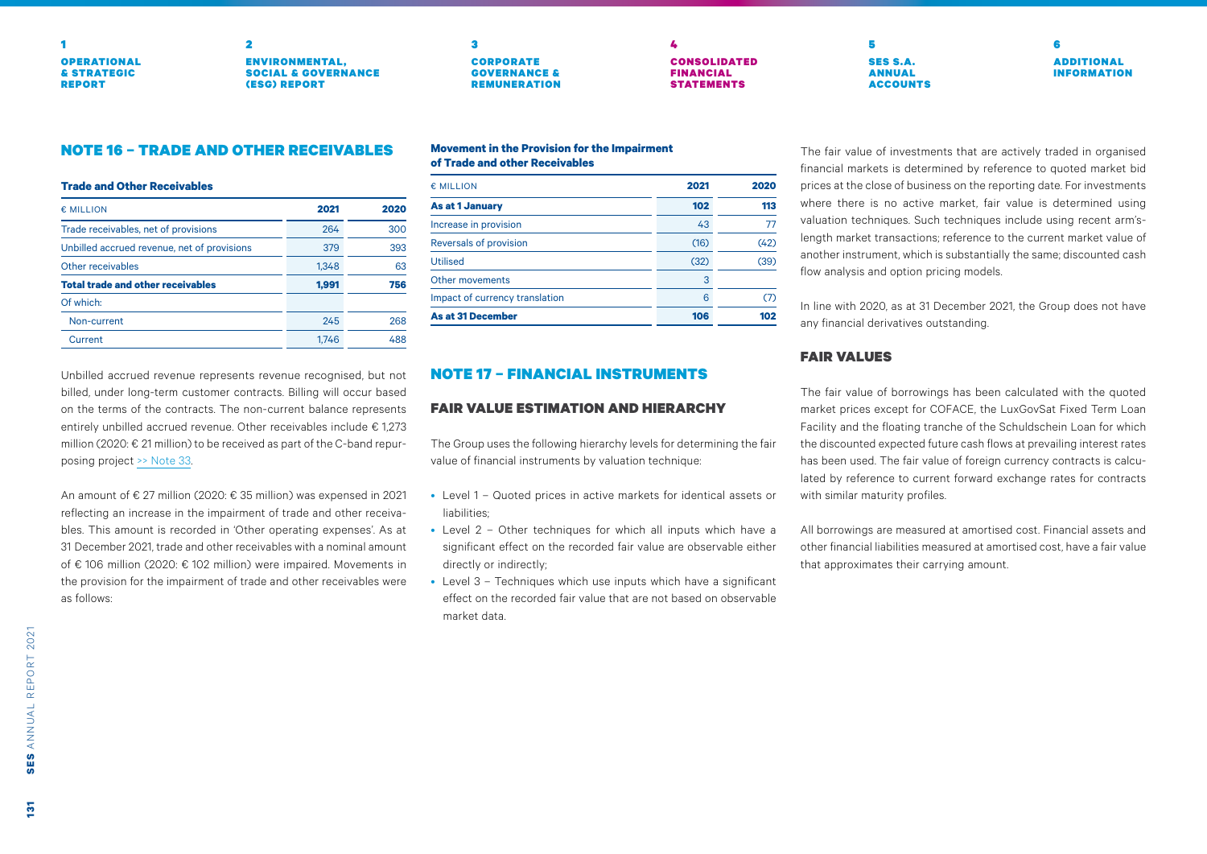## NOTE 16 – TRADE AND OTHER RECEIVABLES

### Trade and Other Receivables

| € MILLION | 2021 | 2020 |
|---|---|---|
| Trade receivables, net of provisions | 264 | 300 |
| Unbilled accrued revenue, net of provisions | 379 | 393 |
| Other receivables | 1,348 | 63 |
| **Total trade and other receivables** | **1,991** | **756** |
| Of which: | | |
| Non-current | 245 | 268 |
| Current | 1,746 | 488 |

Unbilled accrued revenue represents revenue recognised, but not billed, under long-term customer contracts. Billing will occur based on the terms of the contracts. The non-current balance represents entirely unbilled accrued revenue. Other receivables include € 1,273 million (2020: € 21 million) to be received as part of the C-band repurposing project >> Note 33.

An amount of € 27 million (2020: € 35 million) was expensed in 2021 reflecting an increase in the impairment of trade and other receivables. This amount is recorded in 'Other operating expenses'. As at 31 December 2021, trade and other receivables with a nominal amount of € 106 million (2020: € 102 million) were impaired. Movements in the provision for the impairment of trade and other receivables were as follows:

### Movement in the Provision for the Impairment of Trade and other Receivables

| € MILLION | 2021 | 2020 |
|---|---|---|
| **As at 1 January** | **102** | **113** |
| Increase in provision | 43 | 77 |
| Reversals of provision | (16) | (42) |
| Utilised | (32) | (39) |
| Other movements | 3 | |
| Impact of currency translation | 6 | (7) |
| **As at 31 December** | **106** | **102** |

## NOTE 17 – FINANCIAL INSTRUMENTS

### FAIR VALUE ESTIMATION AND HIERARCHY

The Group uses the following hierarchy levels for determining the fair value of financial instruments by valuation technique:

- Level 1 – Quoted prices in active markets for identical assets or liabilities;
- Level 2 – Other techniques for which all inputs which have a significant effect on the recorded fair value are observable either directly or indirectly;
- Level 3 – Techniques which use inputs which have a significant effect on the recorded fair value that are not based on observable market data.

The fair value of investments that are actively traded in organised financial markets is determined by reference to quoted market bid prices at the close of business on the reporting date. For investments where there is no active market, fair value is determined using valuation techniques. Such techniques include using recent arm's-length market transactions; reference to the current market value of another instrument, which is substantially the same; discounted cash flow analysis and option pricing models.

In line with 2020, as at 31 December 2021, the Group does not have any financial derivatives outstanding.

### FAIR VALUES

The fair value of borrowings has been calculated with the quoted market prices except for COFACE, the LuxGovSat Fixed Term Loan Facility and the floating tranche of the Schuldschein Loan for which the discounted expected future cash flows at prevailing interest rates has been used. The fair value of foreign currency contracts is calculated by reference to current forward exchange rates for contracts with similar maturity profiles.

All borrowings are measured at amortised cost. Financial assets and other financial liabilities measured at amortised cost, have a fair value that approximates their carrying amount.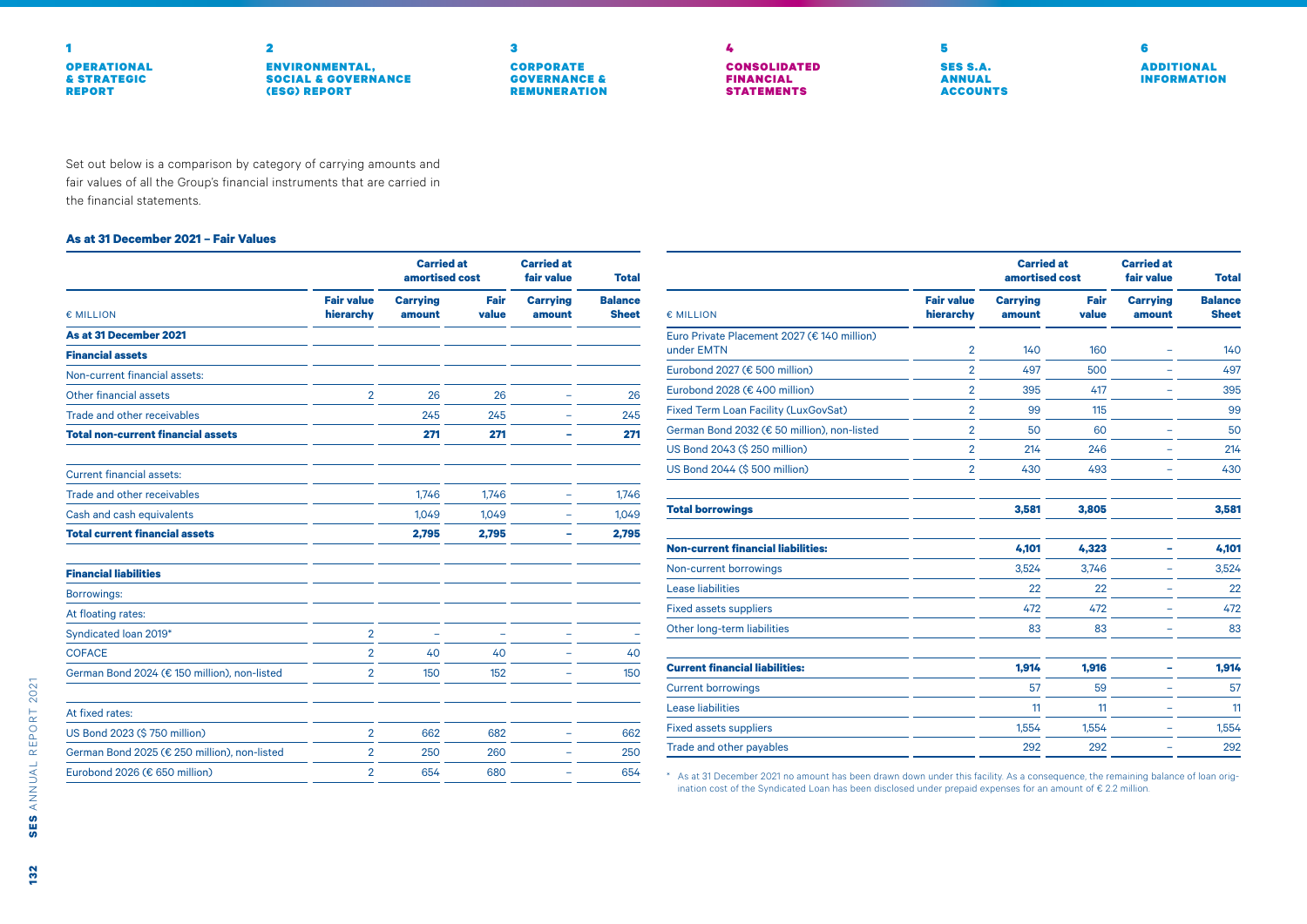Set out below is a comparison by category of carrying amounts and fair values of all the Group's financial instruments that are carried in the financial statements.

**As at 31 December 2021 – Fair Values**

| € MILLION | Fair value hierarchy | Carried at amortised cost – Carrying amount | Carried at amortised cost – Fair value | Carried at fair value – Carrying amount | Total – Balance Sheet |
|---|---|---|---|---|---|
| **As at 31 December 2021** | | | | | |
| **Financial assets** | | | | | |
| Non-current financial assets: | | | | | |
| Other financial assets | 2 | 26 | 26 | – | 26 |
| Trade and other receivables | | 245 | 245 | – | 245 |
| **Total non-current financial assets** | | **271** | **271** | **–** | **271** |
| | | | | | |
| Current financial assets: | | | | | |
| Trade and other receivables | | 1,746 | 1,746 | – | 1,746 |
| Cash and cash equivalents | | 1,049 | 1,049 | – | 1,049 |
| **Total current financial assets** | | **2,795** | **2,795** | **–** | **2,795** |
| | | | | | |
| **Financial liabilities** | | | | | |
| Borrowings: | | | | | |
| At floating rates: | | | | | |
| Syndicated loan 2019* | 2 | – | – | – | – |
| COFACE | 2 | 40 | 40 | – | 40 |
| German Bond 2024 (€ 150 million), non-listed | 2 | 150 | 152 | – | 150 |
| | | | | | |
| At fixed rates: | | | | | |
| US Bond 2023 ($ 750 million) | 2 | 662 | 682 | – | 662 |
| German Bond 2025 (€ 250 million), non-listed | 2 | 250 | 260 | – | 250 |
| Eurobond 2026 (€ 650 million) | 2 | 654 | 680 | – | 654 |
| Euro Private Placement 2027 (€ 140 million) under EMTN | 2 | 140 | 160 | – | 140 |
| Eurobond 2027 (€ 500 million) | 2 | 497 | 500 | – | 497 |
| Eurobond 2028 (€ 400 million) | 2 | 395 | 417 | – | 395 |
| Fixed Term Loan Facility (LuxGovSat) | 2 | 99 | 115 | | 99 |
| German Bond 2032 (€ 50 million), non-listed | 2 | 50 | 60 | – | 50 |
| US Bond 2043 ($ 250 million) | 2 | 214 | 246 | – | 214 |
| US Bond 2044 ($ 500 million) | 2 | 430 | 493 | – | 430 |
| | | | | | |
| **Total borrowings** | | **3,581** | **3,805** | | **3,581** |
| | | | | | |
| **Non-current financial liabilities:** | | **4,101** | **4,323** | **–** | **4,101** |
| Non-current borrowings | | 3,524 | 3,746 | – | 3,524 |
| Lease liabilities | | 22 | 22 | – | 22 |
| Fixed assets suppliers | | 472 | 472 | – | 472 |
| Other long-term liabilities | | 83 | 83 | – | 83 |
| | | | | | |
| **Current financial liabilities:** | | **1,914** | **1,916** | **–** | **1,914** |
| Current borrowings | | 57 | 59 | – | 57 |
| Lease liabilities | | 11 | 11 | – | 11 |
| Fixed assets suppliers | | 1,554 | 1,554 | – | 1,554 |
| Trade and other payables | | 292 | 292 | – | 292 |

\* As at 31 December 2021 no amount has been drawn down under this facility. As a consequence, the remaining balance of loan origination cost of the Syndicated Loan has been disclosed under prepaid expenses for an amount of € 2.2 million.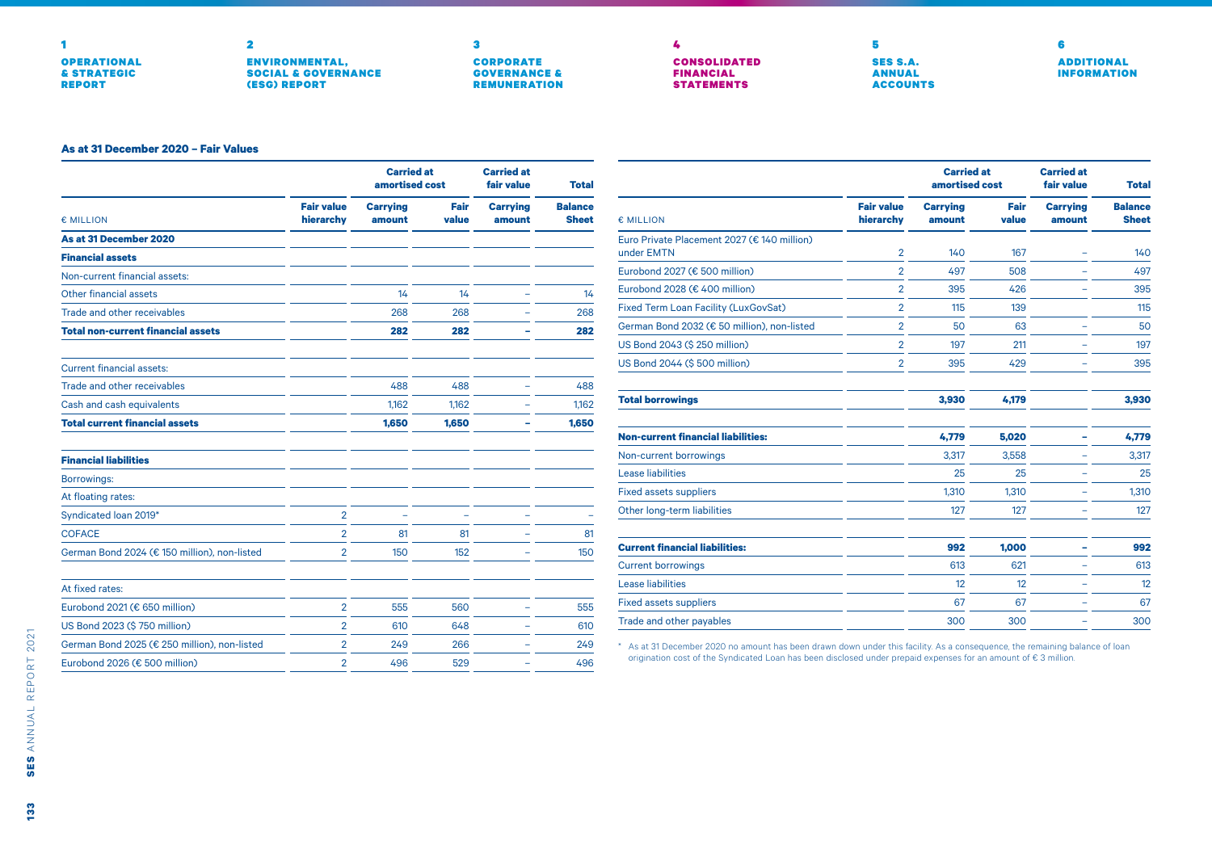### As at 31 December 2020 – Fair Values

| € MILLION | Fair value hierarchy | Carried at amortised cost | | Carried at fair value | Total |
|---|---|---|---|---|---|
| | | Carrying amount | Fair value | Carrying amount | Balance Sheet |
| **As at 31 December 2020** | | | | | |
| **Financial assets** | | | | | |
| Non-current financial assets: | | | | | |
| Other financial assets | | 14 | 14 | – | 14 |
| Trade and other receivables | | 268 | 268 | – | 268 |
| **Total non-current financial assets** | | **282** | **282** | **–** | **282** |
| Current financial assets: | | | | | |
| Trade and other receivables | | 488 | 488 | – | 488 |
| Cash and cash equivalents | | 1,162 | 1,162 | – | 1,162 |
| **Total current financial assets** | | **1,650** | **1,650** | **–** | **1,650** |
| **Financial liabilities** | | | | | |
| Borrowings: | | | | | |
| At floating rates: | | | | | |
| Syndicated loan 2019* | 2 | – | – | – | – |
| COFACE | 2 | 81 | 81 | – | 81 |
| German Bond 2024 (€ 150 million), non-listed | 2 | 150 | 152 | – | 150 |
| At fixed rates: | | | | | |
| Eurobond 2021 (€ 650 million) | 2 | 555 | 560 | – | 555 |
| US Bond 2023 ($ 750 million) | 2 | 610 | 648 | – | 610 |
| German Bond 2025 (€ 250 million), non-listed | 2 | 249 | 266 | – | 249 |
| Eurobond 2026 (€ 500 million) | 2 | 496 | 529 | – | 496 |
| Euro Private Placement 2027 (€ 140 million) under EMTN | 2 | 140 | 167 | – | 140 |
| Eurobond 2027 (€ 500 million) | 2 | 497 | 508 | – | 497 |
| Eurobond 2028 (€ 400 million) | 2 | 395 | 426 | – | 395 |
| Fixed Term Loan Facility (LuxGovSat) | 2 | 115 | 139 | | 115 |
| German Bond 2032 (€ 50 million), non-listed | 2 | 50 | 63 | – | 50 |
| US Bond 2043 ($ 250 million) | 2 | 197 | 211 | – | 197 |
| US Bond 2044 ($ 500 million) | 2 | 395 | 429 | – | 395 |
| **Total borrowings** | | **3,930** | **4,179** | | **3,930** |
| **Non-current financial liabilities:** | | **4,779** | **5,020** | **–** | **4,779** |
| Non-current borrowings | | 3,317 | 3,558 | – | 3,317 |
| Lease liabilities | | 25 | 25 | – | 25 |
| Fixed assets suppliers | | 1,310 | 1,310 | – | 1,310 |
| Other long-term liabilities | | 127 | 127 | – | 127 |
| **Current financial liabilities:** | | **992** | **1,000** | **–** | **992** |
| Current borrowings | | 613 | 621 | – | 613 |
| Lease liabilities | | 12 | 12 | – | 12 |
| Fixed assets suppliers | | 67 | 67 | – | 67 |
| Trade and other payables | | 300 | 300 | – | 300 |

\* As at 31 December 2020 no amount has been drawn down under this facility. As a consequence, the remaining balance of loan origination cost of the Syndicated Loan has been disclosed under prepaid expenses for an amount of € 3 million.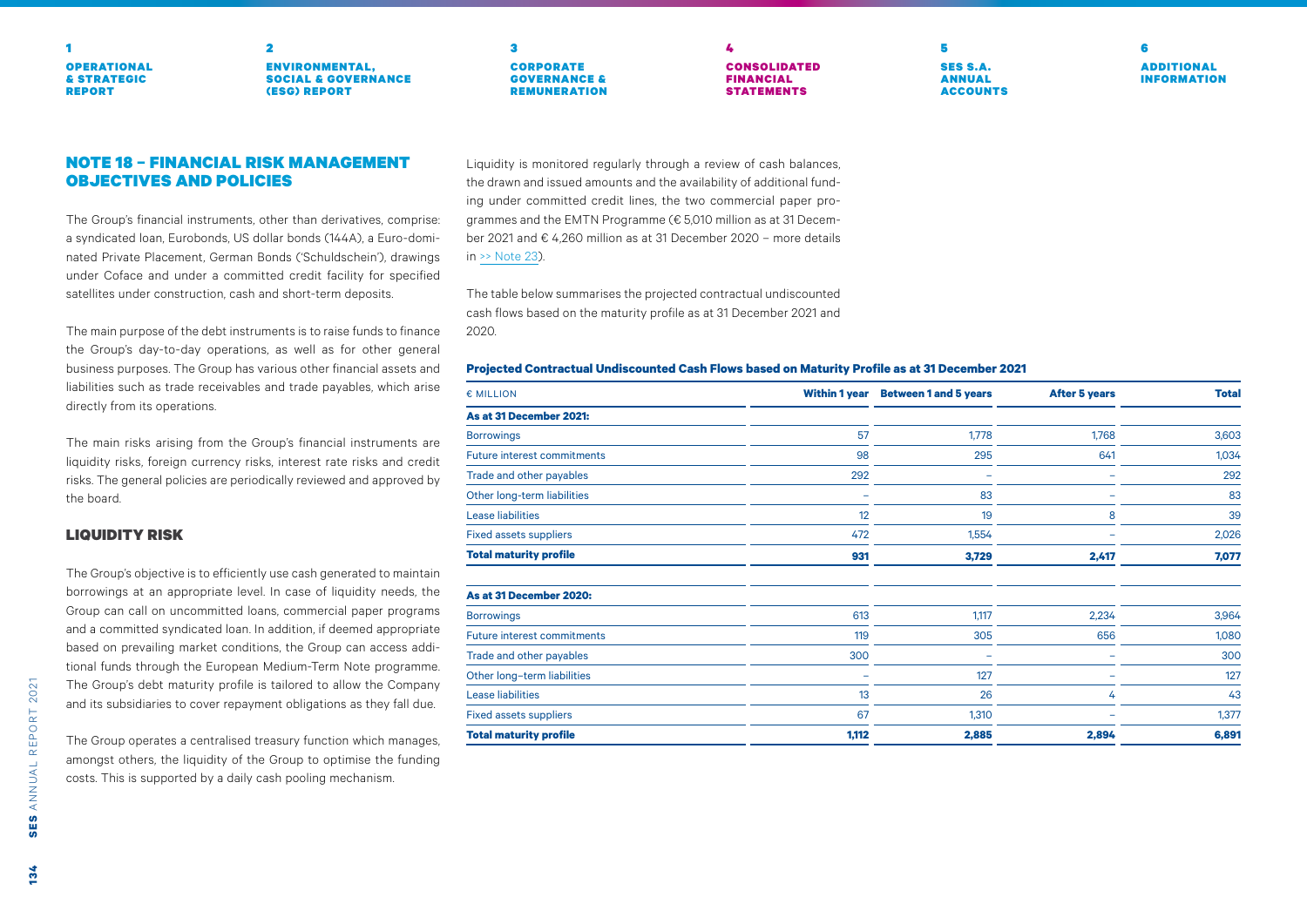## NOTE 18 – FINANCIAL RISK MANAGEMENT OBJECTIVES AND POLICIES

The Group's financial instruments, other than derivatives, comprise: a syndicated loan, Eurobonds, US dollar bonds (144A), a Euro-dominated Private Placement, German Bonds ('Schuldschein'), drawings under Coface and under a committed credit facility for specified satellites under construction, cash and short-term deposits.

The main purpose of the debt instruments is to raise funds to finance the Group's day-to-day operations, as well as for other general business purposes. The Group has various other financial assets and liabilities such as trade receivables and trade payables, which arise directly from its operations.

The main risks arising from the Group's financial instruments are liquidity risks, foreign currency risks, interest rate risks and credit risks. The general policies are periodically reviewed and approved by the board.

### LIQUIDITY RISK

The Group's objective is to efficiently use cash generated to maintain borrowings at an appropriate level. In case of liquidity needs, the Group can call on uncommitted loans, commercial paper programs and a committed syndicated loan. In addition, if deemed appropriate based on prevailing market conditions, the Group can access additional funds through the European Medium-Term Note programme. The Group's debt maturity profile is tailored to allow the Company and its subsidiaries to cover repayment obligations as they fall due.

The Group operates a centralised treasury function which manages, amongst others, the liquidity of the Group to optimise the funding costs. This is supported by a daily cash pooling mechanism.

Liquidity is monitored regularly through a review of cash balances, the drawn and issued amounts and the availability of additional funding under committed credit lines, the two commercial paper programmes and the EMTN Programme (€ 5,010 million as at 31 December 2021 and € 4,260 million as at 31 December 2020 – more details in >> Note 23).

The table below summarises the projected contractual undiscounted cash flows based on the maturity profile as at 31 December 2021 and 2020.

**Projected Contractual Undiscounted Cash Flows based on Maturity Profile as at 31 December 2021**

| € MILLION | Within 1 year | Between 1 and 5 years | After 5 years | Total |
|---|---|---|---|---|
| **As at 31 December 2021:** | | | | |
| Borrowings | 57 | 1,778 | 1,768 | 3,603 |
| Future interest commitments | 98 | 295 | 641 | 1,034 |
| Trade and other payables | 292 | – | – | 292 |
| Other long-term liabilities | – | 83 | – | 83 |
| Lease liabilities | 12 | 19 | 8 | 39 |
| Fixed assets suppliers | 472 | 1,554 | – | 2,026 |
| **Total maturity profile** | **931** | **3,729** | **2,417** | **7,077** |
| | | | | |
| **As at 31 December 2020:** | | | | |
| Borrowings | 613 | 1,117 | 2,234 | 3,964 |
| Future interest commitments | 119 | 305 | 656 | 1,080 |
| Trade and other payables | 300 | – | – | 300 |
| Other long-term liabilities | – | 127 | – | 127 |
| Lease liabilities | 13 | 26 | 4 | 43 |
| Fixed assets suppliers | 67 | 1,310 | – | 1,377 |
| **Total maturity profile** | **1,112** | **2,885** | **2,894** | **6,891** |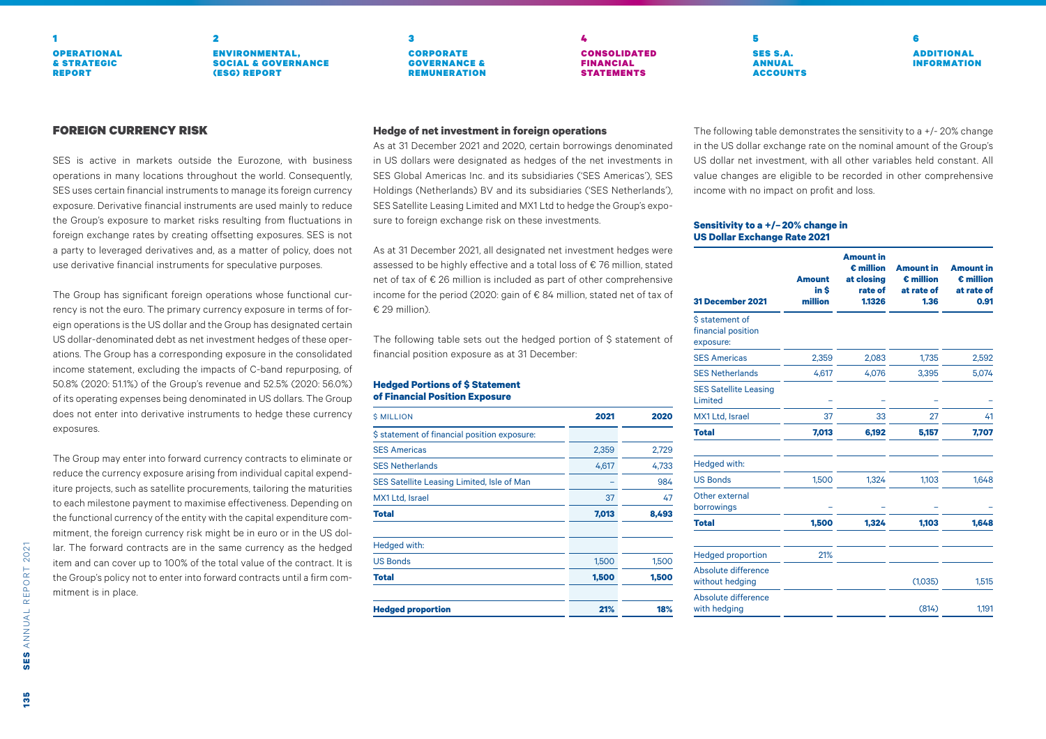## FOREIGN CURRENCY RISK

SES is active in markets outside the Eurozone, with business operations in many locations throughout the world. Consequently, SES uses certain financial instruments to manage its foreign currency exposure. Derivative financial instruments are used mainly to reduce the Group's exposure to market risks resulting from fluctuations in foreign exchange rates by creating offsetting exposures. SES is not a party to leveraged derivatives and, as a matter of policy, does not use derivative financial instruments for speculative purposes.

The Group has significant foreign operations whose functional currency is not the euro. The primary currency exposure in terms of foreign operations is the US dollar and the Group has designated certain US dollar-denominated debt as net investment hedges of these operations. The Group has a corresponding exposure in the consolidated income statement, excluding the impacts of C-band repurposing, of 50.8% (2020: 51.1%) of the Group's revenue and 52.5% (2020: 56.0%) of its operating expenses being denominated in US dollars. The Group does not enter into derivative instruments to hedge these currency exposures.

The Group may enter into forward currency contracts to eliminate or reduce the currency exposure arising from individual capital expenditure projects, such as satellite procurements, tailoring the maturities to each milestone payment to maximise effectiveness. Depending on the functional currency of the entity with the capital expenditure commitment, the foreign currency risk might be in euro or in the US dollar. The forward contracts are in the same currency as the hedged item and can cover up to 100% of the total value of the contract. It is the Group's policy not to enter into forward contracts until a firm commitment is in place.

### Hedge of net investment in foreign operations

As at 31 December 2021 and 2020, certain borrowings denominated in US dollars were designated as hedges of the net investments in SES Global Americas Inc. and its subsidiaries ('SES Americas'), SES Holdings (Netherlands) BV and its subsidiaries ('SES Netherlands'), SES Satellite Leasing Limited and MX1 Ltd to hedge the Group's exposure to foreign exchange risk on these investments.

As at 31 December 2021, all designated net investment hedges were assessed to be highly effective and a total loss of € 76 million, stated net of tax of € 26 million is included as part of other comprehensive income for the period (2020: gain of € 84 million, stated net of tax of € 29 million).

The following table sets out the hedged portion of $ statement of financial position exposure as at 31 December:

**Hedged Portions of $ Statement of Financial Position Exposure**

| $ MILLION | 2021 | 2020 |
|---|---|---|
| $ statement of financial position exposure: | | |
| SES Americas | 2,359 | 2,729 |
| SES Netherlands | 4,617 | 4,733 |
| SES Satellite Leasing Limited, Isle of Man | – | 984 |
| MX1 Ltd, Israel | 37 | 47 |
| **Total** | **7,013** | **8,493** |
| | | |
| Hedged with: | | |
| US Bonds | 1,500 | 1,500 |
| **Total** | **1,500** | **1,500** |
| | | |
| **Hedged proportion** | **21%** | **18%** |

The following table demonstrates the sensitivity to a +/- 20% change in the US dollar exchange rate on the nominal amount of the Group's US dollar net investment, with all other variables held constant. All value changes are eligible to be recorded in other comprehensive income with no impact on profit and loss.

**Sensitivity to a +/– 20% change in US Dollar Exchange Rate 2021**

| 31 December 2021 | Amount in $ million | Amount in € million at closing rate of 1.1326 | Amount in € million at rate of 1.36 | Amount in € million at rate of 0.91 |
|---|---|---|---|---|
| $ statement of financial position exposure: | | | | |
| SES Americas | 2,359 | 2,083 | 1,735 | 2,592 |
| SES Netherlands | 4,617 | 4,076 | 3,395 | 5,074 |
| SES Satellite Leasing Limited | – | – | – | – |
| MX1 Ltd, Israel | 37 | 33 | 27 | 41 |
| **Total** | **7,013** | **6,192** | **5,157** | **7,707** |
| | | | | |
| Hedged with: | | | | |
| US Bonds | 1,500 | 1,324 | 1,103 | 1,648 |
| Other external borrowings | – | – | – | – |
| **Total** | **1,500** | **1,324** | **1,103** | **1,648** |
| | | | | |
| Hedged proportion | 21% | | | |
| Absolute difference without hedging | | | (1,035) | 1,515 |
| Absolute difference with hedging | | | (814) | 1,191 |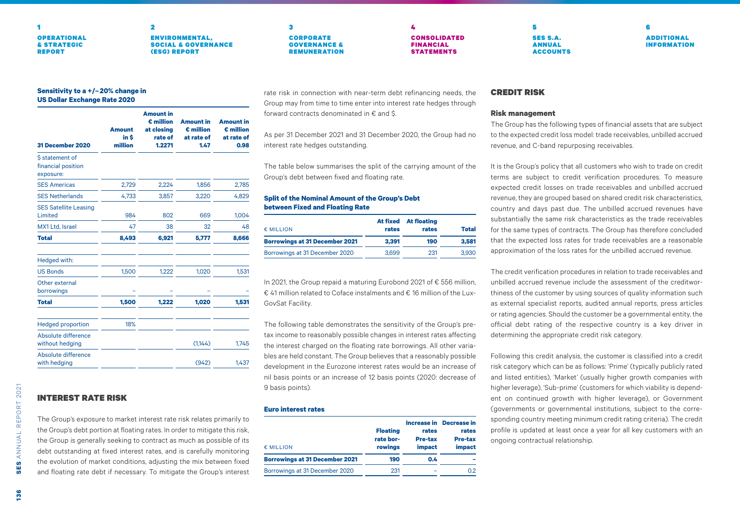**Sensitivity to a +/– 20% change in US Dollar Exchange Rate 2020**

| 31 December 2020 | Amount in $ million | Amount in € million at closing rate of 1.2271 | Amount in € million at rate of 1.47 | Amount in € million at rate of 0.98 |
|---|---|---|---|---|
| $ statement of financial position exposure: | | | | |
| SES Americas | 2,729 | 2,224 | 1,856 | 2,785 |
| SES Netherlands | 4,733 | 3,857 | 3,220 | 4,829 |
| SES Satellite Leasing Limited | 984 | 802 | 669 | 1,004 |
| MX1 Ltd, Israel | 47 | 38 | 32 | 48 |
| **Total** | **8,493** | **6,921** | **5,777** | **8,666** |
| Hedged with: | | | | |
| US Bonds | 1,500 | 1,222 | 1,020 | 1,531 |
| Other external borrowings | – | – | – | – |
| **Total** | **1,500** | **1,222** | **1,020** | **1,531** |
| Hedged proportion | 18% | | | |
| Absolute difference without hedging | | | (1,144) | 1,745 |
| Absolute difference with hedging | | | (942) | 1,437 |

## INTEREST RATE RISK

The Group's exposure to market interest rate risk relates primarily to the Group's debt portion at floating rates. In order to mitigate this risk, the Group is generally seeking to contract as much as possible of its debt outstanding at fixed interest rates, and is carefully monitoring the evolution of market conditions, adjusting the mix between fixed and floating rate debt if necessary. To mitigate the Group's interest rate risk in connection with near-term debt refinancing needs, the Group may from time to time enter into interest rate hedges through forward contracts denominated in € and $.

As per 31 December 2021 and 31 December 2020, the Group had no interest rate hedges outstanding.

The table below summarises the split of the carrying amount of the Group's debt between fixed and floating rate.

**Split of the Nominal Amount of the Group's Debt between Fixed and Floating Rate**

| € MILLION | At fixed rates | At floating rates | Total |
|---|---|---|---|
| **Borrowings at 31 December 2021** | **3,391** | **190** | **3,581** |
| Borrowings at 31 December 2020 | 3,699 | 231 | 3,930 |

In 2021, the Group repaid a maturing Eurobond 2021 of € 556 million, € 41 million related to Coface instalments and € 16 million of the LuxGovSat Facility.

The following table demonstrates the sensitivity of the Group's pre-tax income to reasonably possible changes in interest rates affecting the interest charged on the floating rate borrowings. All other variables are held constant. The Group believes that a reasonably possible development in the Eurozone interest rates would be an increase of nil basis points or an increase of 12 basis points (2020: decrease of 9 basis points).

**Euro interest rates**

| € MILLION | Floating rate borrowings | Increase in rates Pre-tax impact | Decrease in rates Pre-tax impact |
|---|---|---|---|
| **Borrowings at 31 December 2021** | **190** | **0.4** | **–** |
| Borrowings at 31 December 2020 | 231 | – | 0.2 |

## CREDIT RISK

### Risk management

The Group has the following types of financial assets that are subject to the expected credit loss model: trade receivables, unbilled accrued revenue, and C-band repurposing receivables.

It is the Group's policy that all customers who wish to trade on credit terms are subject to credit verification procedures. To measure expected credit losses on trade receivables and unbilled accrued revenue, they are grouped based on shared credit risk characteristics, country and days past due. The unbilled accrued revenues have substantially the same risk characteristics as the trade receivables for the same types of contracts. The Group has therefore concluded that the expected loss rates for trade receivables are a reasonable approximation of the loss rates for the unbilled accrued revenue.

The credit verification procedures in relation to trade receivables and unbilled accrued revenue include the assessment of the creditworthiness of the customer by using sources of quality information such as external specialist reports, audited annual reports, press articles or rating agencies. Should the customer be a governmental entity, the official debt rating of the respective country is a key driver in determining the appropriate credit risk category.

Following this credit analysis, the customer is classified into a credit risk category which can be as follows: 'Prime' (typically publicly rated and listed entities), 'Market' (usually higher growth companies with higher leverage), 'Sub-prime' (customers for which viability is dependent on continued growth with higher leverage), or Government (governments or governmental institutions, subject to the corresponding country meeting minimum credit rating criteria). The credit profile is updated at least once a year for all key customers with an ongoing contractual relationship.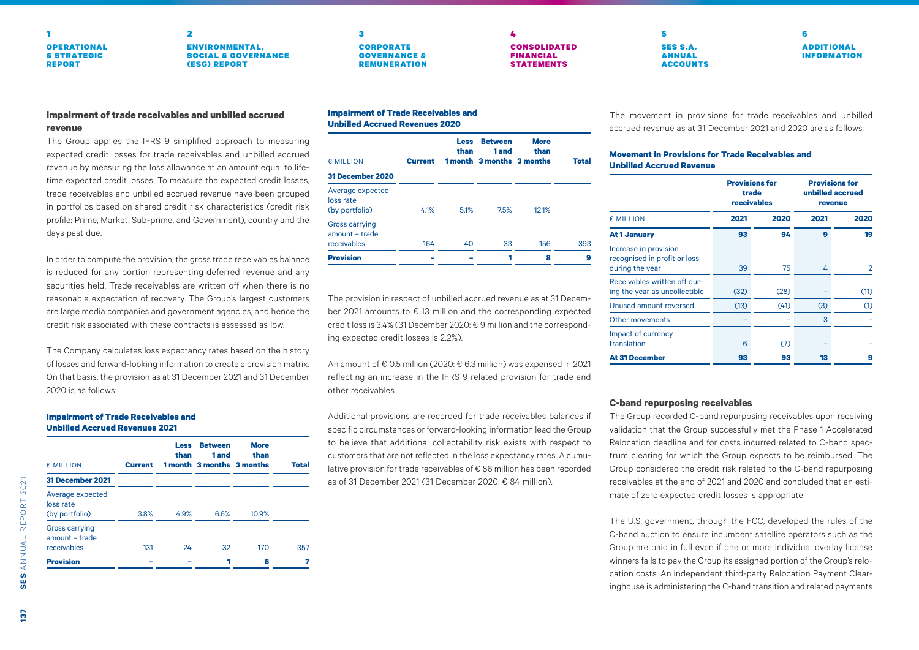### Impairment of trade receivables and unbilled accrued revenue

The Group applies the IFRS 9 simplified approach to measuring expected credit losses for trade receivables and unbilled accrued revenue by measuring the loss allowance at an amount equal to lifetime expected credit losses. To measure the expected credit losses, trade receivables and unbilled accrued revenue have been grouped in portfolios based on shared credit risk characteristics (credit risk profile: Prime, Market, Sub-prime, and Government), country and the days past due.

In order to compute the provision, the gross trade receivables balance is reduced for any portion representing deferred revenue and any securities held. Trade receivables are written off when there is no reasonable expectation of recovery. The Group's largest customers are large media companies and government agencies, and hence the credit risk associated with these contracts is assessed as low.

The Company calculates loss expectancy rates based on the history of losses and forward-looking information to create a provision matrix. On that basis, the provision as at 31 December 2021 and 31 December 2020 is as follows:

**Impairment of Trade Receivables and Unbilled Accrued Revenues 2021**

| € MILLION | Current | Less than 1 month | Between 1 and 3 months | More than 3 months | Total |
|---|---|---|---|---|---|
| **31 December 2021** | | | | | |
| Average expected loss rate (by portfolio) | 3.8% | 4.9% | 6.6% | 10.9% | |
| Gross carrying amount – trade receivables | 131 | 24 | 32 | 170 | 357 |
| **Provision** | **–** | **–** | **1** | **6** | **7** |

**Impairment of Trade Receivables and Unbilled Accrued Revenues 2020**

| € MILLION | Current | Less than 1 month | Between 1 and 3 months | More than 3 months | Total |
|---|---|---|---|---|---|
| **31 December 2020** | | | | | |
| Average expected loss rate (by portfolio) | 4.1% | 5.1% | 7.5% | 12.1% | |
| Gross carrying amount – trade receivables | 164 | 40 | 33 | 156 | 393 |
| **Provision** | **–** | **–** | **1** | **8** | **9** |

The provision in respect of unbilled accrued revenue as at 31 December 2021 amounts to € 13 million and the corresponding expected credit loss is 3.4% (31 December 2020: € 9 million and the corresponding expected credit losses is 2.2%).

An amount of € 0.5 million (2020: € 6.3 million) was expensed in 2021 reflecting an increase in the IFRS 9 related provision for trade and other receivables.

Additional provisions are recorded for trade receivables balances if specific circumstances or forward-looking information lead the Group to believe that additional collectability risk exists with respect to customers that are not reflected in the loss expectancy rates. A cumulative provision for trade receivables of € 86 million has been recorded as of 31 December 2021 (31 December 2020: € 84 million).

The movement in provisions for trade receivables and unbilled accrued revenue as at 31 December 2021 and 2020 are as follows:

**Movement in Provisions for Trade Receivables and Unbilled Accrued Revenue**

| | Provisions for trade receivables | | Provisions for unbilled accrued revenue | |
|---|---|---|---|---|
| € MILLION | 2021 | 2020 | 2021 | 2020 |
| **At 1 January** | **93** | **94** | **9** | **19** |
| Increase in provision recognised in profit or loss during the year | 39 | 75 | 4 | 2 |
| Receivables written off during the year as uncollectible | (32) | (28) | – | (11) |
| Unused amount reversed | (13) | (41) | (3) | (1) |
| Other movements | – | – | 3 | – |
| Impact of currency translation | 6 | (7) | – | – |
| **At 31 December** | **93** | **93** | **13** | **9** |

### C-band repurposing receivables

The Group recorded C-band repurposing receivables upon receiving validation that the Group successfully met the Phase 1 Accelerated Relocation deadline and for costs incurred related to C-band spectrum clearing for which the Group expects to be reimbursed. The Group considered the credit risk related to the C-band repurposing receivables at the end of 2021 and 2020 and concluded that an estimate of zero expected credit losses is appropriate.

The U.S. government, through the FCC, developed the rules of the C-band auction to ensure incumbent satellite operators such as the Group are paid in full even if one or more individual overlay license winners fails to pay the Group its assigned portion of the Group's relocation costs. An independent third-party Relocation Payment Clearinghouse is administering the C-band transition and related payments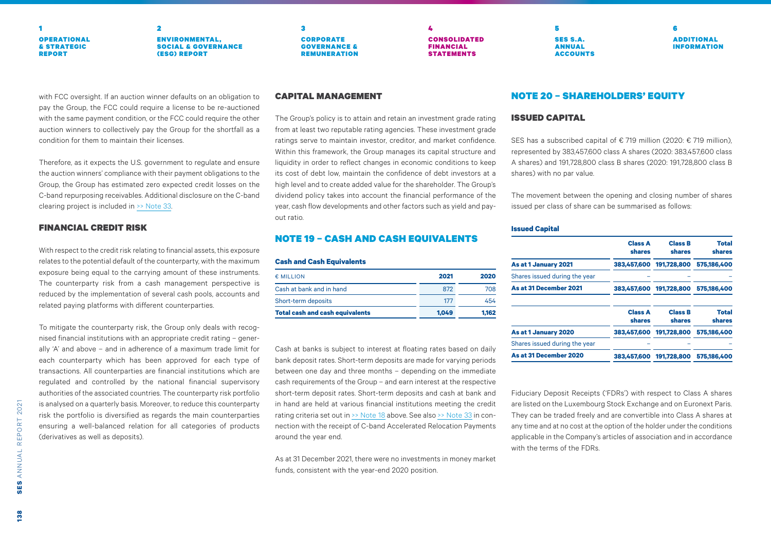with FCC oversight. If an auction winner defaults on an obligation to pay the Group, the FCC could require a license to be re-auctioned with the same payment condition, or the FCC could require the other auction winners to collectively pay the Group for the shortfall as a condition for them to maintain their licenses.

Therefore, as it expects the U.S. government to regulate and ensure the auction winners' compliance with their payment obligations to the Group, the Group has estimated zero expected credit losses on the C-band repurposing receivables. Additional disclosure on the C-band clearing project is included in >> Note 33.

### FINANCIAL CREDIT RISK

With respect to the credit risk relating to financial assets, this exposure relates to the potential default of the counterparty, with the maximum exposure being equal to the carrying amount of these instruments. The counterparty risk from a cash management perspective is reduced by the implementation of several cash pools, accounts and related paying platforms with different counterparties.

To mitigate the counterparty risk, the Group only deals with recognised financial institutions with an appropriate credit rating – generally 'A' and above – and in adherence of a maximum trade limit for each counterparty which has been approved for each type of transactions. All counterparties are financial institutions which are regulated and controlled by the national financial supervisory authorities of the associated countries. The counterparty risk portfolio is analysed on a quarterly basis. Moreover, to reduce this counterparty risk the portfolio is diversified as regards the main counterparties ensuring a well-balanced relation for all categories of products (derivatives as well as deposits).

### CAPITAL MANAGEMENT

The Group's policy is to attain and retain an investment grade rating from at least two reputable rating agencies. These investment grade ratings serve to maintain investor, creditor, and market confidence. Within this framework, the Group manages its capital structure and liquidity in order to reflect changes in economic conditions to keep its cost of debt low, maintain the confidence of debt investors at a high level and to create added value for the shareholder. The Group's dividend policy takes into account the financial performance of the year, cash flow developments and other factors such as yield and payout ratio.

## NOTE 19 – CASH AND CASH EQUIVALENTS

**Cash and Cash Equivalents**

| € MILLION | 2021 | 2020 |
|---|---|---|
| Cash at bank and in hand | 872 | 708 |
| Short-term deposits | 177 | 454 |
| **Total cash and cash equivalents** | **1,049** | **1,162** |

Cash at banks is subject to interest at floating rates based on daily bank deposit rates. Short-term deposits are made for varying periods between one day and three months – depending on the immediate cash requirements of the Group – and earn interest at the respective short-term deposit rates. Short-term deposits and cash at bank and in hand are held at various financial institutions meeting the credit rating criteria set out in >> Note 18 above. See also >> Note 33 in connection with the receipt of C-band Accelerated Relocation Payments around the year end.

As at 31 December 2021, there were no investments in money market funds, consistent with the year-end 2020 position.

## NOTE 20 – SHAREHOLDERS' EQUITY

### ISSUED CAPITAL

SES has a subscribed capital of € 719 million (2020: € 719 million), represented by 383,457,600 class A shares (2020: 383,457,600 class A shares) and 191,728,800 class B shares (2020: 191,728,800 class B shares) with no par value.

The movement between the opening and closing number of shares issued per class of share can be summarised as follows:

**Issued Capital**

| | Class A shares | Class B shares | Total shares |
|---|---|---|---|
| **As at 1 January 2021** | 383,457,600 | 191,728,800 | 575,186,400 |
| Shares issued during the year | – | – | – |
| **As at 31 December 2021** | 383,457,600 | 191,728,800 | 575,186,400 |

| | Class A shares | Class B shares | Total shares |
|---|---|---|---|
| **As at 1 January 2020** | 383,457,600 | 191,728,800 | 575,186,400 |
| Shares issued during the year | – | – | – |
| **As at 31 December 2020** | 383,457,600 | 191,728,800 | 575,186,400 |

Fiduciary Deposit Receipts ('FDRs') with respect to Class A shares are listed on the Luxembourg Stock Exchange and on Euronext Paris. They can be traded freely and are convertible into Class A shares at any time and at no cost at the option of the holder under the conditions applicable in the Company's articles of association and in accordance with the terms of the FDRs.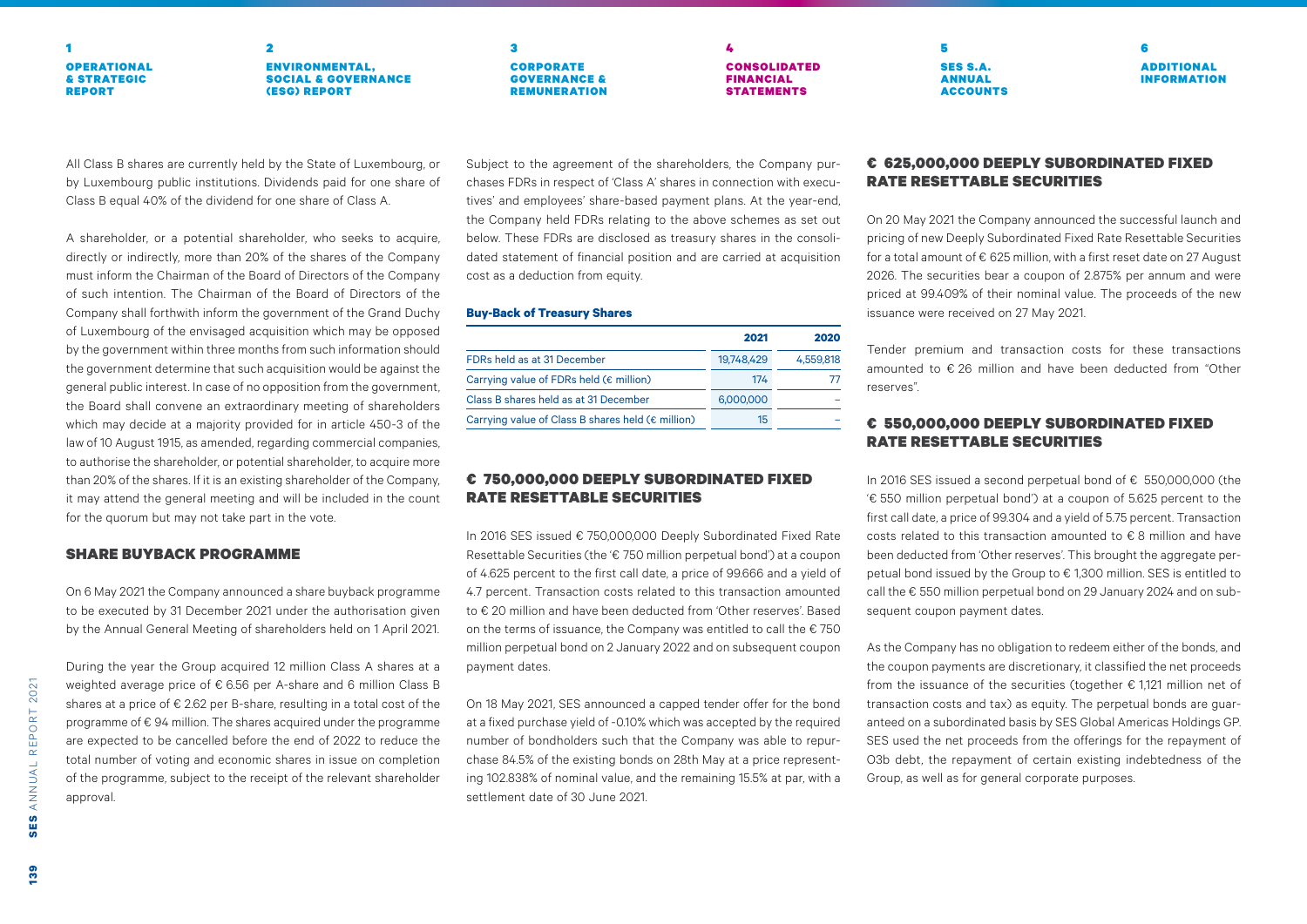All Class B shares are currently held by the State of Luxembourg, or by Luxembourg public institutions. Dividends paid for one share of Class B equal 40% of the dividend for one share of Class A.

A shareholder, or a potential shareholder, who seeks to acquire, directly or indirectly, more than 20% of the shares of the Company must inform the Chairman of the Board of Directors of the Company of such intention. The Chairman of the Board of Directors of the Company shall forthwith inform the government of the Grand Duchy of Luxembourg of the envisaged acquisition which may be opposed by the government within three months from such information should the government determine that such acquisition would be against the general public interest. In case of no opposition from the government, the Board shall convene an extraordinary meeting of shareholders which may decide at a majority provided for in article 450-3 of the law of 10 August 1915, as amended, regarding commercial companies, to authorise the shareholder, or potential shareholder, to acquire more than 20% of the shares. If it is an existing shareholder of the Company, it may attend the general meeting and will be included in the count for the quorum but may not take part in the vote.

## SHARE BUYBACK PROGRAMME

On 6 May 2021 the Company announced a share buyback programme to be executed by 31 December 2021 under the authorisation given by the Annual General Meeting of shareholders held on 1 April 2021.

During the year the Group acquired 12 million Class A shares at a weighted average price of € 6.56 per A-share and 6 million Class B shares at a price of € 2.62 per B-share, resulting in a total cost of the programme of € 94 million. The shares acquired under the programme are expected to be cancelled before the end of 2022 to reduce the total number of voting and economic shares in issue on completion of the programme, subject to the receipt of the relevant shareholder approval.

Subject to the agreement of the shareholders, the Company purchases FDRs in respect of 'Class A' shares in connection with executives' and employees' share-based payment plans. At the year-end, the Company held FDRs relating to the above schemes as set out below. These FDRs are disclosed as treasury shares in the consolidated statement of financial position and are carried at acquisition cost as a deduction from equity.

**Buy-Back of Treasury Shares**

| | 2021 | 2020 |
|---|---|---|
| FDRs held as at 31 December | 19,748,429 | 4,559,818 |
| Carrying value of FDRs held (€ million) | 174 | 77 |
| Class B shares held as at 31 December | 6,000,000 | – |
| Carrying value of Class B shares held (€ million) | 15 | – |

## € 750,000,000 DEEPLY SUBORDINATED FIXED RATE RESETTABLE SECURITIES

In 2016 SES issued € 750,000,000 Deeply Subordinated Fixed Rate Resettable Securities (the '€ 750 million perpetual bond') at a coupon of 4.625 percent to the first call date, a price of 99.666 and a yield of 4.7 percent. Transaction costs related to this transaction amounted to € 20 million and have been deducted from 'Other reserves'. Based on the terms of issuance, the Company was entitled to call the € 750 million perpetual bond on 2 January 2022 and on subsequent coupon payment dates.

On 18 May 2021, SES announced a capped tender offer for the bond at a fixed purchase yield of -0.10% which was accepted by the required number of bondholders such that the Company was able to repurchase 84.5% of the existing bonds on 28th May at a price representing 102.838% of nominal value, and the remaining 15.5% at par, with a settlement date of 30 June 2021.

## € 625,000,000 DEEPLY SUBORDINATED FIXED RATE RESETTABLE SECURITIES

On 20 May 2021 the Company announced the successful launch and pricing of new Deeply Subordinated Fixed Rate Resettable Securities for a total amount of € 625 million, with a first reset date on 27 August 2026. The securities bear a coupon of 2.875% per annum and were priced at 99.409% of their nominal value. The proceeds of the new issuance were received on 27 May 2021.

Tender premium and transaction costs for these transactions amounted to € 26 million and have been deducted from "Other reserves".

## € 550,000,000 DEEPLY SUBORDINATED FIXED RATE RESETTABLE SECURITIES

In 2016 SES issued a second perpetual bond of € 550,000,000 (the '€ 550 million perpetual bond') at a coupon of 5.625 percent to the first call date, a price of 99.304 and a yield of 5.75 percent. Transaction costs related to this transaction amounted to € 8 million and have been deducted from 'Other reserves'. This brought the aggregate perpetual bond issued by the Group to € 1,300 million. SES is entitled to call the € 550 million perpetual bond on 29 January 2024 and on subsequent coupon payment dates.

As the Company has no obligation to redeem either of the bonds, and the coupon payments are discretionary, it classified the net proceeds from the issuance of the securities (together € 1,121 million net of transaction costs and tax) as equity. The perpetual bonds are guaranteed on a subordinated basis by SES Global Americas Holdings GP. SES used the net proceeds from the offerings for the repayment of O3b debt, the repayment of certain existing indebtedness of the Group, as well as for general corporate purposes.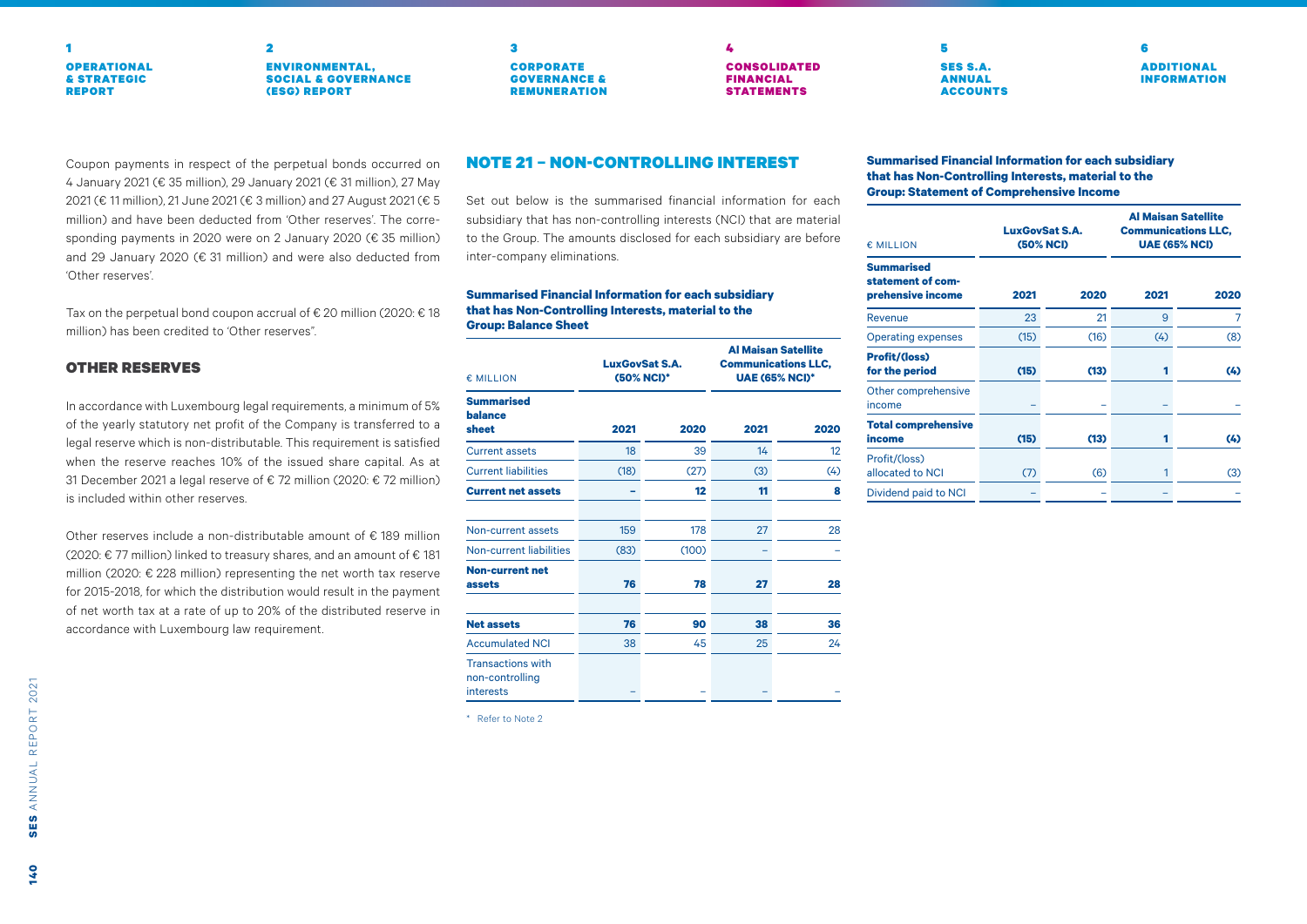Coupon payments in respect of the perpetual bonds occurred on 4 January 2021 (€ 35 million), 29 January 2021 (€ 31 million), 27 May 2021 (€ 11 million), 21 June 2021 (€ 3 million) and 27 August 2021 (€ 5 million) and have been deducted from 'Other reserves'. The corresponding payments in 2020 were on 2 January 2020 (€ 35 million) and 29 January 2020 (€ 31 million) and were also deducted from 'Other reserves'.

Tax on the perpetual bond coupon accrual of € 20 million (2020: € 18 million) has been credited to 'Other reserves".

### OTHER RESERVES

In accordance with Luxembourg legal requirements, a minimum of 5% of the yearly statutory net profit of the Company is transferred to a legal reserve which is non-distributable. This requirement is satisfied when the reserve reaches 10% of the issued share capital. As at 31 December 2021 a legal reserve of € 72 million (2020: € 72 million) is included within other reserves.

Other reserves include a non-distributable amount of € 189 million (2020: € 77 million) linked to treasury shares, and an amount of € 181 million (2020: € 228 million) representing the net worth tax reserve for 2015-2018, for which the distribution would result in the payment of net worth tax at a rate of up to 20% of the distributed reserve in accordance with Luxembourg law requirement.

## NOTE 21 – NON-CONTROLLING INTEREST

Set out below is the summarised financial information for each subsidiary that has non-controlling interests (NCI) that are material to the Group. The amounts disclosed for each subsidiary are before inter-company eliminations.

**Summarised Financial Information for each subsidiary that has Non-Controlling Interests, material to the Group: Balance Sheet**

| € MILLION | LuxGovSat S.A. (50% NCI)* | | Al Maisan Satellite Communications LLC, UAE (65% NCI)* | |
|---|---|---|---|---|
| **Summarised balance sheet** | **2021** | **2020** | **2021** | **2020** |
| Current assets | 18 | 39 | 14 | 12 |
| Current liabilities | (18) | (27) | (3) | (4) |
| **Current net assets** | **–** | **12** | **11** | **8** |
| | | | | |
| Non-current assets | 159 | 178 | 27 | 28 |
| Non-current liabilities | (83) | (100) | – | – |
| **Non-current net assets** | **76** | **78** | **27** | **28** |
| | | | | |
| **Net assets** | **76** | **90** | **38** | **36** |
| Accumulated NCI | 38 | 45 | 25 | 24 |
| Transactions with non-controlling interests | – | – | – | – |

\* Refer to Note 2

**Summarised Financial Information for each subsidiary that has Non-Controlling Interests, material to the Group: Statement of Comprehensive Income**

| € MILLION | LuxGovSat S.A. (50% NCI) | | Al Maisan Satellite Communications LLC, UAE (65% NCI) | |
|---|---|---|---|---|
| **Summarised statement of comprehensive income** | **2021** | **2020** | **2021** | **2020** |
| Revenue | 23 | 21 | 9 | 7 |
| Operating expenses | (15) | (16) | (4) | (8) |
| **Profit/(loss) for the period** | **(15)** | **(13)** | **1** | **(4)** |
| Other comprehensive income | – | – | – | – |
| **Total comprehensive income** | **(15)** | **(13)** | **1** | **(4)** |
| Profit/(loss) allocated to NCI | (7) | (6) | 1 | (3) |
| Dividend paid to NCI | – | – | – | – |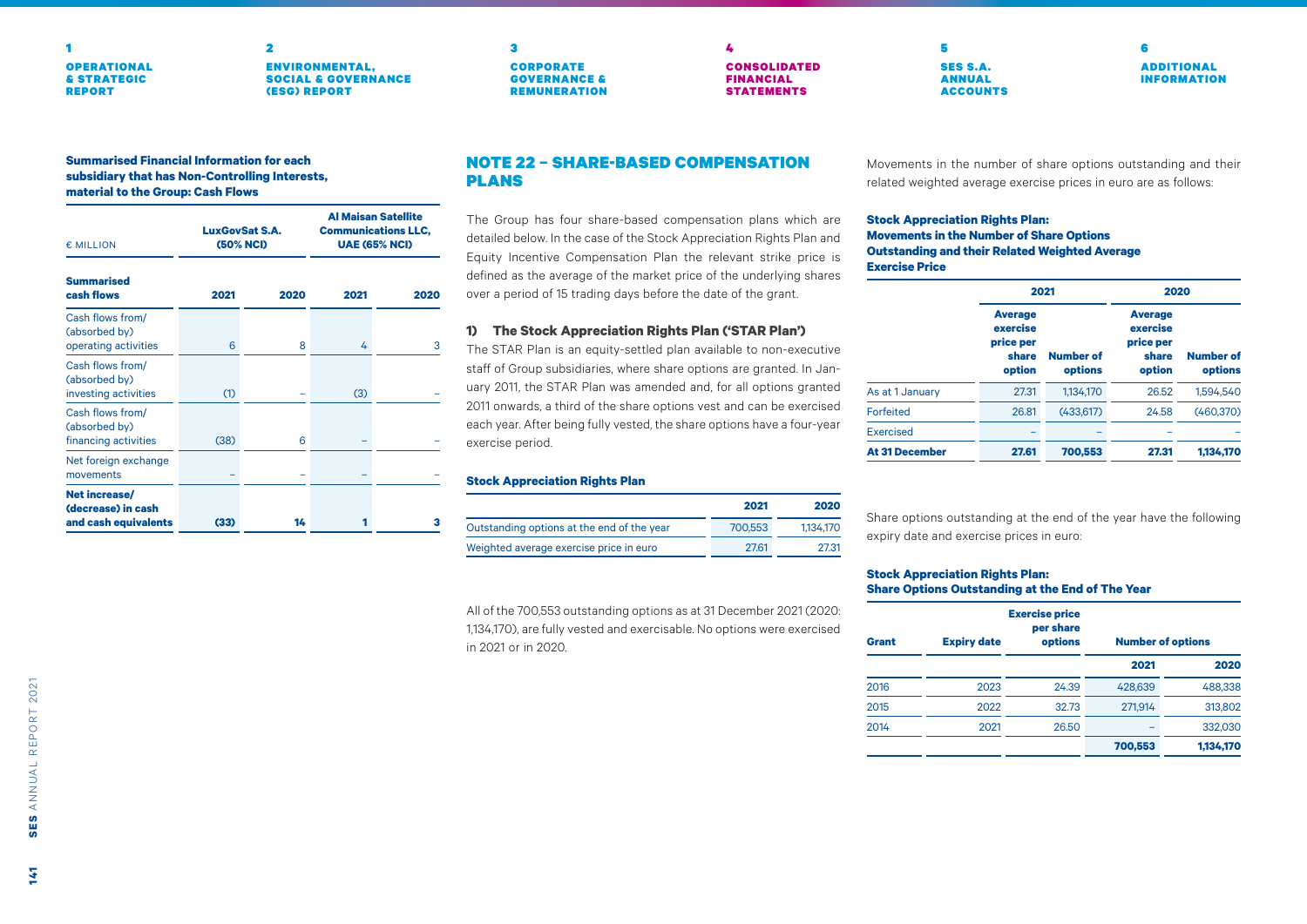**Summarised Financial Information for each subsidiary that has Non-Controlling Interests, material to the Group: Cash Flows**

| € MILLION | LuxGovSat S.A. (50% NCI) | | Al Maisan Satellite Communications LLC, UAE (65% NCI) | |
|---|---|---|---|---|
| **Summarised cash flows** | **2021** | **2020** | **2021** | **2020** |
| Cash flows from/ (absorbed by) operating activities | 6 | 8 | 4 | 3 |
| Cash flows from/ (absorbed by) investing activities | (1) | – | (3) | – |
| Cash flows from/ (absorbed by) financing activities | (38) | 6 | – | – |
| Net foreign exchange movements | – | – | – | – |
| **Net increase/ (decrease) in cash and cash equivalents** | **(33)** | **14** | **1** | **3** |

## NOTE 22 – SHARE-BASED COMPENSATION PLANS

The Group has four share-based compensation plans which are detailed below. In the case of the Stock Appreciation Rights Plan and Equity Incentive Compensation Plan the relevant strike price is defined as the average of the market price of the underlying shares over a period of 15 trading days before the date of the grant.

### 1) The Stock Appreciation Rights Plan ('STAR Plan')

The STAR Plan is an equity-settled plan available to non-executive staff of Group subsidiaries, where share options are granted. In January 2011, the STAR Plan was amended and, for all options granted 2011 onwards, a third of the share options vest and can be exercised each year. After being fully vested, the share options have a four-year exercise period.

**Stock Appreciation Rights Plan**

| | 2021 | 2020 |
|---|---|---|
| Outstanding options at the end of the year | 700,553 | 1,134,170 |
| Weighted average exercise price in euro | 27.61 | 27.31 |

All of the 700,553 outstanding options as at 31 December 2021 (2020: 1,134,170), are fully vested and exercisable. No options were exercised in 2021 or in 2020.

Movements in the number of share options outstanding and their related weighted average exercise prices in euro are as follows:

**Stock Appreciation Rights Plan: Movements in the Number of Share Options Outstanding and their Related Weighted Average Exercise Price**

| | 2021 | | 2020 | |
|---|---|---|---|---|
| | **Average exercise price per share option** | **Number of options** | **Average exercise price per share option** | **Number of options** |
| As at 1 January | 27.31 | 1,134,170 | 26.52 | 1,594,540 |
| Forfeited | 26.81 | (433,617) | 24.58 | (460,370) |
| Exercised | – | – | – | – |
| **At 31 December** | **27.61** | **700,553** | **27.31** | **1,134,170** |

Share options outstanding at the end of the year have the following expiry date and exercise prices in euro:

**Stock Appreciation Rights Plan: Share Options Outstanding at the End of The Year**

| Grant | Expiry date | Exercise price per share options | Number of options | |
|---|---|---|---|---|
| | | | **2021** | **2020** |
| 2016 | 2023 | 24.39 | 428,639 | 488,338 |
| 2015 | 2022 | 32.73 | 271,914 | 313,802 |
| 2014 | 2021 | 26.50 | – | 332,030 |
| | | | **700,553** | **1,134,170** |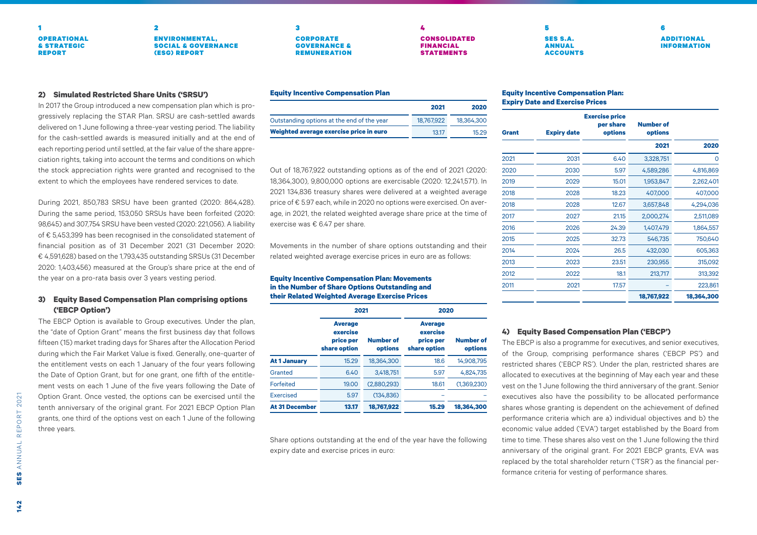### 2) Simulated Restricted Share Units ('SRSU')

In 2017 the Group introduced a new compensation plan which is progressively replacing the STAR Plan. SRSU are cash-settled awards delivered on 1 June following a three-year vesting period. The liability for the cash-settled awards is measured initially and at the end of each reporting period until settled, at the fair value of the share appreciation rights, taking into account the terms and conditions on which the stock appreciation rights were granted and recognised to the extent to which the employees have rendered services to date.

During 2021, 850,783 SRSU have been granted (2020: 864,428). During the same period, 153,050 SRSUs have been forfeited (2020: 98,645) and 307,754 SRSU have been vested (2020: 221,056). A liability of € 5,453,399 has been recognised in the consolidated statement of financial position as of 31 December 2021 (31 December 2020: € 4,591,628) based on the 1,793,435 outstanding SRSUs (31 December 2020: 1,403,456) measured at the Group's share price at the end of the year on a pro-rata basis over 3 years vesting period.

### 3) Equity Based Compensation Plan comprising options ('EBCP Option')

The EBCP Option is available to Group executives. Under the plan, the "date of Option Grant" means the first business day that follows fifteen (15) market trading days for Shares after the Allocation Period during which the Fair Market Value is fixed. Generally, one-quarter of the entitlement vests on each 1 January of the four years following the Date of Option Grant, but for one grant, one fifth of the entitlement vests on each 1 June of the five years following the Date of Option Grant. Once vested, the options can be exercised until the tenth anniversary of the original grant. For 2021 EBCP Option Plan grants, one third of the options vest on each 1 June of the following three years.

**Equity Incentive Compensation Plan**

| | 2021 | 2020 |
|---|---|---|
| Outstanding options at the end of the year | 18,767,922 | 18,364,300 |
| **Weighted average exercise price in euro** | 13.17 | 15.29 |

Out of 18,767,922 outstanding options as of the end of 2021 (2020: 18,364,300), 9,800,000 options are exercisable (2020: 12,241,571). In 2021 134,836 treasury shares were delivered at a weighted average price of € 5.97 each, while in 2020 no options were exercised. On average, in 2021, the related weighted average share price at the time of exercise was € 6.47 per share.

Movements in the number of share options outstanding and their related weighted average exercise prices in euro are as follows:

**Equity Incentive Compensation Plan: Movements in the Number of Share Options Outstanding and their Related Weighted Average Exercise Prices**

| | 2021 | | 2020 | |
|---|---|---|---|---|
| | Average exercise price per share option | Number of options | Average exercise price per share option | Number of options |
| **At 1 January** | 15.29 | 18,364,300 | 18.6 | 14,908,795 |
| Granted | 6.40 | 3,418,751 | 5.97 | 4,824,735 |
| Forfeited | 19.00 | (2,880,293) | 18.61 | (1,369,230) |
| Exercised | 5.97 | (134,836) | – | – |
| **At 31 December** | **13.17** | **18,767,922** | **15.29** | **18,364,300** |

Share options outstanding at the end of the year have the following expiry date and exercise prices in euro:

**Equity Incentive Compensation Plan: Expiry Date and Exercise Prices**

| Grant | Expiry date | Exercise price per share options | Number of options | |
|---|---|---|---|---|
| | | | 2021 | 2020 |
| 2021 | 2031 | 6.40 | 3,328,751 | 0 |
| 2020 | 2030 | 5.97 | 4,589,286 | 4,816,869 |
| 2019 | 2029 | 15.01 | 1,953,847 | 2,262,401 |
| 2018 | 2028 | 18.23 | 407,000 | 407,000 |
| 2018 | 2028 | 12.67 | 3,657,848 | 4,294,036 |
| 2017 | 2027 | 21.15 | 2,000,274 | 2,511,089 |
| 2016 | 2026 | 24.39 | 1,407,479 | 1,864,557 |
| 2015 | 2025 | 32.73 | 546,735 | 750,640 |
| 2014 | 2024 | 26.5 | 432,030 | 605,363 |
| 2013 | 2023 | 23.51 | 230,955 | 315,092 |
| 2012 | 2022 | 18.1 | 213,717 | 313,392 |
| 2011 | 2021 | 17.57 | – | 223,861 |
| | | | **18,767,922** | **18,364,300** |

### 4) Equity Based Compensation Plan ('EBCP')

The EBCP is also a programme for executives, and senior executives, of the Group, comprising performance shares ('EBCP PS') and restricted shares ('EBCP RS'). Under the plan, restricted shares are allocated to executives at the beginning of May each year and these vest on the 1 June following the third anniversary of the grant. Senior executives also have the possibility to be allocated performance shares whose granting is dependent on the achievement of defined performance criteria which are a) individual objectives and b) the economic value added ('EVA') target established by the Board from time to time. These shares also vest on the 1 June following the third anniversary of the original grant. For 2021 EBCP grants, EVA was replaced by the total shareholder return ('TSR') as the financial performance criteria for vesting of performance shares.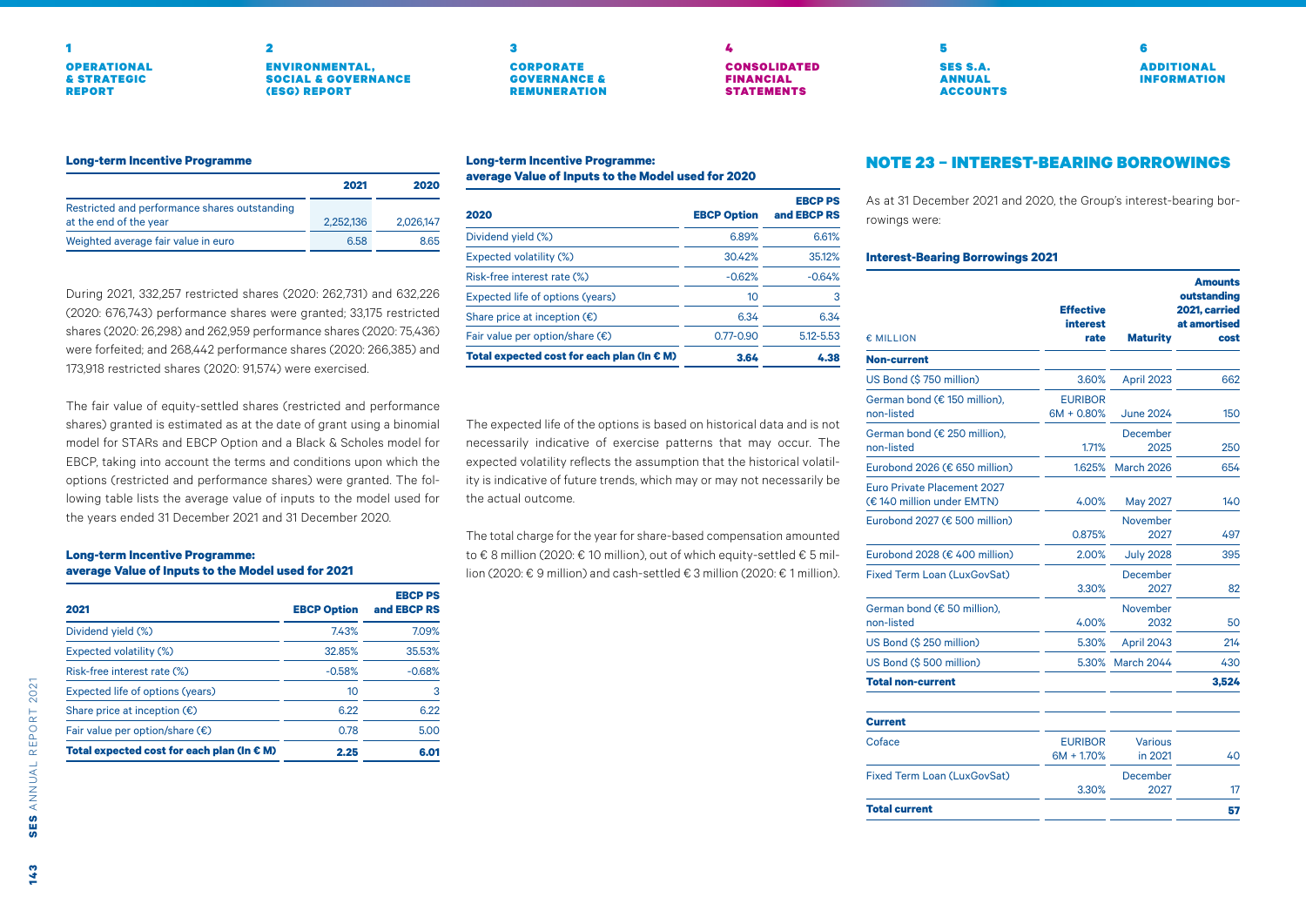**Long-term Incentive Programme**

| | 2021 | 2020 |
|---|---|---|
| Restricted and performance shares outstanding at the end of the year | 2,252,136 | 2,026,147 |
| Weighted average fair value in euro | 6.58 | 8.65 |

During 2021, 332,257 restricted shares (2020: 262,731) and 632,226 (2020: 676,743) performance shares were granted; 33,175 restricted shares (2020: 26,298) and 262,959 performance shares (2020: 75,436) were forfeited; and 268,442 performance shares (2020: 266,385) and 173,918 restricted shares (2020: 91,574) were exercised.

The fair value of equity-settled shares (restricted and performance shares) granted is estimated as at the date of grant using a binomial model for STARs and EBCP Option and a Black & Scholes model for EBCP, taking into account the terms and conditions upon which the options (restricted and performance shares) were granted. The following table lists the average value of inputs to the model used for the years ended 31 December 2021 and 31 December 2020.

**Long-term Incentive Programme: average Value of Inputs to the Model used for 2021**

| 2021 | EBCP Option | EBCP PS and EBCP RS |
|---|---|---|
| Dividend yield (%) | 7.43% | 7.09% |
| Expected volatility (%) | 32.85% | 35.53% |
| Risk-free interest rate (%) | -0.58% | -0.68% |
| Expected life of options (years) | 10 | 3 |
| Share price at inception (€) | 6.22 | 6.22 |
| Fair value per option/share (€) | 0.78 | 5.00 |
| **Total expected cost for each plan (In € M)** | **2.25** | **6.01** |

**Long-term Incentive Programme: average Value of Inputs to the Model used for 2020**

| 2020 | EBCP Option | EBCP PS and EBCP RS |
|---|---|---|
| Dividend yield (%) | 6.89% | 6.61% |
| Expected volatility (%) | 30.42% | 35.12% |
| Risk-free interest rate (%) | -0.62% | -0.64% |
| Expected life of options (years) | 10 | 3 |
| Share price at inception (€) | 6.34 | 6.34 |
| Fair value per option/share (€) | 0.77-0.90 | 5.12-5.53 |
| **Total expected cost for each plan (In € M)** | **3.64** | **4.38** |

The expected life of the options is based on historical data and is not necessarily indicative of exercise patterns that may occur. The expected volatility reflects the assumption that the historical volatility is indicative of future trends, which may or may not necessarily be the actual outcome.

The total charge for the year for share-based compensation amounted to € 8 million (2020: € 10 million), out of which equity-settled € 5 million (2020: € 9 million) and cash-settled € 3 million (2020: € 1 million).

## NOTE 23 – INTEREST-BEARING BORROWINGS

As at 31 December 2021 and 2020, the Group's interest-bearing borrowings were:

**Interest-Bearing Borrowings 2021**

| € MILLION | Effective interest rate | Maturity | Amounts outstanding 2021, carried at amortised cost |
|---|---|---|---|
| **Non-current** | | | |
| US Bond ($ 750 million) | 3.60% | April 2023 | 662 |
| German bond (€ 150 million), non-listed | EURIBOR 6M + 0.80% | June 2024 | 150 |
| German bond (€ 250 million), non-listed | 1.71% | December 2025 | 250 |
| Eurobond 2026 (€ 650 million) | 1.625% | March 2026 | 654 |
| Euro Private Placement 2027 (€ 140 million under EMTN) | 4.00% | May 2027 | 140 |
| Eurobond 2027 (€ 500 million) | 0.875% | November 2027 | 497 |
| Eurobond 2028 (€ 400 million) | 2.00% | July 2028 | 395 |
| Fixed Term Loan (LuxGovSat) | 3.30% | December 2027 | 82 |
| German bond (€ 50 million), non-listed | 4.00% | November 2032 | 50 |
| US Bond ($ 250 million) | 5.30% | April 2043 | 214 |
| US Bond ($ 500 million) | 5.30% | March 2044 | 430 |
| **Total non-current** | | | **3,524** |
| **Current** | | | |
| Coface | EURIBOR 6M + 1.70% | Various in 2021 | 40 |
| Fixed Term Loan (LuxGovSat) | 3.30% | December 2027 | 17 |
| **Total current** | | | **57** |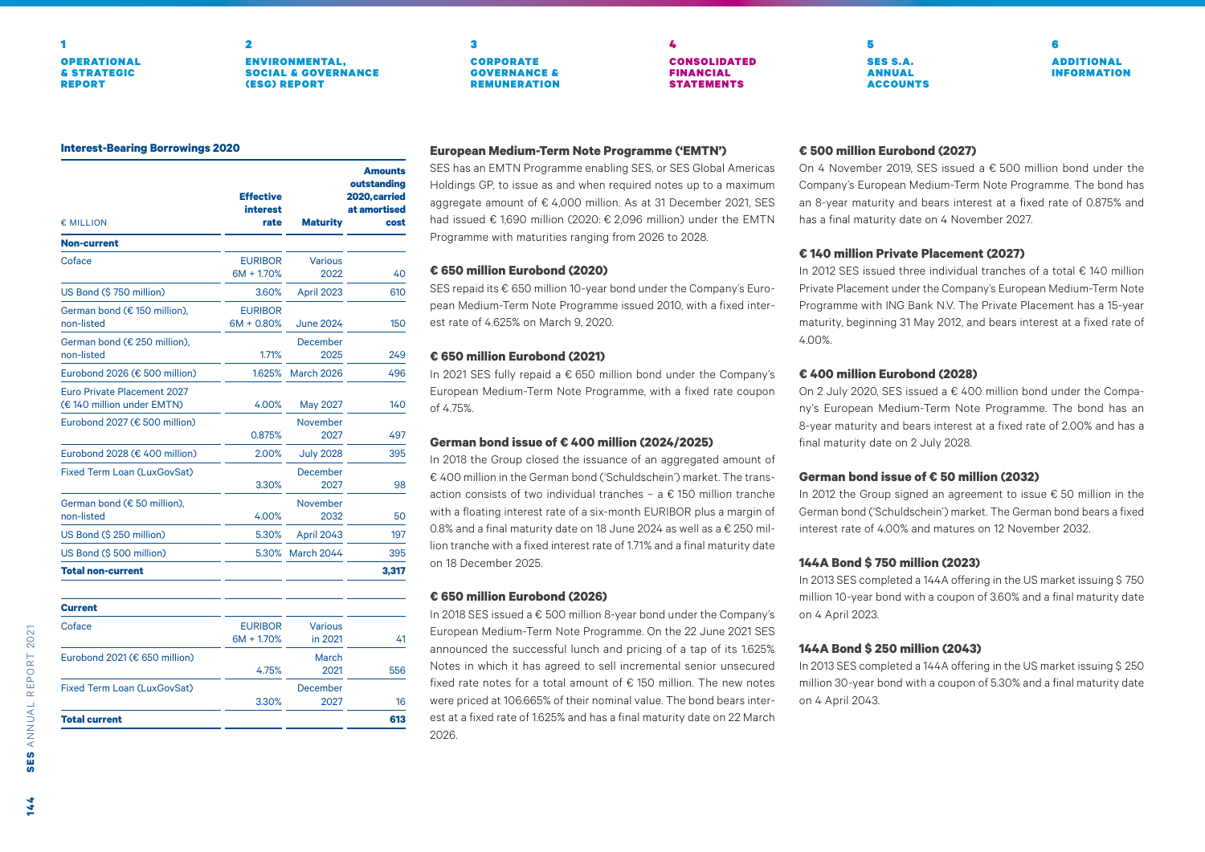**Interest-Bearing Borrowings 2020**

| € MILLION | Effective interest rate | Maturity | Amounts outstanding 2020,carried at amortised cost |
|---|---|---|---|
| **Non-current** | | | |
| Coface | EURIBOR 6M + 1.70% | Various 2022 | 40 |
| US Bond ($ 750 million) | 3.60% | April 2023 | 610 |
| German bond (€ 150 million), non-listed | EURIBOR 6M + 0.80% | June 2024 | 150 |
| German bond (€ 250 million), non-listed | 1.71% | December 2025 | 249 |
| Eurobond 2026 (€ 500 million) | 1.625% | March 2026 | 496 |
| Euro Private Placement 2027 (€ 140 million under EMTN) | 4.00% | May 2027 | 140 |
| Eurobond 2027 (€ 500 million) | 0.875% | November 2027 | 497 |
| Eurobond 2028 (€ 400 million) | 2.00% | July 2028 | 395 |
| Fixed Term Loan (LuxGovSat) | 3.30% | December 2027 | 98 |
| German bond (€ 50 million), non-listed | 4.00% | November 2032 | 50 |
| US Bond ($ 250 million) | 5.30% | April 2043 | 197 |
| US Bond ($ 500 million) | 5.30% | March 2044 | 395 |
| **Total non-current** | | | **3,317** |
| **Current** | | | |
| Coface | EURIBOR 6M + 1.70% | Various in 2021 | 41 |
| Eurobond 2021 (€ 650 million) | 4.75% | March 2021 | 556 |
| Fixed Term Loan (LuxGovSat) | 3.30% | December 2027 | 16 |
| **Total current** | | | **613** |

### European Medium-Term Note Programme ('EMTN')

SES has an EMTN Programme enabling SES, or SES Global Americas Holdings GP, to issue as and when required notes up to a maximum aggregate amount of € 4,000 million. As at 31 December 2021, SES had issued € 1,690 million (2020: € 2,096 million) under the EMTN Programme with maturities ranging from 2026 to 2028.

### € 650 million Eurobond (2020)

SES repaid its € 650 million 10-year bond under the Company's European Medium-Term Note Programme issued 2010, with a fixed interest rate of 4.625% on March 9, 2020.

### € 650 million Eurobond (2021)

In 2021 SES fully repaid a € 650 million bond under the Company's European Medium-Term Note Programme, with a fixed rate coupon of 4.75%.

### German bond issue of € 400 million (2024/2025)

In 2018 the Group closed the issuance of an aggregated amount of € 400 million in the German bond ('Schuldschein') market. The transaction consists of two individual tranches – a € 150 million tranche with a floating interest rate of a six-month EURIBOR plus a margin of 0.8% and a final maturity date on 18 June 2024 as well as a € 250 million tranche with a fixed interest rate of 1.71% and a final maturity date on 18 December 2025.

### € 650 million Eurobond (2026)

In 2018 SES issued a € 500 million 8-year bond under the Company's European Medium-Term Note Programme. On the 22 June 2021 SES announced the successful lunch and pricing of a tap of its 1.625% Notes in which it has agreed to sell incremental senior unsecured fixed rate notes for a total amount of € 150 million. The new notes were priced at 106.665% of their nominal value. The bond bears interest at a fixed rate of 1.625% and has a final maturity date on 22 March 2026.

### € 500 million Eurobond (2027)

On 4 November 2019, SES issued a € 500 million bond under the Company's European Medium-Term Note Programme. The bond has an 8-year maturity and bears interest at a fixed rate of 0.875% and has a final maturity date on 4 November 2027.

### € 140 million Private Placement (2027)

In 2012 SES issued three individual tranches of a total € 140 million Private Placement under the Company's European Medium-Term Note Programme with ING Bank N.V. The Private Placement has a 15-year maturity, beginning 31 May 2012, and bears interest at a fixed rate of 4.00%.

### € 400 million Eurobond (2028)

On 2 July 2020, SES issued a € 400 million bond under the Company's European Medium-Term Note Programme. The bond has an 8-year maturity and bears interest at a fixed rate of 2.00% and has a final maturity date on 2 July 2028.

### German bond issue of € 50 million (2032)

In 2012 the Group signed an agreement to issue € 50 million in the German bond ('Schuldschein') market. The German bond bears a fixed interest rate of 4.00% and matures on 12 November 2032.

### 144A Bond $ 750 million (2023)

In 2013 SES completed a 144A offering in the US market issuing $ 750 million 10-year bond with a coupon of 3.60% and a final maturity date on 4 April 2023.

### 144A Bond $ 250 million (2043)

In 2013 SES completed a 144A offering in the US market issuing $ 250 million 30-year bond with a coupon of 5.30% and a final maturity date on 4 April 2043.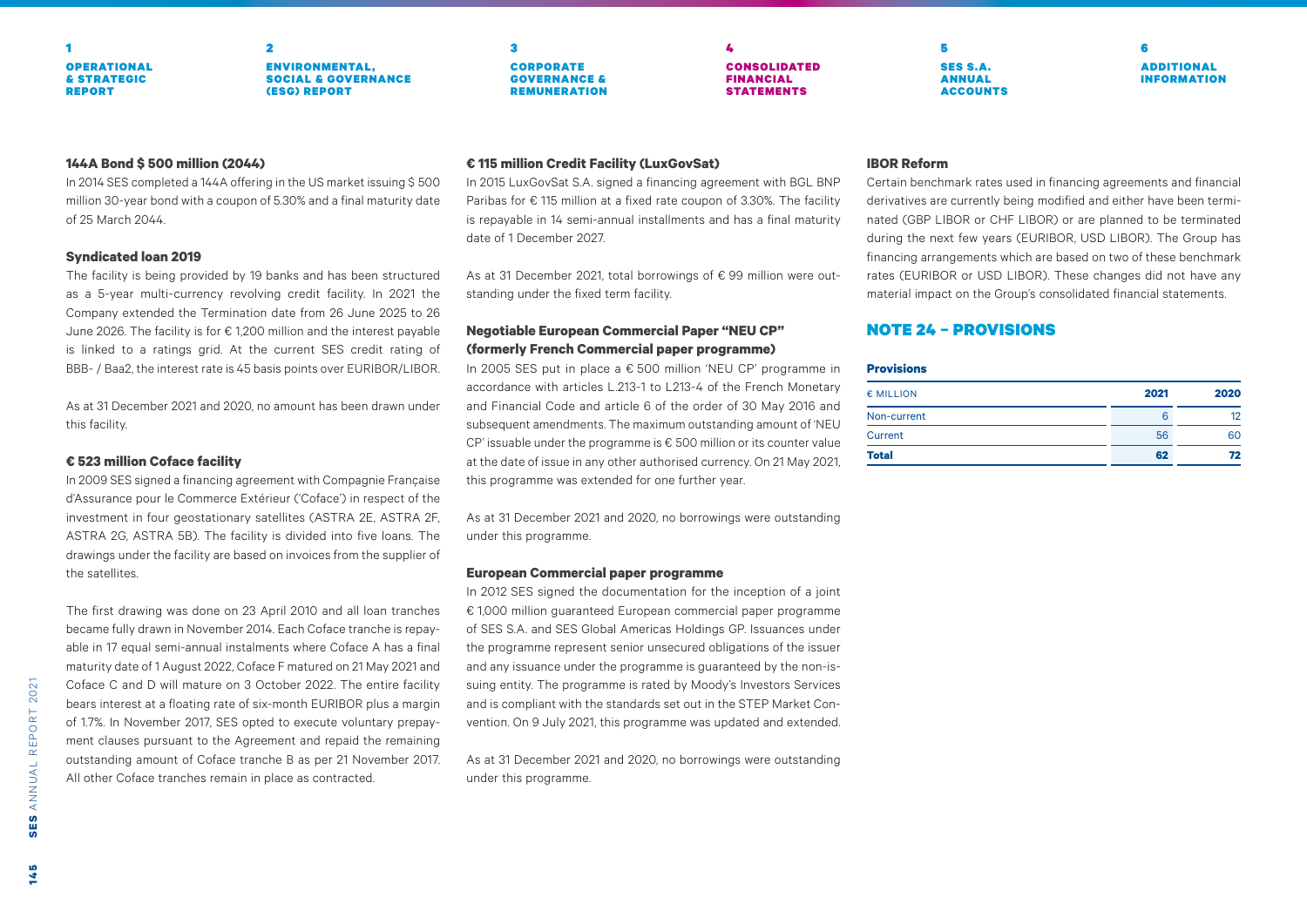### 144A Bond $ 500 million (2044)

In 2014 SES completed a 144A offering in the US market issuing $ 500 million 30-year bond with a coupon of 5.30% and a final maturity date of 25 March 2044.

### Syndicated loan 2019

The facility is being provided by 19 banks and has been structured as a 5-year multi-currency revolving credit facility. In 2021 the Company extended the Termination date from 26 June 2025 to 26 June 2026. The facility is for € 1,200 million and the interest payable is linked to a ratings grid. At the current SES credit rating of BBB- / Baa2, the interest rate is 45 basis points over EURIBOR/LIBOR.

As at 31 December 2021 and 2020, no amount has been drawn under this facility.

### € 523 million Coface facility

In 2009 SES signed a financing agreement with Compagnie Française d'Assurance pour le Commerce Extérieur ('Coface') in respect of the investment in four geostationary satellites (ASTRA 2E, ASTRA 2F, ASTRA 2G, ASTRA 5B). The facility is divided into five loans. The drawings under the facility are based on invoices from the supplier of the satellites.

The first drawing was done on 23 April 2010 and all loan tranches became fully drawn in November 2014. Each Coface tranche is repayable in 17 equal semi-annual instalments where Coface A has a final maturity date of 1 August 2022, Coface F matured on 21 May 2021 and Coface C and D will mature on 3 October 2022. The entire facility bears interest at a floating rate of six-month EURIBOR plus a margin of 1.7%. In November 2017, SES opted to execute voluntary prepayment clauses pursuant to the Agreement and repaid the remaining outstanding amount of Coface tranche B as per 21 November 2017. All other Coface tranches remain in place as contracted.

### € 115 million Credit Facility (LuxGovSat)

In 2015 LuxGovSat S.A. signed a financing agreement with BGL BNP Paribas for € 115 million at a fixed rate coupon of 3.30%. The facility is repayable in 14 semi-annual installments and has a final maturity date of 1 December 2027.

As at 31 December 2021, total borrowings of € 99 million were outstanding under the fixed term facility.

### Negotiable European Commercial Paper "NEU CP" (formerly French Commercial paper programme)

In 2005 SES put in place a € 500 million 'NEU CP' programme in accordance with articles L.213-1 to L213-4 of the French Monetary and Financial Code and article 6 of the order of 30 May 2016 and subsequent amendments. The maximum outstanding amount of 'NEU CP' issuable under the programme is € 500 million or its counter value at the date of issue in any other authorised currency. On 21 May 2021, this programme was extended for one further year.

As at 31 December 2021 and 2020, no borrowings were outstanding under this programme.

### European Commercial paper programme

In 2012 SES signed the documentation for the inception of a joint € 1,000 million guaranteed European commercial paper programme of SES S.A. and SES Global Americas Holdings GP. Issuances under the programme represent senior unsecured obligations of the issuer and any issuance under the programme is guaranteed by the non-issuing entity. The programme is rated by Moody's Investors Services and is compliant with the standards set out in the STEP Market Convention. On 9 July 2021, this programme was updated and extended.

As at 31 December 2021 and 2020, no borrowings were outstanding under this programme.

### IBOR Reform

Certain benchmark rates used in financing agreements and financial derivatives are currently being modified and either have been terminated (GBP LIBOR or CHF LIBOR) or are planned to be terminated during the next few years (EURIBOR, USD LIBOR). The Group has financing arrangements which are based on two of these benchmark rates (EURIBOR or USD LIBOR). These changes did not have any material impact on the Group's consolidated financial statements.

## NOTE 24 – PROVISIONS

**Provisions**

| € MILLION | 2021 | 2020 |
|---|---|---|
| Non-current | 6 | 12 |
| Current | 56 | 60 |
| **Total** | **62** | **72** |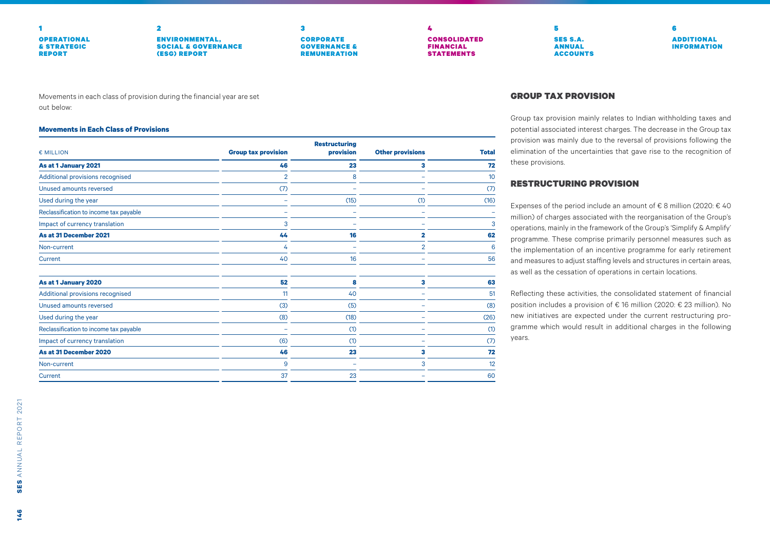Movements in each class of provision during the financial year are set out below:

**Movements in Each Class of Provisions**

| € MILLION | Group tax provision | Restructuring provision | Other provisions | Total |
|---|---|---|---|---|
| **As at 1 January 2021** | **46** | **23** | **3** | **72** |
| Additional provisions recognised | 2 | 8 | – | 10 |
| Unused amounts reversed | (7) | – | – | (7) |
| Used during the year | – | (15) | (1) | (16) |
| Reclassification to income tax payable | – | – | – | – |
| Impact of currency translation | 3 | – | – | 3 |
| **As at 31 December 2021** | **44** | **16** | **2** | **62** |
| Non-current | 4 | – | 2 | 6 |
| Current | 40 | 16 | – | 56 |
| | | | | |
| **As at 1 January 2020** | **52** | **8** | **3** | **63** |
| Additional provisions recognised | 11 | 40 | – | 51 |
| Unused amounts reversed | (3) | (5) | – | (8) |
| Used during the year | (8) | (18) | – | (26) |
| Reclassification to income tax payable | – | (1) | – | (1) |
| Impact of currency translation | (6) | (1) | – | (7) |
| **As at 31 December 2020** | **46** | **23** | **3** | **72** |
| Non-current | 9 | – | 3 | 12 |
| Current | 37 | 23 | – | 60 |

## GROUP TAX PROVISION

Group tax provision mainly relates to Indian withholding taxes and potential associated interest charges. The decrease in the Group tax provision was mainly due to the reversal of provisions following the elimination of the uncertainties that gave rise to the recognition of these provisions.

## RESTRUCTURING PROVISION

Expenses of the period include an amount of € 8 million (2020: € 40 million) of charges associated with the reorganisation of the Group's operations, mainly in the framework of the Group's 'Simplify & Amplify' programme. These comprise primarily personnel measures such as the implementation of an incentive programme for early retirement and measures to adjust staffing levels and structures in certain areas, as well as the cessation of operations in certain locations.

Reflecting these activities, the consolidated statement of financial position includes a provision of € 16 million (2020: € 23 million). No new initiatives are expected under the current restructuring programme which would result in additional charges in the following years.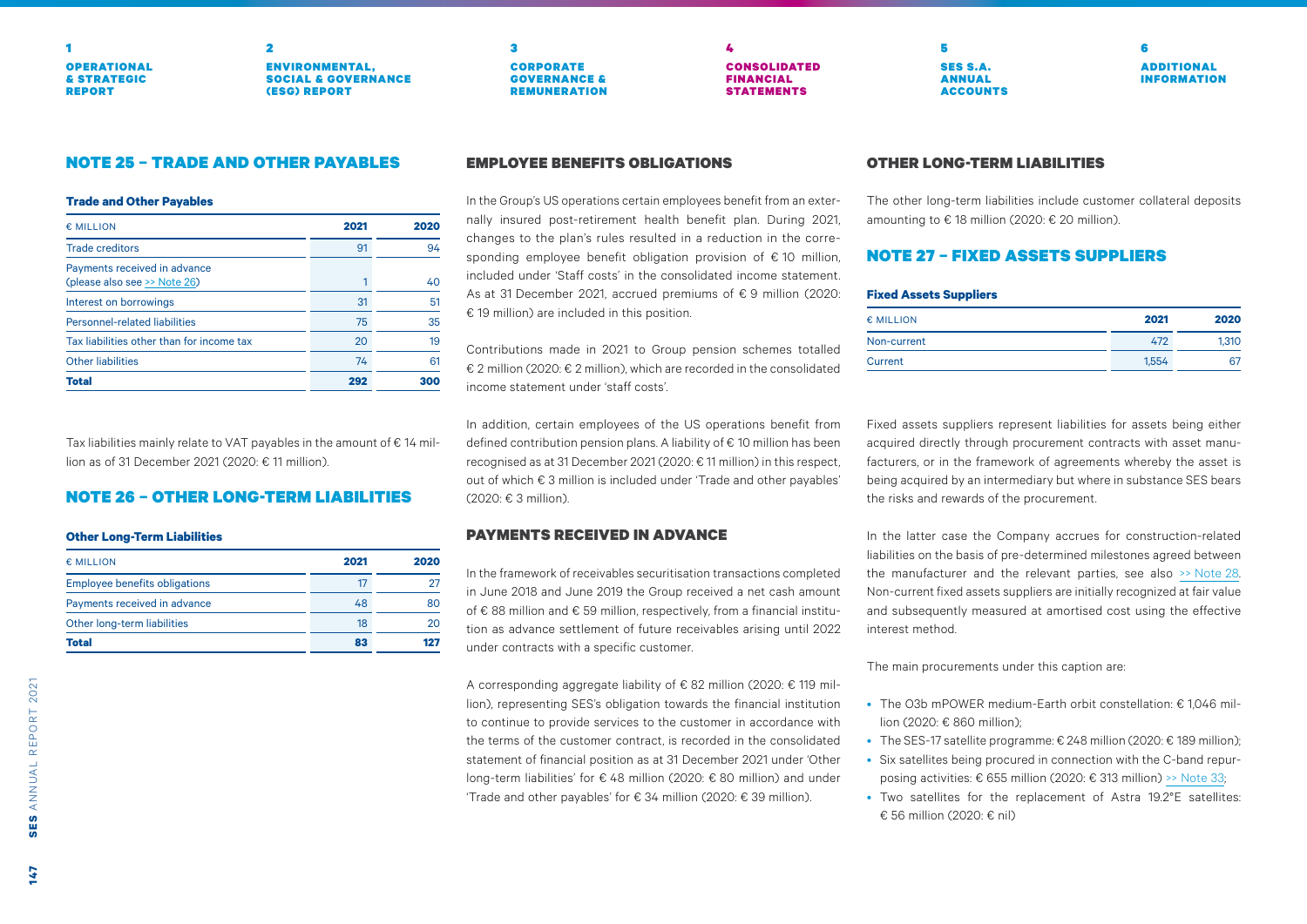## NOTE 25 – TRADE AND OTHER PAYABLES

#### Trade and Other Payables

| € MILLION | 2021 | 2020 |
|---|---|---|
| Trade creditors | 91 | 94 |
| Payments received in advance (please also see >> Note 26) | 1 | 40 |
| Interest on borrowings | 31 | 51 |
| Personnel-related liabilities | 75 | 35 |
| Tax liabilities other than for income tax | 20 | 19 |
| Other liabilities | 74 | 61 |
| **Total** | **292** | **300** |

Tax liabilities mainly relate to VAT payables in the amount of € 14 million as of 31 December 2021 (2020: € 11 million).

## NOTE 26 – OTHER LONG-TERM LIABILITIES

#### Other Long-Term Liabilities

| € MILLION | 2021 | 2020 |
|---|---|---|
| Employee benefits obligations | 17 | 27 |
| Payments received in advance | 48 | 80 |
| Other long-term liabilities | 18 | 20 |
| **Total** | **83** | **127** |

### EMPLOYEE BENEFITS OBLIGATIONS

In the Group's US operations certain employees benefit from an externally insured post-retirement health benefit plan. During 2021, changes to the plan's rules resulted in a reduction in the corresponding employee benefit obligation provision of € 10 million, included under 'Staff costs' in the consolidated income statement. As at 31 December 2021, accrued premiums of € 9 million (2020: € 19 million) are included in this position.

Contributions made in 2021 to Group pension schemes totalled € 2 million (2020: € 2 million), which are recorded in the consolidated income statement under 'staff costs'.

In addition, certain employees of the US operations benefit from defined contribution pension plans. A liability of € 10 million has been recognised as at 31 December 2021 (2020: € 11 million) in this respect, out of which € 3 million is included under 'Trade and other payables' (2020: € 3 million).

### PAYMENTS RECEIVED IN ADVANCE

In the framework of receivables securitisation transactions completed in June 2018 and June 2019 the Group received a net cash amount of € 88 million and € 59 million, respectively, from a financial institution as advance settlement of future receivables arising until 2022 under contracts with a specific customer.

A corresponding aggregate liability of € 82 million (2020: € 119 million), representing SES's obligation towards the financial institution to continue to provide services to the customer in accordance with the terms of the customer contract, is recorded in the consolidated statement of financial position as at 31 December 2021 under 'Other long-term liabilities' for € 48 million (2020: € 80 million) and under 'Trade and other payables' for € 34 million (2020: € 39 million).

### OTHER LONG-TERM LIABILITIES

The other long-term liabilities include customer collateral deposits amounting to € 18 million (2020: € 20 million).

## NOTE 27 – FIXED ASSETS SUPPLIERS

#### Fixed Assets Suppliers

| € MILLION | 2021 | 2020 |
|---|---|---|
| Non-current | 472 | 1,310 |
| Current | 1,554 | 67 |

Fixed assets suppliers represent liabilities for assets being either acquired directly through procurement contracts with asset manufacturers, or in the framework of agreements whereby the asset is being acquired by an intermediary but where in substance SES bears the risks and rewards of the procurement.

In the latter case the Company accrues for construction-related liabilities on the basis of pre-determined milestones agreed between the manufacturer and the relevant parties, see also >> Note 28. Non-current fixed assets suppliers are initially recognized at fair value and subsequently measured at amortised cost using the effective interest method.

The main procurements under this caption are:

- The O3b mPOWER medium-Earth orbit constellation: € 1,046 million (2020: € 860 million);
- The SES-17 satellite programme: € 248 million (2020: € 189 million);
- Six satellites being procured in connection with the C-band repurposing activities: € 655 million (2020: € 313 million) >> Note 33;
- Two satellites for the replacement of Astra 19.2°E satellites: € 56 million (2020: € nil)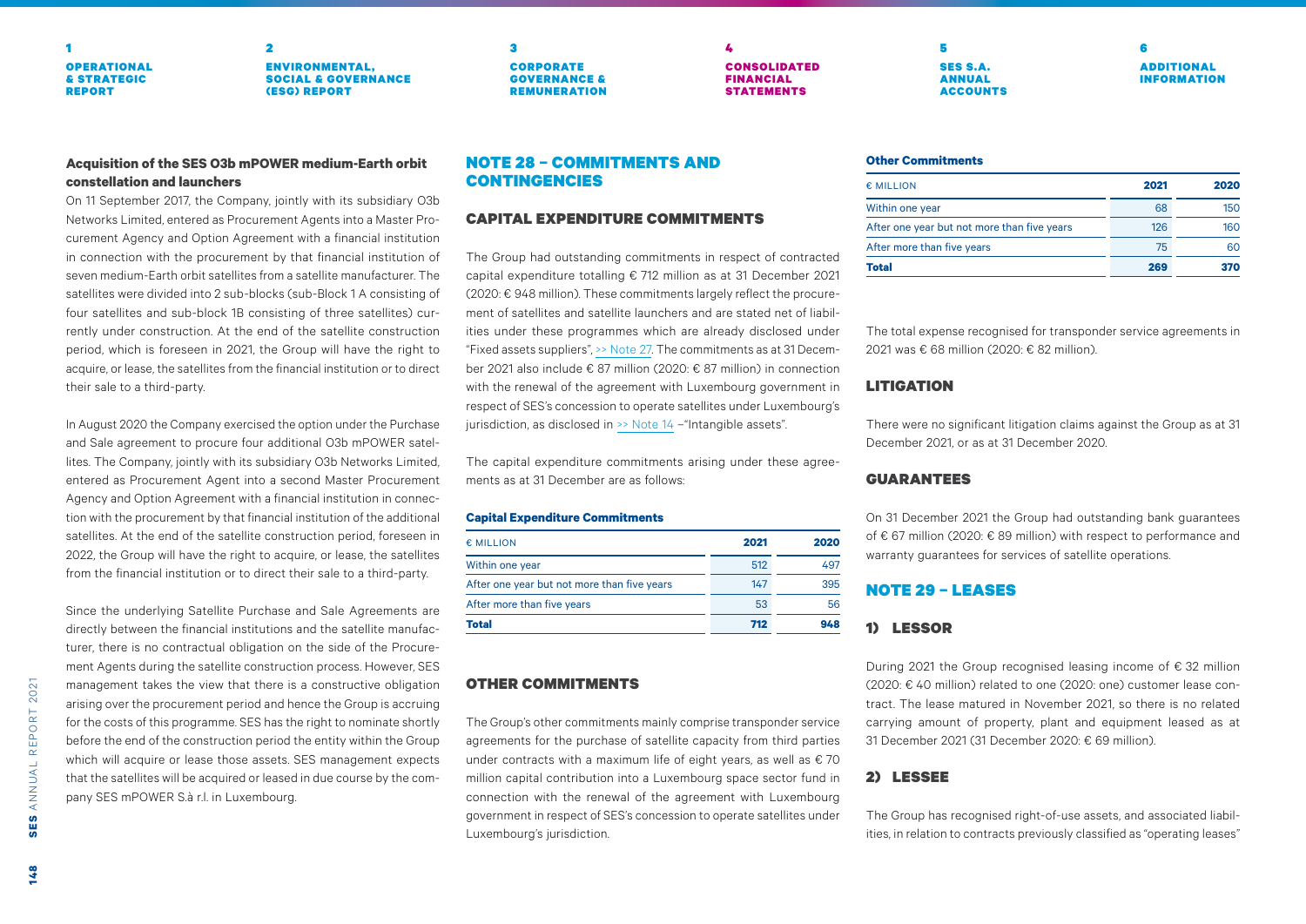### Acquisition of the SES O3b mPOWER medium-Earth orbit constellation and launchers

On 11 September 2017, the Company, jointly with its subsidiary O3b Networks Limited, entered as Procurement Agents into a Master Procurement Agency and Option Agreement with a financial institution in connection with the procurement by that financial institution of seven medium-Earth orbit satellites from a satellite manufacturer. The satellites were divided into 2 sub-blocks (sub-Block 1 A consisting of four satellites and sub-block 1B consisting of three satellites) currently under construction. At the end of the satellite construction period, which is foreseen in 2021, the Group will have the right to acquire, or lease, the satellites from the financial institution or to direct their sale to a third-party.

In August 2020 the Company exercised the option under the Purchase and Sale agreement to procure four additional O3b mPOWER satellites. The Company, jointly with its subsidiary O3b Networks Limited, entered as Procurement Agent into a second Master Procurement Agency and Option Agreement with a financial institution in connection with the procurement by that financial institution of the additional satellites. At the end of the satellite construction period, foreseen in 2022, the Group will have the right to acquire, or lease, the satellites from the financial institution or to direct their sale to a third-party.

Since the underlying Satellite Purchase and Sale Agreements are directly between the financial institutions and the satellite manufacturer, there is no contractual obligation on the side of the Procurement Agents during the satellite construction process. However, SES management takes the view that there is a constructive obligation arising over the procurement period and hence the Group is accruing for the costs of this programme. SES has the right to nominate shortly before the end of the construction period the entity within the Group which will acquire or lease those assets. SES management expects that the satellites will be acquired or leased in due course by the company SES mPOWER S.à r.l. in Luxembourg.

## NOTE 28 – COMMITMENTS AND CONTINGENCIES

### CAPITAL EXPENDITURE COMMITMENTS

The Group had outstanding commitments in respect of contracted capital expenditure totalling € 712 million as at 31 December 2021 (2020: € 948 million). These commitments largely reflect the procurement of satellites and satellite launchers and are stated net of liabilities under these programmes which are already disclosed under "Fixed assets suppliers", >> Note 27. The commitments as at 31 December 2021 also include € 87 million (2020: € 87 million) in connection with the renewal of the agreement with Luxembourg government in respect of SES's concession to operate satellites under Luxembourg's jurisdiction, as disclosed in >> Note 14 –"Intangible assets".

The capital expenditure commitments arising under these agreements as at 31 December are as follows:

**Capital Expenditure Commitments**

| € MILLION | 2021 | 2020 |
|---|---|---|
| Within one year | 512 | 497 |
| After one year but not more than five years | 147 | 395 |
| After more than five years | 53 | 56 |
| **Total** | **712** | **948** |

### OTHER COMMITMENTS

The Group's other commitments mainly comprise transponder service agreements for the purchase of satellite capacity from third parties under contracts with a maximum life of eight years, as well as € 70 million capital contribution into a Luxembourg space sector fund in connection with the renewal of the agreement with Luxembourg government in respect of SES's concession to operate satellites under Luxembourg's jurisdiction.

**Other Commitments**

| € MILLION | 2021 | 2020 |
|---|---|---|
| Within one year | 68 | 150 |
| After one year but not more than five years | 126 | 160 |
| After more than five years | 75 | 60 |
| **Total** | **269** | **370** |

The total expense recognised for transponder service agreements in 2021 was € 68 million (2020: € 82 million).

### LITIGATION

There were no significant litigation claims against the Group as at 31 December 2021, or as at 31 December 2020.

### GUARANTEES

On 31 December 2021 the Group had outstanding bank guarantees of € 67 million (2020: € 89 million) with respect to performance and warranty guarantees for services of satellite operations.

## NOTE 29 – LEASES

### 1) LESSOR

During 2021 the Group recognised leasing income of € 32 million (2020: € 40 million) related to one (2020: one) customer lease contract. The lease matured in November 2021, so there is no related carrying amount of property, plant and equipment leased as at 31 December 2021 (31 December 2020: € 69 million).

### 2) LESSEE

The Group has recognised right-of-use assets, and associated liabilities, in relation to contracts previously classified as "operating leases"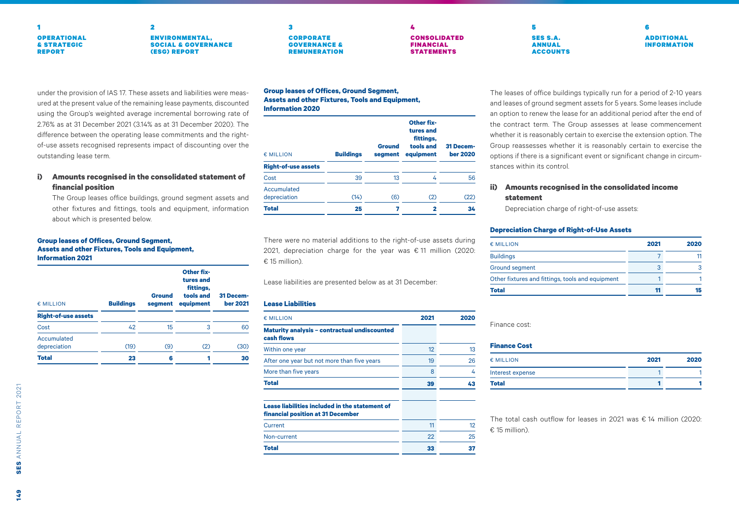under the provision of IAS 17. These assets and liabilities were measured at the present value of the remaining lease payments, discounted using the Group's weighted average incremental borrowing rate of 2.76% as at 31 December 2021 (3.14% as at 31 December 2020). The difference between the operating lease commitments and the right-of-use assets recognised represents impact of discounting over the outstanding lease term.

### i) Amounts recognised in the consolidated statement of financial position

The Group leases office buildings, ground segment assets and other fixtures and fittings, tools and equipment, information about which is presented below.

**Group leases of Offices, Ground Segment, Assets and other Fixtures, Tools and Equipment, Information 2021**

| € MILLION | Buildings | Ground segment | Other fixtures and fittings, tools and equipment | 31 December 2021 |
|---|---|---|---|---|
| **Right-of-use assets** | | | | |
| Cost | 42 | 15 | 3 | 60 |
| Accumulated depreciation | (19) | (9) | (2) | (30) |
| **Total** | **23** | **6** | **1** | **30** |

**Group leases of Offices, Ground Segment, Assets and other Fixtures, Tools and Equipment, Information 2020**

| € MILLION | Buildings | Ground segment | Other fixtures and fittings, tools and equipment | 31 December 2020 |
|---|---|---|---|---|
| **Right-of-use assets** | | | | |
| Cost | 39 | 13 | 4 | 56 |
| Accumulated depreciation | (14) | (6) | (2) | (22) |
| **Total** | **25** | **7** | **2** | **34** |

There were no material additions to the right-of-use assets during 2021, depreciation charge for the year was € 11 million (2020: € 15 million).

Lease liabilities are presented below as at 31 December:

**Lease Liabilities**

| € MILLION | 2021 | 2020 |
|---|---|---|
| **Maturity analysis – contractual undiscounted cash flows** | | |
| Within one year | 12 | 13 |
| After one year but not more than five years | 19 | 26 |
| More than five years | 8 | 4 |
| **Total** | **39** | **43** |
| | | |
| **Lease liabilities included in the statement of financial position at 31 December** | | |
| Current | 11 | 12 |
| Non-current | 22 | 25 |
| **Total** | **33** | **37** |

The leases of office buildings typically run for a period of 2-10 years and leases of ground segment assets for 5 years. Some leases include an option to renew the lease for an additional period after the end of the contract term. The Group assesses at lease commencement whether it is reasonably certain to exercise the extension option. The Group reassesses whether it is reasonably certain to exercise the options if there is a significant event or significant change in circumstances within its control.

### ii) Amounts recognised in the consolidated income statement

Depreciation charge of right-of-use assets:

**Depreciation Charge of Right-of-Use Assets**

| € MILLION | 2021 | 2020 |
|---|---|---|
| Buildings | 7 | 11 |
| Ground segment | 3 | 3 |
| Other fixtures and fittings, tools and equipment | 1 | 1 |
| **Total** | **11** | **15** |

Finance cost:

**Finance Cost**

| € MILLION | 2021 | 2020 |
|---|---|---|
| Interest expense | 1 | 1 |
| **Total** | **1** | **1** |

The total cash outflow for leases in 2021 was € 14 million (2020: € 15 million).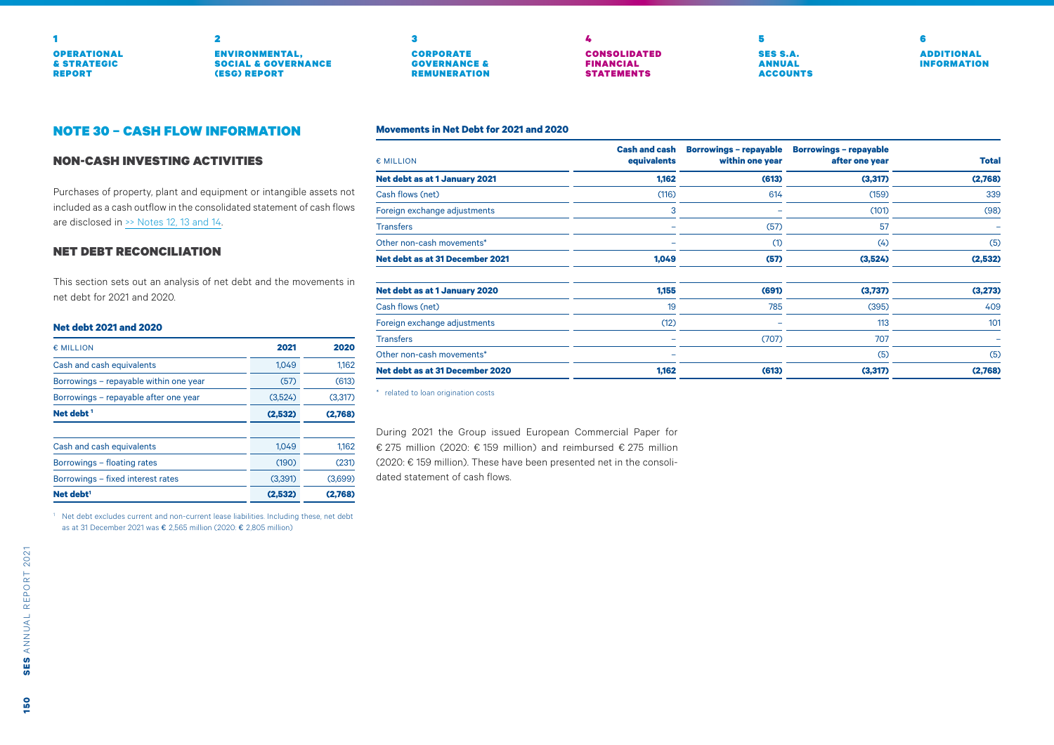## NOTE 30 – CASH FLOW INFORMATION

### NON-CASH INVESTING ACTIVITIES

Purchases of property, plant and equipment or intangible assets not included as a cash outflow in the consolidated statement of cash flows are disclosed in >> Notes 12, 13 and 14.

### NET DEBT RECONCILIATION

This section sets out an analysis of net debt and the movements in net debt for 2021 and 2020.

**Net debt 2021 and 2020**

| € MILLION | 2021 | 2020 |
|---|---|---|
| Cash and cash equivalents | 1,049 | 1,162 |
| Borrowings – repayable within one year | (57) | (613) |
| Borrowings – repayable after one year | (3,524) | (3,317) |
| **Net debt [1]** | **(2,532)** | **(2,768)** |
| | | |
| Cash and cash equivalents | 1,049 | 1,162 |
| Borrowings – floating rates | (190) | (231) |
| Borrowings – fixed interest rates | (3,391) | (3,699) |
| **Net debt[1]** | **(2,532)** | **(2,768)** |

[1] Net debt excludes current and non-current lease liabilities. Including these, net debt as at 31 December 2021 was € 2,565 million (2020: € 2,805 million)

**Movements in Net Debt for 2021 and 2020**

| € MILLION | Cash and cash equivalents | Borrowings – repayable within one year | Borrowings – repayable after one year | Total |
|---|---|---|---|---|
| **Net debt as at 1 January 2021** | **1,162** | **(613)** | **(3,317)** | **(2,768)** |
| Cash flows (net) | (116) | 614 | (159) | 339 |
| Foreign exchange adjustments | 3 | – | (101) | (98) |
| Transfers | – | (57) | 57 | – |
| Other non-cash movements* | – | (1) | (4) | (5) |
| **Net debt as at 31 December 2021** | **1,049** | **(57)** | **(3,524)** | **(2,532)** |
| | | | | |
| **Net debt as at 1 January 2020** | **1,155** | **(691)** | **(3,737)** | **(3,273)** |
| Cash flows (net) | 19 | 785 | (395) | 409 |
| Foreign exchange adjustments | (12) | – | 113 | 101 |
| Transfers | – | (707) | 707 | – |
| Other non-cash movements* | – | | (5) | (5) |
| **Net debt as at 31 December 2020** | **1,162** | **(613)** | **(3,317)** | **(2,768)** |

\* related to loan origination costs

During 2021 the Group issued European Commercial Paper for € 275 million (2020: € 159 million) and reimbursed € 275 million (2020: € 159 million). These have been presented net in the consolidated statement of cash flows.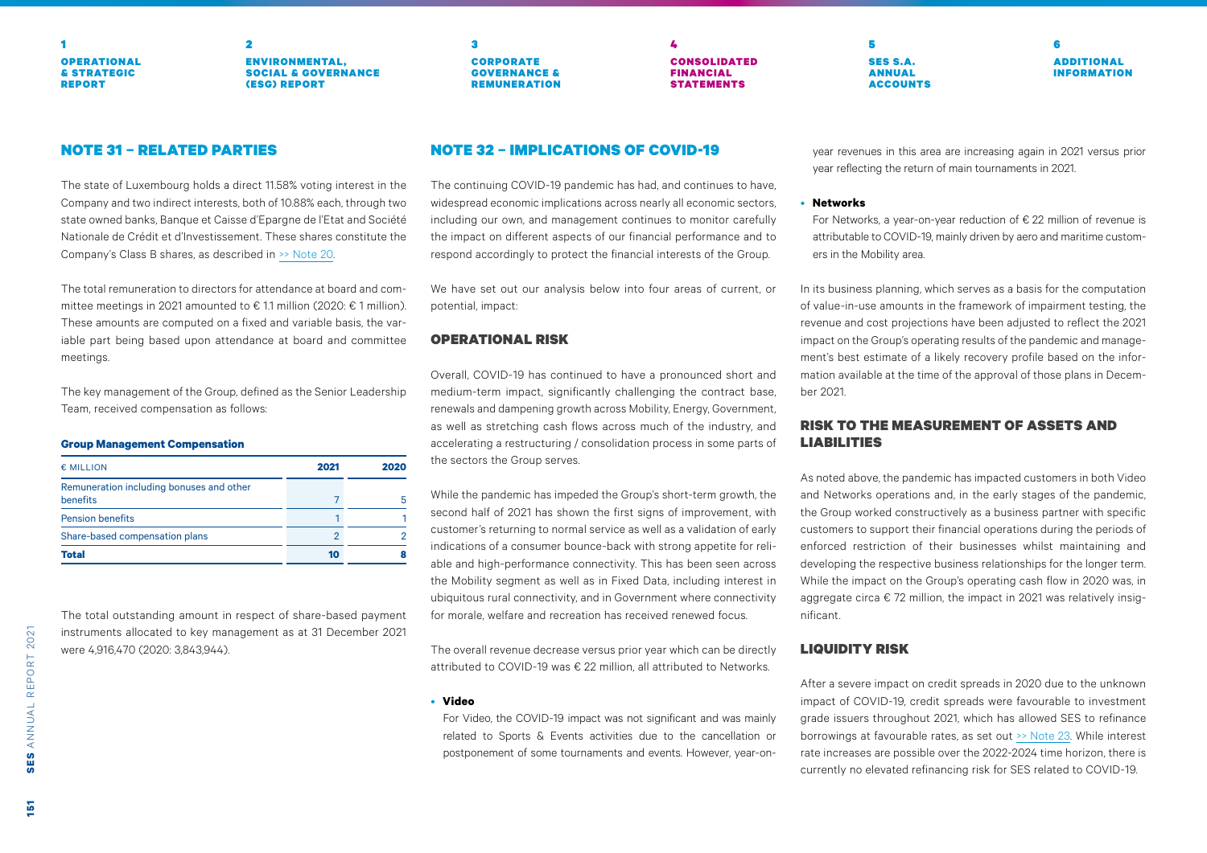## NOTE 31 – RELATED PARTIES

The state of Luxembourg holds a direct 11.58% voting interest in the Company and two indirect interests, both of 10.88% each, through two state owned banks, Banque et Caisse d'Epargne de l'Etat and Société Nationale de Crédit et d'Investissement. These shares constitute the Company's Class B shares, as described in >> Note 20.

The total remuneration to directors for attendance at board and committee meetings in 2021 amounted to € 1.1 million (2020: € 1 million). These amounts are computed on a fixed and variable basis, the variable part being based upon attendance at board and committee meetings.

The key management of the Group, defined as the Senior Leadership Team, received compensation as follows:

**Group Management Compensation**

| € MILLION | 2021 | 2020 |
|---|---|---|
| Remuneration including bonuses and other benefits | 7 | 5 |
| Pension benefits | 1 | 1 |
| Share-based compensation plans | 2 | 2 |
| **Total** | **10** | **8** |

The total outstanding amount in respect of share-based payment instruments allocated to key management as at 31 December 2021 were 4,916,470 (2020: 3,843,944).

## NOTE 32 – IMPLICATIONS OF COVID-19

The continuing COVID-19 pandemic has had, and continues to have, widespread economic implications across nearly all economic sectors, including our own, and management continues to monitor carefully the impact on different aspects of our financial performance and to respond accordingly to protect the financial interests of the Group.

We have set out our analysis below into four areas of current, or potential, impact:

### OPERATIONAL RISK

Overall, COVID-19 has continued to have a pronounced short and medium-term impact, significantly challenging the contract base, renewals and dampening growth across Mobility, Energy, Government, as well as stretching cash flows across much of the industry, and accelerating a restructuring / consolidation process in some parts of the sectors the Group serves.

While the pandemic has impeded the Group's short-term growth, the second half of 2021 has shown the first signs of improvement, with customer's returning to normal service as well as a validation of early indications of a consumer bounce-back with strong appetite for reliable and high-performance connectivity. This has been seen across the Mobility segment as well as in Fixed Data, including interest in ubiquitous rural connectivity, and in Government where connectivity for morale, welfare and recreation has received renewed focus.

The overall revenue decrease versus prior year which can be directly attributed to COVID-19 was € 22 million, all attributed to Networks.

- **Video**

  For Video, the COVID-19 impact was not significant and was mainly related to Sports & Events activities due to the cancellation or postponement of some tournaments and events. However, year-on-year revenues in this area are increasing again in 2021 versus prior year reflecting the return of main tournaments in 2021.

- **Networks**

  For Networks, a year-on-year reduction of € 22 million of revenue is attributable to COVID-19, mainly driven by aero and maritime customers in the Mobility area.

In its business planning, which serves as a basis for the computation of value-in-use amounts in the framework of impairment testing, the revenue and cost projections have been adjusted to reflect the 2021 impact on the Group's operating results of the pandemic and management's best estimate of a likely recovery profile based on the information available at the time of the approval of those plans in December 2021.

### RISK TO THE MEASUREMENT OF ASSETS AND LIABILITIES

As noted above, the pandemic has impacted customers in both Video and Networks operations and, in the early stages of the pandemic, the Group worked constructively as a business partner with specific customers to support their financial operations during the periods of enforced restriction of their businesses whilst maintaining and developing the respective business relationships for the longer term. While the impact on the Group's operating cash flow in 2020 was, in aggregate circa € 72 million, the impact in 2021 was relatively insignificant.

### LIQUIDITY RISK

After a severe impact on credit spreads in 2020 due to the unknown impact of COVID-19, credit spreads were favourable to investment grade issuers throughout 2021, which has allowed SES to refinance borrowings at favourable rates, as set out >> Note 23. While interest rate increases are possible over the 2022-2024 time horizon, there is currently no elevated refinancing risk for SES related to COVID-19.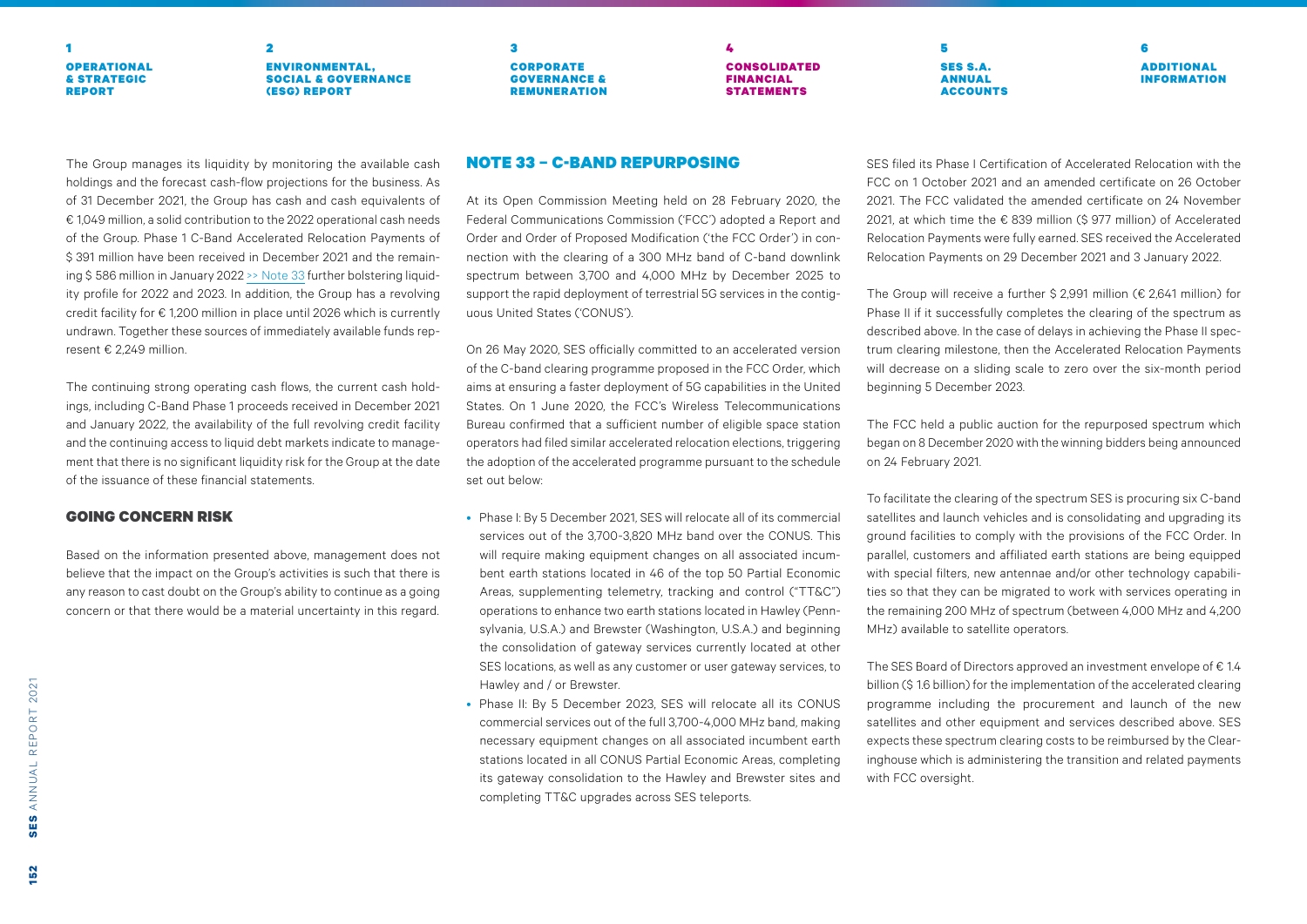The Group manages its liquidity by monitoring the available cash holdings and the forecast cash-flow projections for the business. As of 31 December 2021, the Group has cash and cash equivalents of € 1,049 million, a solid contribution to the 2022 operational cash needs of the Group. Phase 1 C-Band Accelerated Relocation Payments of $ 391 million have been received in December 2021 and the remaining $ 586 million in January 2022 >> Note 33 further bolstering liquidity profile for 2022 and 2023. In addition, the Group has a revolving credit facility for € 1,200 million in place until 2026 which is currently undrawn. Together these sources of immediately available funds represent € 2,249 million.

The continuing strong operating cash flows, the current cash holdings, including C-Band Phase 1 proceeds received in December 2021 and January 2022, the availability of the full revolving credit facility and the continuing access to liquid debt markets indicate to management that there is no significant liquidity risk for the Group at the date of the issuance of these financial statements.

### GOING CONCERN RISK

Based on the information presented above, management does not believe that the impact on the Group's activities is such that there is any reason to cast doubt on the Group's ability to continue as a going concern or that there would be a material uncertainty in this regard.

## NOTE 33 – C-BAND REPURPOSING

At its Open Commission Meeting held on 28 February 2020, the Federal Communications Commission ('FCC') adopted a Report and Order and Order of Proposed Modification ('the FCC Order') in connection with the clearing of a 300 MHz band of C-band downlink spectrum between 3,700 and 4,000 MHz by December 2025 to support the rapid deployment of terrestrial 5G services in the contiguous United States ('CONUS').

On 26 May 2020, SES officially committed to an accelerated version of the C-band clearing programme proposed in the FCC Order, which aims at ensuring a faster deployment of 5G capabilities in the United States. On 1 June 2020, the FCC's Wireless Telecommunications Bureau confirmed that a sufficient number of eligible space station operators had filed similar accelerated relocation elections, triggering the adoption of the accelerated programme pursuant to the schedule set out below:

- Phase I: By 5 December 2021, SES will relocate all of its commercial services out of the 3,700-3,820 MHz band over the CONUS. This will require making equipment changes on all associated incumbent earth stations located in 46 of the top 50 Partial Economic Areas, supplementing telemetry, tracking and control ("TT&C") operations to enhance two earth stations located in Hawley (Pennsylvania, U.S.A.) and Brewster (Washington, U.S.A.) and beginning the consolidation of gateway services currently located at other SES locations, as well as any customer or user gateway services, to Hawley and / or Brewster.
- Phase II: By 5 December 2023, SES will relocate all its CONUS commercial services out of the full 3,700-4,000 MHz band, making necessary equipment changes on all associated incumbent earth stations located in all CONUS Partial Economic Areas, completing its gateway consolidation to the Hawley and Brewster sites and completing TT&C upgrades across SES teleports.

SES filed its Phase I Certification of Accelerated Relocation with the FCC on 1 October 2021 and an amended certificate on 26 October 2021. The FCC validated the amended certificate on 24 November 2021, at which time the € 839 million ($ 977 million) of Accelerated Relocation Payments were fully earned. SES received the Accelerated Relocation Payments on 29 December 2021 and 3 January 2022.

The Group will receive a further $ 2,991 million (€ 2,641 million) for Phase II if it successfully completes the clearing of the spectrum as described above. In the case of delays in achieving the Phase II spectrum clearing milestone, then the Accelerated Relocation Payments will decrease on a sliding scale to zero over the six-month period beginning 5 December 2023.

The FCC held a public auction for the repurposed spectrum which began on 8 December 2020 with the winning bidders being announced on 24 February 2021.

To facilitate the clearing of the spectrum SES is procuring six C-band satellites and launch vehicles and is consolidating and upgrading its ground facilities to comply with the provisions of the FCC Order. In parallel, customers and affiliated earth stations are being equipped with special filters, new antennae and/or other technology capabilities so that they can be migrated to work with services operating in the remaining 200 MHz of spectrum (between 4,000 MHz and 4,200 MHz) available to satellite operators.

The SES Board of Directors approved an investment envelope of € 1.4 billion ($ 1.6 billion) for the implementation of the accelerated clearing programme including the procurement and launch of the new satellites and other equipment and services described above. SES expects these spectrum clearing costs to be reimbursed by the Clearinghouse which is administering the transition and related payments with FCC oversight.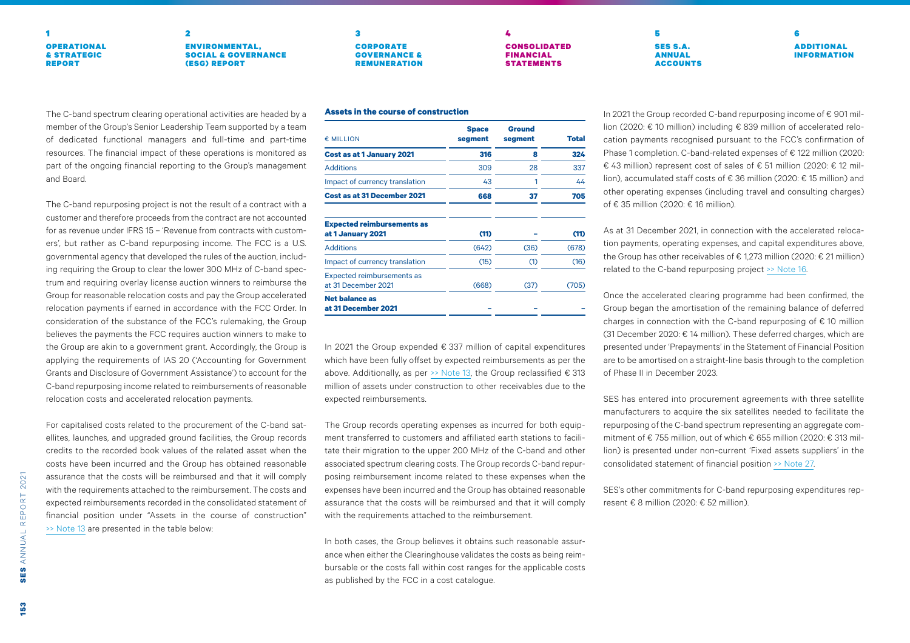The C-band spectrum clearing operational activities are headed by a member of the Group's Senior Leadership Team supported by a team of dedicated functional managers and full-time and part-time resources. The financial impact of these operations is monitored as part of the ongoing financial reporting to the Group's management and Board.

The C-band repurposing project is not the result of a contract with a customer and therefore proceeds from the contract are not accounted for as revenue under IFRS 15 – 'Revenue from contracts with customers', but rather as C-band repurposing income. The FCC is a U.S. governmental agency that developed the rules of the auction, including requiring the Group to clear the lower 300 MHz of C-band spectrum and requiring overlay license auction winners to reimburse the Group for reasonable relocation costs and pay the Group accelerated relocation payments if earned in accordance with the FCC Order. In consideration of the substance of the FCC's rulemaking, the Group believes the payments the FCC requires auction winners to make to the Group are akin to a government grant. Accordingly, the Group is applying the requirements of IAS 20 ('Accounting for Government Grants and Disclosure of Government Assistance') to account for the C-band repurposing income related to reimbursements of reasonable relocation costs and accelerated relocation payments.

For capitalised costs related to the procurement of the C-band satellites, launches, and upgraded ground facilities, the Group records credits to the recorded book values of the related asset when the costs have been incurred and the Group has obtained reasonable assurance that the costs will be reimbursed and that it will comply with the requirements attached to the reimbursement. The costs and expected reimbursements recorded in the consolidated statement of financial position under "Assets in the course of construction" >> Note 13 are presented in the table below:

**Assets in the course of construction**

| € MILLION | Space segment | Ground segment | Total |
|---|---|---|---|
| **Cost as at 1 January 2021** | **316** | **8** | **324** |
| Additions | 309 | 28 | 337 |
| Impact of currency translation | 43 | 1 | 44 |
| **Cost as at 31 December 2021** | **668** | **37** | **705** |
| **Expected reimbursements as at 1 January 2021** | **(11)** | **–** | **(11)** |
| Additions | (642) | (36) | (678) |
| Impact of currency translation | (15) | (1) | (16) |
| Expected reimbursements as at 31 December 2021 | (668) | (37) | (705) |
| **Net balance as at 31 December 2021** | **–** | **–** | **–** |

In 2021 the Group expended € 337 million of capital expenditures which have been fully offset by expected reimbursements as per the above. Additionally, as per >> Note 13, the Group reclassified € 313 million of assets under construction to other receivables due to the expected reimbursements.

The Group records operating expenses as incurred for both equipment transferred to customers and affiliated earth stations to facilitate their migration to the upper 200 MHz of the C-band and other associated spectrum clearing costs. The Group records C-band repurposing reimbursement income related to these expenses when the expenses have been incurred and the Group has obtained reasonable assurance that the costs will be reimbursed and that it will comply with the requirements attached to the reimbursement.

In both cases, the Group believes it obtains such reasonable assurance when either the Clearinghouse validates the costs as being reimbursable or the costs fall within cost ranges for the applicable costs as published by the FCC in a cost catalogue.

In 2021 the Group recorded C-band repurposing income of € 901 million (2020: € 10 million) including € 839 million of accelerated relocation payments recognised pursuant to the FCC's confirmation of Phase 1 completion. C-band-related expenses of € 122 million (2020: € 43 million) represent cost of sales of € 51 million (2020: € 12 million), accumulated staff costs of € 36 million (2020: € 15 million) and other operating expenses (including travel and consulting charges) of € 35 million (2020: € 16 million).

As at 31 December 2021, in connection with the accelerated relocation payments, operating expenses, and capital expenditures above, the Group has other receivables of € 1,273 million (2020: € 21 million) related to the C-band repurposing project >> Note 16.

Once the accelerated clearing programme had been confirmed, the Group began the amortisation of the remaining balance of deferred charges in connection with the C-band repurposing of € 10 million (31 December 2020: € 14 million). These deferred charges, which are presented under 'Prepayments' in the Statement of Financial Position are to be amortised on a straight-line basis through to the completion of Phase II in December 2023.

SES has entered into procurement agreements with three satellite manufacturers to acquire the six satellites needed to facilitate the repurposing of the C-band spectrum representing an aggregate commitment of € 755 million, out of which € 655 million (2020: € 313 million) is presented under non-current 'Fixed assets suppliers' in the consolidated statement of financial position >> Note 27.

SES's other commitments for C-band repurposing expenditures represent € 8 million (2020: € 52 million).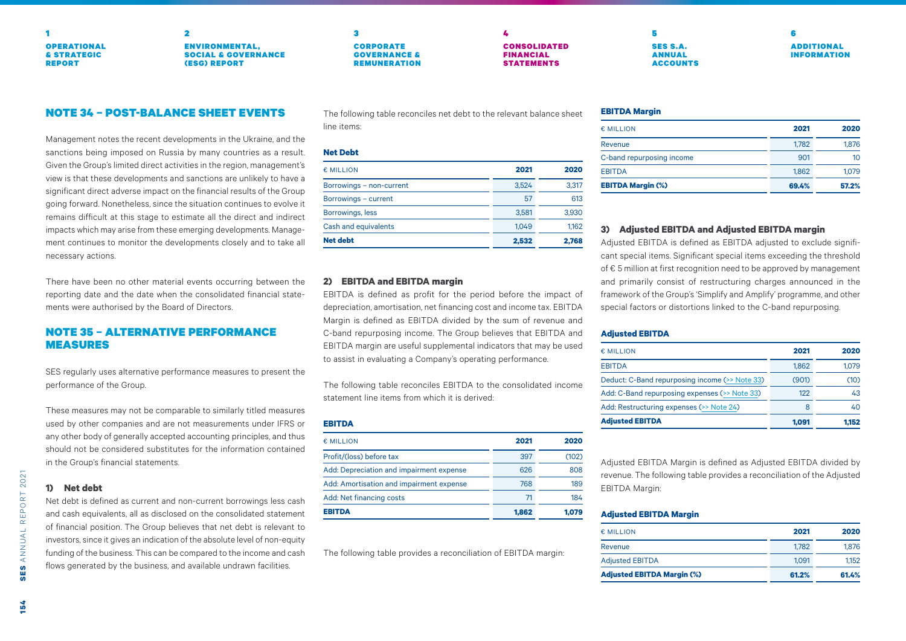## NOTE 34 – POST-BALANCE SHEET EVENTS

Management notes the recent developments in the Ukraine, and the sanctions being imposed on Russia by many countries as a result. Given the Group's limited direct activities in the region, management's view is that these developments and sanctions are unlikely to have a significant direct adverse impact on the financial results of the Group going forward. Nonetheless, since the situation continues to evolve it remains difficult at this stage to estimate all the direct and indirect impacts which may arise from these emerging developments. Management continues to monitor the developments closely and to take all necessary actions.

There have been no other material events occurring between the reporting date and the date when the consolidated financial statements were authorised by the Board of Directors.

## NOTE 35 – ALTERNATIVE PERFORMANCE MEASURES

SES regularly uses alternative performance measures to present the performance of the Group.

These measures may not be comparable to similarly titled measures used by other companies and are not measurements under IFRS or any other body of generally accepted accounting principles, and thus should not be considered substitutes for the information contained in the Group's financial statements.

### 1) Net debt

Net debt is defined as current and non-current borrowings less cash and cash equivalents, all as disclosed on the consolidated statement of financial position. The Group believes that net debt is relevant to investors, since it gives an indication of the absolute level of non-equity funding of the business. This can be compared to the income and cash flows generated by the business, and available undrawn facilities.

The following table reconciles net debt to the relevant balance sheet line items:

**Net Debt**

| € MILLION | 2021 | 2020 |
|---|---|---|
| Borrowings – non-current | 3,524 | 3,317 |
| Borrowings – current | 57 | 613 |
| Borrowings, less | 3,581 | 3,930 |
| Cash and equivalents | 1,049 | 1,162 |
| **Net debt** | **2,532** | **2,768** |

### 2) EBITDA and EBITDA margin

EBITDA is defined as profit for the period before the impact of depreciation, amortisation, net financing cost and income tax. EBITDA Margin is defined as EBITDA divided by the sum of revenue and C-band repurposing income. The Group believes that EBITDA and EBITDA margin are useful supplemental indicators that may be used to assist in evaluating a Company's operating performance.

The following table reconciles EBITDA to the consolidated income statement line items from which it is derived:

**EBITDA**

| € MILLION | 2021 | 2020 |
|---|---|---|
| Profit/(loss) before tax | 397 | (102) |
| Add: Depreciation and impairment expense | 626 | 808 |
| Add: Amortisation and impairment expense | 768 | 189 |
| Add: Net financing costs | 71 | 184 |
| **EBITDA** | **1,862** | **1,079** |

The following table provides a reconciliation of EBITDA margin:

**EBITDA Margin**

| € MILLION | 2021 | 2020 |
|---|---|---|
| Revenue | 1,782 | 1,876 |
| C-band repurposing income | 901 | 10 |
| EBITDA | 1,862 | 1,079 |
| **EBITDA Margin (%)** | **69.4%** | **57.2%** |

### 3) Adjusted EBITDA and Adjusted EBITDA margin

Adjusted EBITDA is defined as EBITDA adjusted to exclude significant special items. Significant special items exceeding the threshold of € 5 million at first recognition need to be approved by management and primarily consist of restructuring charges announced in the framework of the Group's 'Simplify and Amplify' programme, and other special factors or distortions linked to the C-band repurposing.

**Adjusted EBITDA**

| € MILLION | 2021 | 2020 |
|---|---|---|
| EBITDA | 1,862 | 1,079 |
| Deduct: C-Band repurposing income (>> Note 33) | (901) | (10) |
| Add: C-Band repurposing expenses (>> Note 33) | 122 | 43 |
| Add: Restructuring expenses (>> Note 24) | 8 | 40 |
| **Adjusted EBITDA** | **1,091** | **1,152** |

Adjusted EBITDA Margin is defined as Adjusted EBITDA divided by revenue. The following table provides a reconciliation of the Adjusted EBITDA Margin:

**Adjusted EBITDA Margin**

| € MILLION | 2021 | 2020 |
|---|---|---|
| Revenue | 1,782 | 1,876 |
| Adjusted EBITDA | 1,091 | 1,152 |
| **Adjusted EBITDA Margin (%)** | **61.2%** | **61.4%** |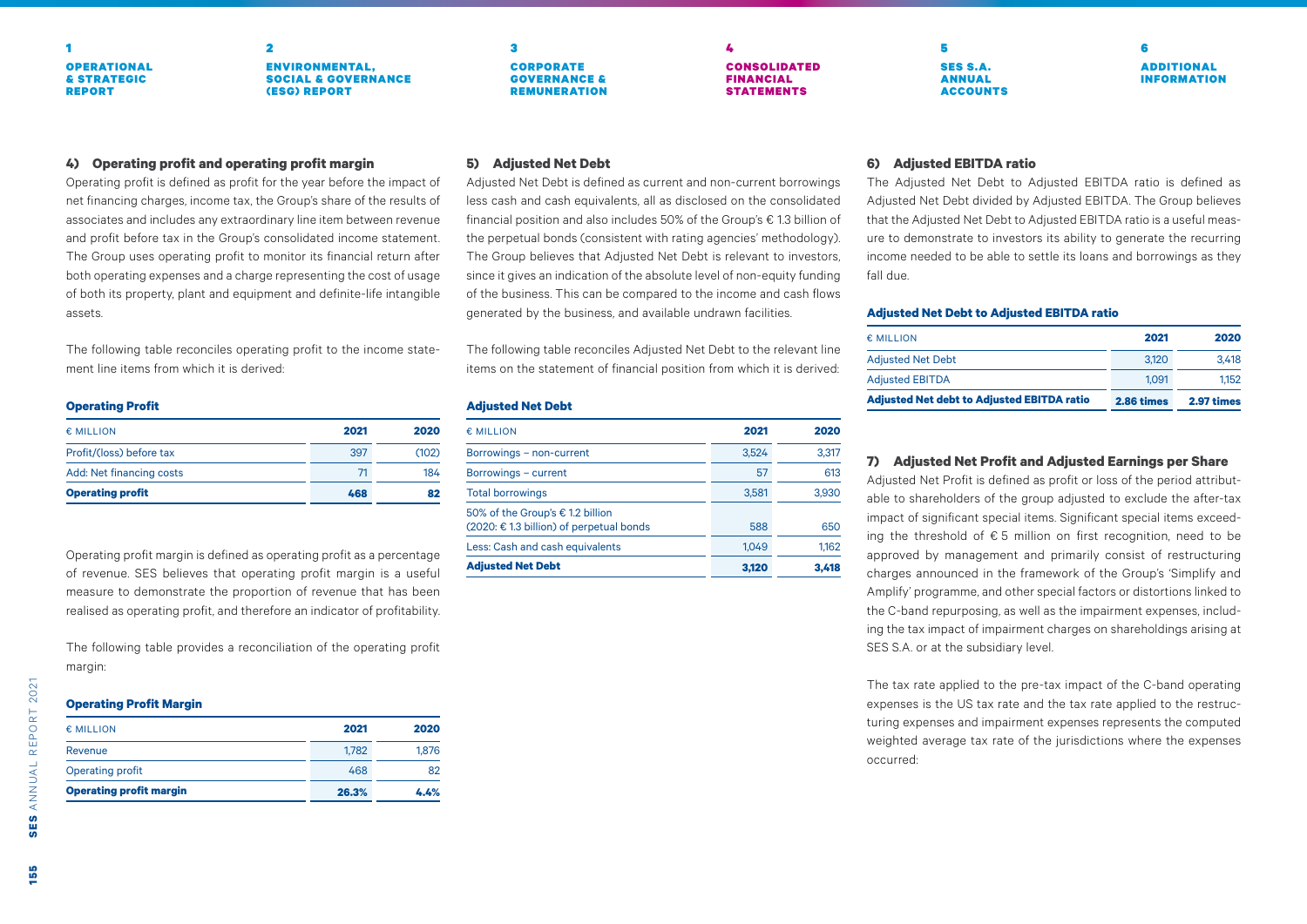### 4) Operating profit and operating profit margin

Operating profit is defined as profit for the year before the impact of net financing charges, income tax, the Group's share of the results of associates and includes any extraordinary line item between revenue and profit before tax in the Group's consolidated income statement. The Group uses operating profit to monitor its financial return after both operating expenses and a charge representing the cost of usage of both its property, plant and equipment and definite-life intangible assets.

The following table reconciles operating profit to the income statement line items from which it is derived:

**Operating Profit**

| € MILLION | 2021 | 2020 |
|---|---|---|
| Profit/(loss) before tax | 397 | (102) |
| Add: Net financing costs | 71 | 184 |
| **Operating profit** | **468** | **82** |

Operating profit margin is defined as operating profit as a percentage of revenue. SES believes that operating profit margin is a useful measure to demonstrate the proportion of revenue that has been realised as operating profit, and therefore an indicator of profitability.

The following table provides a reconciliation of the operating profit margin:

**Operating Profit Margin**

| € MILLION | 2021 | 2020 |
|---|---|---|
| Revenue | 1,782 | 1,876 |
| Operating profit | 468 | 82 |
| **Operating profit margin** | **26.3%** | **4.4%** |

### 5) Adjusted Net Debt

Adjusted Net Debt is defined as current and non-current borrowings less cash and cash equivalents, all as disclosed on the consolidated financial position and also includes 50% of the Group's € 1.3 billion of the perpetual bonds (consistent with rating agencies' methodology). The Group believes that Adjusted Net Debt is relevant to investors, since it gives an indication of the absolute level of non-equity funding of the business. This can be compared to the income and cash flows generated by the business, and available undrawn facilities.

The following table reconciles Adjusted Net Debt to the relevant line items on the statement of financial position from which it is derived:

**Adjusted Net Debt**

| € MILLION | 2021 | 2020 |
|---|---|---|
| Borrowings – non-current | 3,524 | 3,317 |
| Borrowings – current | 57 | 613 |
| Total borrowings | 3,581 | 3,930 |
| 50% of the Group's € 1.2 billion (2020: € 1.3 billion) of perpetual bonds | 588 | 650 |
| Less: Cash and cash equivalents | 1,049 | 1,162 |
| **Adjusted Net Debt** | **3,120** | **3,418** |

### 6) Adjusted EBITDA ratio

The Adjusted Net Debt to Adjusted EBITDA ratio is defined as Adjusted Net Debt divided by Adjusted EBITDA. The Group believes that the Adjusted Net Debt to Adjusted EBITDA ratio is a useful measure to demonstrate to investors its ability to generate the recurring income needed to be able to settle its loans and borrowings as they fall due.

**Adjusted Net Debt to Adjusted EBITDA ratio**

| € MILLION | 2021 | 2020 |
|---|---|---|
| Adjusted Net Debt | 3,120 | 3,418 |
| Adjusted EBITDA | 1,091 | 1,152 |
| **Adjusted Net debt to Adjusted EBITDA ratio** | **2.86 times** | **2.97 times** |

### 7) Adjusted Net Profit and Adjusted Earnings per Share

Adjusted Net Profit is defined as profit or loss of the period attributable to shareholders of the group adjusted to exclude the after-tax impact of significant special items. Significant special items exceeding the threshold of € 5 million on first recognition, need to be approved by management and primarily consist of restructuring charges announced in the framework of the Group's 'Simplify and Amplify' programme, and other special factors or distortions linked to the C-band repurposing, as well as the impairment expenses, including the tax impact of impairment charges on shareholdings arising at SES S.A. or at the subsidiary level.

The tax rate applied to the pre-tax impact of the C-band operating expenses is the US tax rate and the tax rate applied to the restructuring expenses and impairment expenses represents the computed weighted average tax rate of the jurisdictions where the expenses occurred: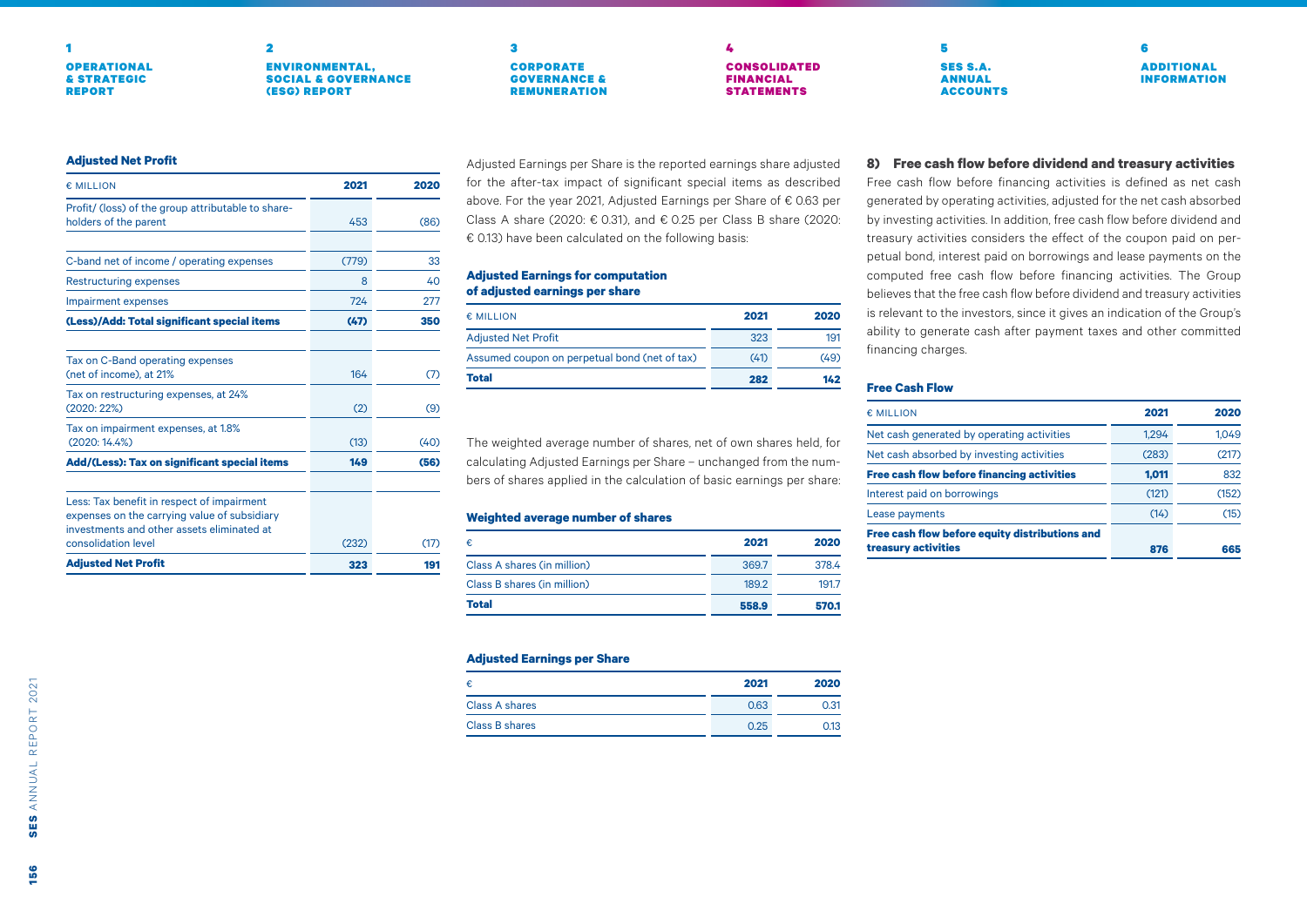### Adjusted Net Profit

| € MILLION | 2021 | 2020 |
|---|---|---|
| Profit/ (loss) of the group attributable to shareholders of the parent | 453 | (86) |
| | | |
| C-band net of income / operating expenses | (779) | 33 |
| Restructuring expenses | 8 | 40 |
| Impairment expenses | 724 | 277 |
| **(Less)/Add: Total significant special items** | **(47)** | **350** |
| | | |
| Tax on C-Band operating expenses (net of income), at 21% | 164 | (7) |
| Tax on restructuring expenses, at 24% (2020: 22%) | (2) | (9) |
| Tax on impairment expenses, at 1.8% (2020: 14.4%) | (13) | (40) |
| **Add/(Less): Tax on significant special items** | **149** | **(56)** |
| | | |
| Less: Tax benefit in respect of impairment expenses on the carrying value of subsidiary investments and other assets eliminated at consolidation level | (232) | (17) |
| **Adjusted Net Profit** | **323** | **191** |

Adjusted Earnings per Share is the reported earnings share adjusted for the after-tax impact of significant special items as described above. For the year 2021, Adjusted Earnings per Share of € 0.63 per Class A share (2020: € 0.31), and € 0.25 per Class B share (2020: € 0.13) have been calculated on the following basis:

### Adjusted Earnings for computation of adjusted earnings per share

| € MILLION | 2021 | 2020 |
|---|---|---|
| Adjusted Net Profit | 323 | 191 |
| Assumed coupon on perpetual bond (net of tax) | (41) | (49) |
| **Total** | **282** | **142** |

The weighted average number of shares, net of own shares held, for calculating Adjusted Earnings per Share – unchanged from the numbers of shares applied in the calculation of basic earnings per share:

### Weighted average number of shares

| € | 2021 | 2020 |
|---|---|---|
| Class A shares (in million) | 369.7 | 378.4 |
| Class B shares (in million) | 189.2 | 191.7 |
| **Total** | **558.9** | **570.1** |

### Adjusted Earnings per Share

| € | 2021 | 2020 |
|---|---|---|
| Class A shares | 0.63 | 0.31 |
| Class B shares | 0.25 | 0.13 |

### 8) Free cash flow before dividend and treasury activities

Free cash flow before financing activities is defined as net cash generated by operating activities, adjusted for the net cash absorbed by investing activities. In addition, free cash flow before dividend and treasury activities considers the effect of the coupon paid on perpetual bond, interest paid on borrowings and lease payments on the computed free cash flow before financing activities. The Group believes that the free cash flow before dividend and treasury activities is relevant to the investors, since it gives an indication of the Group's ability to generate cash after payment taxes and other committed financing charges.

### Free Cash Flow

| € MILLION | 2021 | 2020 |
|---|---|---|
| Net cash generated by operating activities | 1,294 | 1,049 |
| Net cash absorbed by investing activities | (283) | (217) |
| **Free cash flow before financing activities** | **1,011** | 832 |
| Interest paid on borrowings | (121) | (152) |
| Lease payments | (14) | (15) |
| **Free cash flow before equity distributions and treasury activities** | **876** | **665** |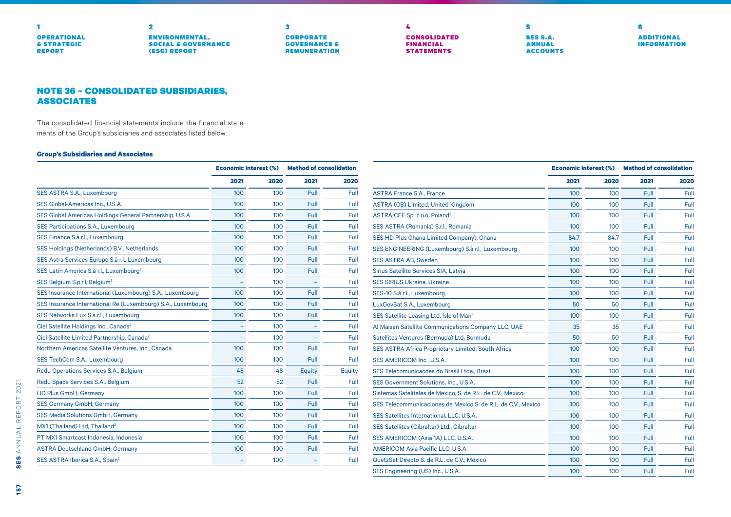## NOTE 36 – CONSOLIDATED SUBSIDIARIES, ASSOCIATES

The consolidated financial statements include the financial statements of the Group's subsidiaries and associates listed below:

**Group's Subsidiaries and Associates**

| | Economic interest (%) | | Method of consolidation | |
|---|---|---|---|---|
| | 2021 | 2020 | 2021 | 2020 |
| SES ASTRA S.A., Luxembourg | 100 | 100 | Full | Full |
| SES Global-Americas Inc., U.S.A. | 100 | 100 | Full | Full |
| SES Global Americas Holdings General Partnership, U.S.A. | 100 | 100 | Full | Full |
| SES Participations S.A., Luxembourg | 100 | 100 | Full | Full |
| SES Finance S.à r.l., Luxembourg | 100 | 100 | Full | Full |
| SES Holdings (Netherlands) B.V., Netherlands | 100 | 100 | Full | Full |
| SES Astra Services Europe S.à r.l., Luxembourg[3] | 100 | 100 | Full | Full |
| SES Latin America S.à r.l., Luxembourg[3] | 100 | 100 | Full | Full |
| SES Belgium S.p.r.l, Belgium[2] | – | 100 | – | Full |
| SES Insurance International (Luxembourg) S.A., Luxembourg | 100 | 100 | Full | Full |
| SES Insurance International Re (Luxembourg) S.A., Luxembourg | 100 | 100 | Full | Full |
| SES Networks Lux S.à r.l., Luxembourg | 100 | 100 | Full | Full |
| Ciel Satellite Holdings Inc., Canada[2] | – | 100 | – | Full |
| Ciel Satellite Limited Partnership, Canada[2] | – | 100 | – | Full |
| Northern Americas Satellite Ventures, Inc., Canada | 100 | 100 | Full | Full |
| SES TechCom S.A., Luxembourg | 100 | 100 | Full | Full |
| Redu Operations Services S.A., Belgium | 48 | 48 | Equity | Equity |
| Redu Space Services S.A., Belgium | 52 | 52 | Full | Full |
| HD Plus GmbH, Germany | 100 | 100 | Full | Full |
| SES Germany GmbH, Germany | 100 | 100 | Full | Full |
| SES Media Solutions GmbH, Germany | 100 | 100 | Full | Full |
| MX1 (Thailand) Ltd, Thailand[2] | 100 | 100 | Full | Full |
| PT MX1 Smartcast Indonesia, Indonesia | 100 | 100 | Full | Full |
| ASTRA Deutschland GmbH, Germany | 100 | 100 | Full | Full |
| SES ASTRA Iberica S.A., Spain[2] | – | 100 | – | Full |
| ASTRA France S.A., France | 100 | 100 | Full | Full |
| ASTRA (GB) Limited, United Kingdom | 100 | 100 | Full | Full |
| ASTRA CEE Sp. z o.o, Poland[2] | 100 | 100 | Full | Full |
| SES ASTRA (Romania) S.r.l., Romania | 100 | 100 | Full | Full |
| SES HD Plus Ghana Limited Company), Ghana | 84.7 | 84.7 | Full | Full |
| SES ENGINEERING (Luxembourg) S.à r.l., Luxembourg | 100 | 100 | Full | Full |
| SES ASTRA AB, Sweden | 100 | 100 | Full | Full |
| Sirius Satellite Services SIA, Latvia | 100 | 100 | Full | Full |
| SES SIRIUS Ukraina, Ukraine | 100 | 100 | Full | Full |
| SES-10 S.à r.l., Luxembourg | 100 | 100 | Full | Full |
| LuxGovSat S.A., Luxembourg | 50 | 50 | Full | Full |
| SES Satellite Leasing Ltd, Isle of Man[2] | 100 | 100 | Full | Full |
| Al Maisan Satellite Communications Company LLC, UAE | 35 | 35 | Full | Full |
| Satellites Ventures (Bermuda) Ltd, Bermuda | 50 | 50 | Full | Full |
| SES ASTRA Africa Proprietary Limited, South Africa | 100 | 100 | Full | Full |
| SES AMERICOM Inc., U.S.A. | 100 | 100 | Full | Full |
| SES Telecomunicações do Brasil Ltda., Brazil | 100 | 100 | Full | Full |
| SES Government Solutions, Inc., U.S.A. | 100 | 100 | Full | Full |
| Sistemas Satelitales de Mexico, S. de R.L. de C.V., Mexico | 100 | 100 | Full | Full |
| SES Telecommunicaciones de Mexico S. de R.L. de C.V., Mexico | 100 | 100 | Full | Full |
| SES Satellites International, LLC, U.S.A. | 100 | 100 | Full | Full |
| SES Satellites (Gibraltar) Ltd., Gibraltar | 100 | 100 | Full | Full |
| SES AMERICOM (Asia 1A) LLC, U.S.A. | 100 | 100 | Full | Full |
| AMERICOM Asia Pacific LLC, U.S.A. | 100 | 100 | Full | Full |
| QuetzSat Directo S. de R.L. de C.V., Mexico | 100 | 100 | Full | Full |
| SES Engineering (US) Inc., U.S.A. | 100 | 100 | Full | Full |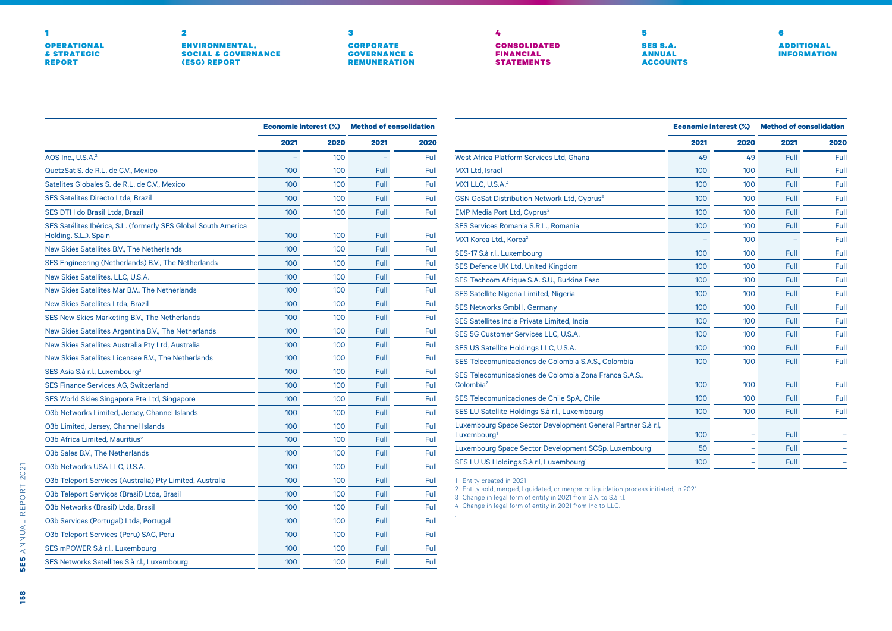| | Economic interest (%) | | Method of consolidation | |
|---|---|---|---|---|
| | 2021 | 2020 | 2021 | 2020 |
| AOS Inc., U.S.A.[2] | – | 100 | – | Full |
| QuetzSat S. de R.L. de C.V., Mexico | 100 | 100 | Full | Full |
| Satelites Globales S. de R.L. de C.V., Mexico | 100 | 100 | Full | Full |
| SES Satelites Directo Ltda, Brazil | 100 | 100 | Full | Full |
| SES DTH do Brasil Ltda, Brazil | 100 | 100 | Full | Full |
| SES Satélites Ibérica, S.L. (formerly SES Global South America Holding, S.L.), Spain | 100 | 100 | Full | Full |
| New Skies Satellites B.V., The Netherlands | 100 | 100 | Full | Full |
| SES Engineering (Netherlands) B.V., The Netherlands | 100 | 100 | Full | Full |
| New Skies Satellites, LLC, U.S.A. | 100 | 100 | Full | Full |
| New Skies Satellites Mar B.V., The Netherlands | 100 | 100 | Full | Full |
| New Skies Satellites Ltda, Brazil | 100 | 100 | Full | Full |
| SES New Skies Marketing B.V., The Netherlands | 100 | 100 | Full | Full |
| New Skies Satellites Argentina B.V., The Netherlands | 100 | 100 | Full | Full |
| New Skies Satellites Australia Pty Ltd, Australia | 100 | 100 | Full | Full |
| New Skies Satellites Licensee B.V., The Netherlands | 100 | 100 | Full | Full |
| SES Asia S.à r.l., Luxembourg[3] | 100 | 100 | Full | Full |
| SES Finance Services AG, Switzerland | 100 | 100 | Full | Full |
| SES World Skies Singapore Pte Ltd, Singapore | 100 | 100 | Full | Full |
| O3b Networks Limited, Jersey, Channel Islands | 100 | 100 | Full | Full |
| O3b Limited, Jersey, Channel Islands | 100 | 100 | Full | Full |
| O3b Africa Limited, Mauritius[2] | 100 | 100 | Full | Full |
| O3b Sales B.V., The Netherlands | 100 | 100 | Full | Full |
| O3b Networks USA LLC, U.S.A. | 100 | 100 | Full | Full |
| O3b Teleport Services (Australia) Pty Limited, Australia | 100 | 100 | Full | Full |
| O3b Teleport Serviços (Brasil) Ltda, Brasil | 100 | 100 | Full | Full |
| O3b Networks (Brasil) Ltda, Brasil | 100 | 100 | Full | Full |
| O3b Services (Portugal) Ltda, Portugal | 100 | 100 | Full | Full |
| O3b Teleport Services (Peru) SAC, Peru | 100 | 100 | Full | Full |
| SES mPOWER S.à r.l., Luxembourg | 100 | 100 | Full | Full |
| SES Networks Satellites S.à r.l., Luxembourg | 100 | 100 | Full | Full |
| West Africa Platform Services Ltd, Ghana | 49 | 49 | Full | Full |
| MX1 Ltd, Israel | 100 | 100 | Full | Full |
| MX1 LLC, U.S.A.[4] | 100 | 100 | Full | Full |
| GSN GoSat Distribution Network Ltd, Cyprus[2] | 100 | 100 | Full | Full |
| EMP Media Port Ltd, Cyprus[2] | 100 | 100 | Full | Full |
| SES Services Romania S.R.L., Romania | 100 | 100 | Full | Full |
| MX1 Korea Ltd., Korea[2] | – | 100 | – | Full |
| SES-17 S.à r.l., Luxembourg | 100 | 100 | Full | Full |
| SES Defence UK Ltd, United Kingdom | 100 | 100 | Full | Full |
| SES Techcom Afrique S.A. S.U., Burkina Faso | 100 | 100 | Full | Full |
| SES Satellite Nigeria Limited, Nigeria | 100 | 100 | Full | Full |
| SES Networks GmbH, Germany | 100 | 100 | Full | Full |
| SES Satellites India Private Limited, India | 100 | 100 | Full | Full |
| SES 5G Customer Services LLC, U.S.A. | 100 | 100 | Full | Full |
| SES US Satellite Holdings LLC, U.S.A. | 100 | 100 | Full | Full |
| SES Telecomunicaciones de Colombia S.A.S., Colombia | 100 | 100 | Full | Full |
| SES Telecomunicaciones de Colombia Zona Franca S.A.S., Colombia[2] | 100 | 100 | Full | Full |
| SES Telecomunicaciones de Chile SpA, Chile | 100 | 100 | Full | Full |
| SES LU Satellite Holdings S.à r.l., Luxembourg | 100 | 100 | Full | Full |
| Luxembourg Space Sector Development General Partner S.à r.l, Luxembourg[1] | 100 | – | Full | – |
| Luxembourg Space Sector Development SCSp, Luxembourg[1] | 50 | – | Full | – |
| SES LU US Holdings S.à r.l, Luxembourg[1] | 100 | – | Full | – |

1 Entity created in 2021
2 Entity sold, merged, liquidated, or merger or liquidation process initiated, in 2021
3 Change in legal form of entity in 2021 from S.A. to S.à r.l.
4 Change in legal form of entity in 2021 from Inc to LLC.